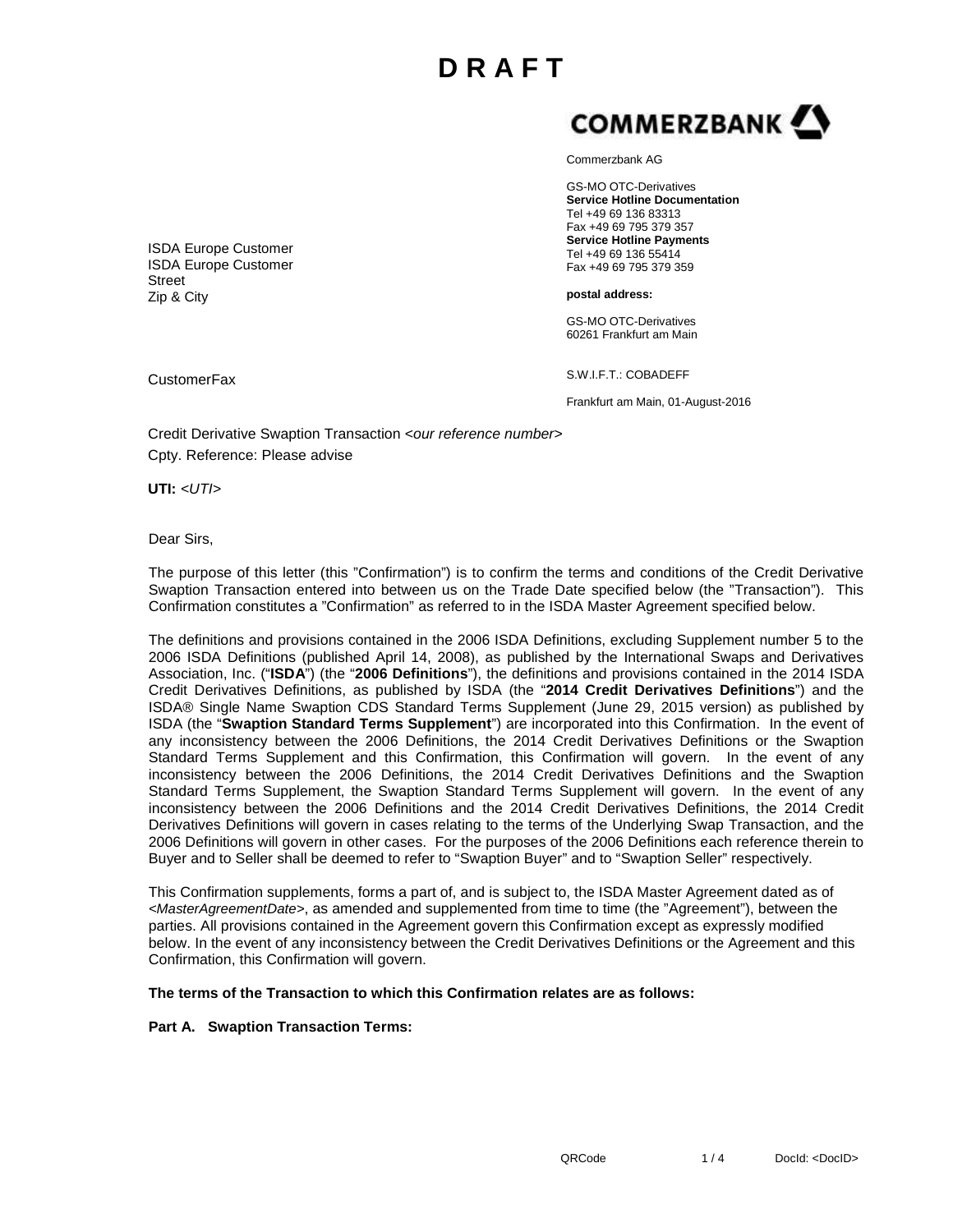# D R A F T

**COMMERZBANK**

Commerzbank AG

GS-MO OTC-Derivatives
**Service Hotline Documentation**
Tel +49 69 136 83313
Fax +49 69 795 379 357
**Service Hotline Payments**
Tel +49 69 136 55414
Fax +49 69 795 379 359

**postal address:**

GS-MO OTC-Derivatives
60261 Frankfurt am Main

S.W.I.F.T.: COBADEFF

Frankfurt am Main, 01-August-2016

ISDA Europe Customer
ISDA Europe Customer
Street
Zip & City

CustomerFax

Credit Derivative Swaption Transaction *<our reference number>*
Cpty. Reference: Please advise

**UTI:** *<UTI>*

Dear Sirs,

The purpose of this letter (this "Confirmation") is to confirm the terms and conditions of the Credit Derivative Swaption Transaction entered into between us on the Trade Date specified below (the "Transaction"). This Confirmation constitutes a "Confirmation" as referred to in the ISDA Master Agreement specified below.

The definitions and provisions contained in the 2006 ISDA Definitions, excluding Supplement number 5 to the 2006 ISDA Definitions (published April 14, 2008), as published by the International Swaps and Derivatives Association, Inc. ("**ISDA**") (the "**2006 Definitions**"), the definitions and provisions contained in the 2014 ISDA Credit Derivatives Definitions, as published by ISDA (the "**2014 Credit Derivatives Definitions**") and the ISDA® Single Name Swaption CDS Standard Terms Supplement (June 29, 2015 version) as published by ISDA (the "**Swaption Standard Terms Supplement**") are incorporated into this Confirmation. In the event of any inconsistency between the 2006 Definitions, the 2014 Credit Derivatives Definitions or the Swaption Standard Terms Supplement and this Confirmation, this Confirmation will govern. In the event of any inconsistency between the 2006 Definitions, the 2014 Credit Derivatives Definitions and the Swaption Standard Terms Supplement, the Swaption Standard Terms Supplement will govern. In the event of any inconsistency between the 2006 Definitions and the 2014 Credit Derivatives Definitions, the 2014 Credit Derivatives Definitions will govern in cases relating to the terms of the Underlying Swap Transaction, and the 2006 Definitions will govern in other cases. For the purposes of the 2006 Definitions each reference therein to Buyer and to Seller shall be deemed to refer to "Swaption Buyer" and to "Swaption Seller" respectively.

This Confirmation supplements, forms a part of, and is subject to, the ISDA Master Agreement dated as of *<MasterAgreementDate>*, as amended and supplemented from time to time (the "Agreement"), between the parties. All provisions contained in the Agreement govern this Confirmation except as expressly modified below. In the event of any inconsistency between the Credit Derivatives Definitions or the Agreement and this Confirmation, this Confirmation will govern.

**The terms of the Transaction to which this Confirmation relates are as follows:**

**Part A. Swaption Transaction Terms:**

QRCode DocId: <DocID>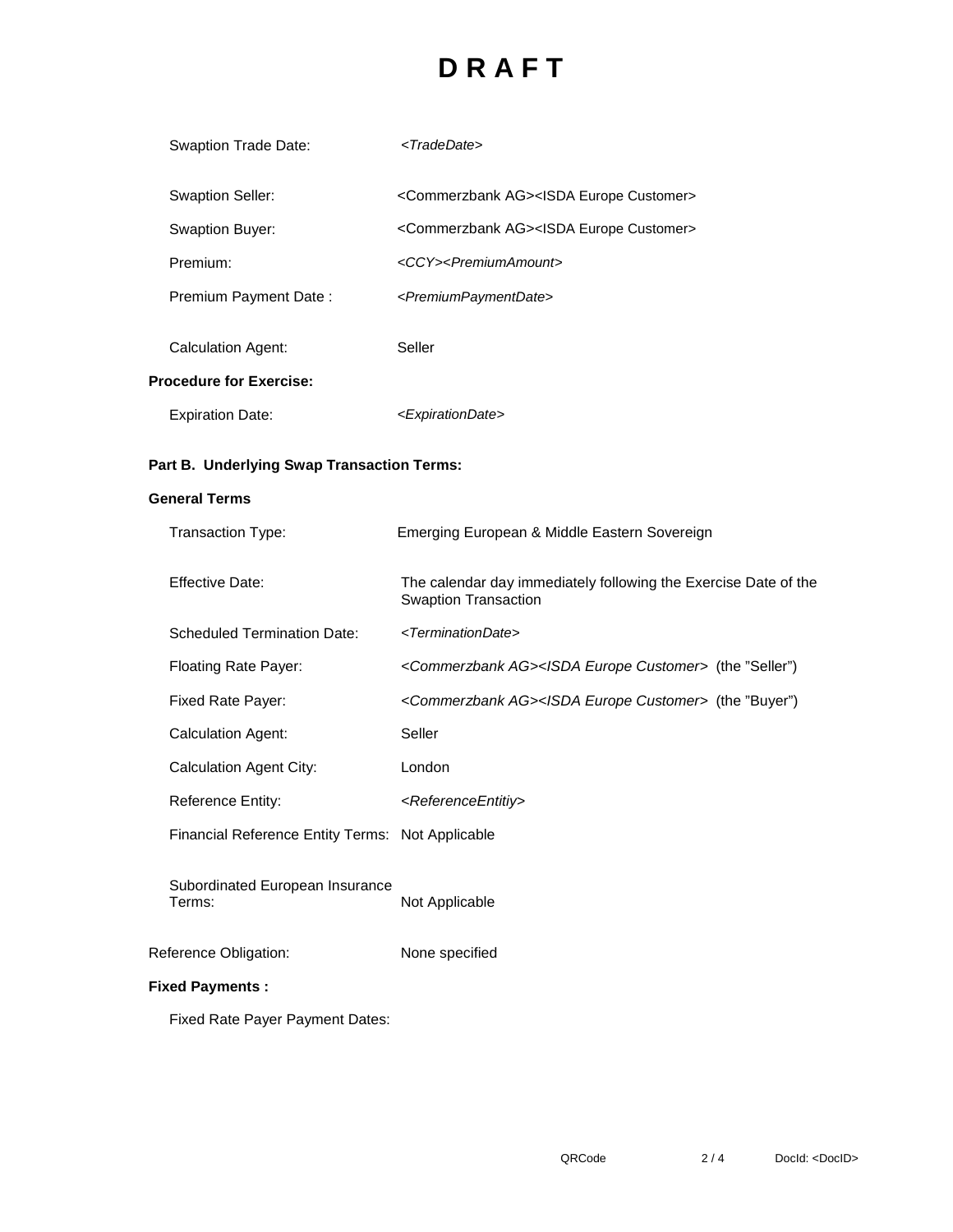# DRAFT

| | |
|---|---|
| Swaption Trade Date: | *<TradeDate>* |
| Swaption Seller: | <Commerzbank AG><ISDA Europe Customer> |
| Swaption Buyer: | <Commerzbank AG><ISDA Europe Customer> |
| Premium: | *<CCY><PremiumAmount>* |
| Premium Payment Date : | *<PremiumPaymentDate>* |
| Calculation Agent: | Seller |

**Procedure for Exercise:**

| | |
|---|---|
| Expiration Date: | *<ExpirationDate>* |

**Part B. Underlying Swap Transaction Terms:**

**General Terms**

| | |
|---|---|
| Transaction Type: | Emerging European & Middle Eastern Sovereign |
| Effective Date: | The calendar day immediately following the Exercise Date of the Swaption Transaction |
| Scheduled Termination Date: | *<TerminationDate>* |
| Floating Rate Payer: | *<Commerzbank AG><ISDA Europe Customer>* (the "Seller") |
| Fixed Rate Payer: | *<Commerzbank AG><ISDA Europe Customer>* (the "Buyer") |
| Calculation Agent: | Seller |
| Calculation Agent City: | London |
| Reference Entity: | *<ReferenceEntitiy>* |
| Financial Reference Entity Terms: | Not Applicable |
| Subordinated European Insurance Terms: | Not Applicable |
| Reference Obligation: | None specified |

**Fixed Payments :**

Fixed Rate Payer Payment Dates: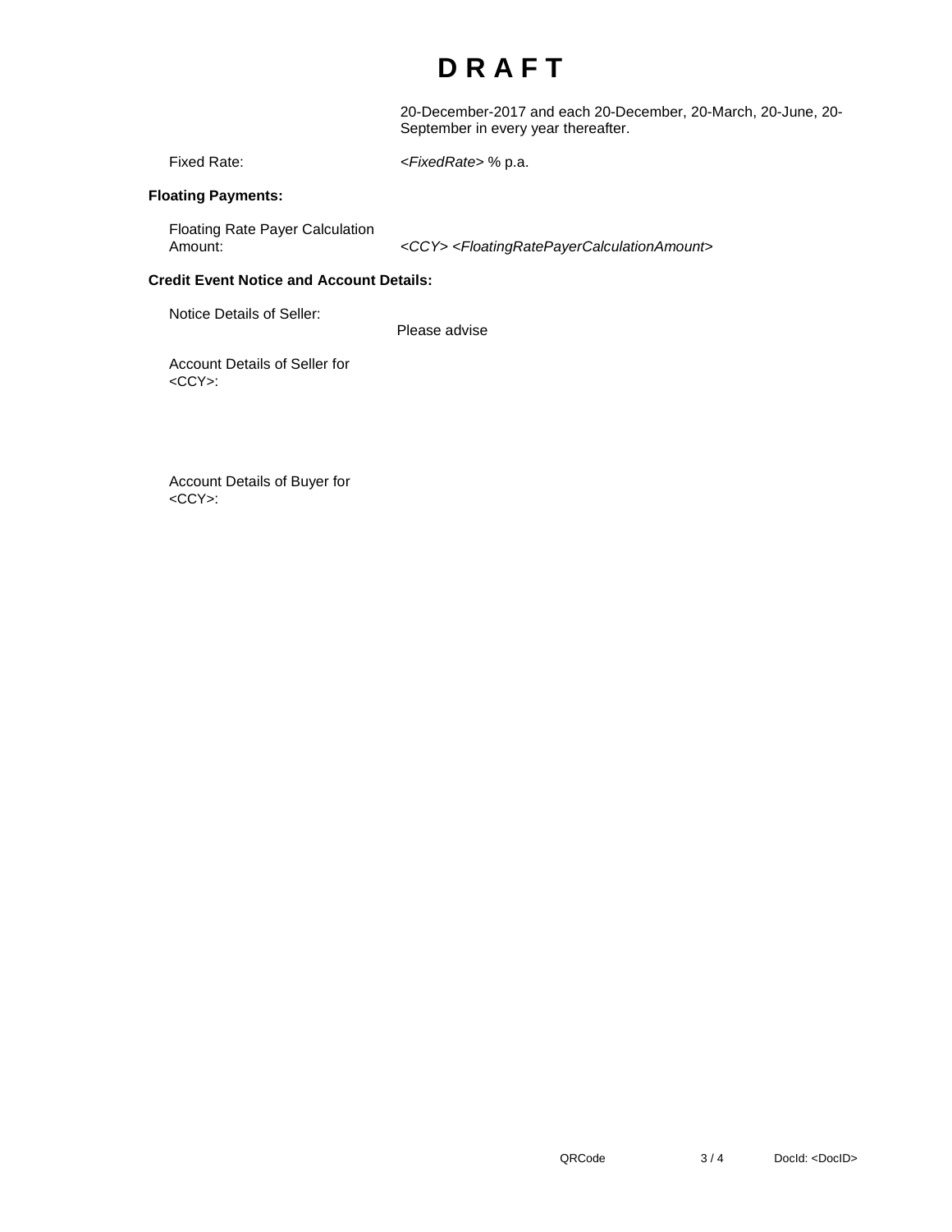# D R A F T

| | |
|---|---|
| | 20-December-2017 and each 20-December, 20-March, 20-June, 20-September in every year thereafter. |
| Fixed Rate: | *<FixedRate>* % p.a. |

**Floating Payments:**

| | |
|---|---|
| Floating Rate Payer Calculation Amount: | *<CCY> <FloatingRatePayerCalculationAmount>* |

**Credit Event Notice and Account Details:**

| | |
|---|---|
| Notice Details of Seller: | Please advise |
| Account Details of Seller for <CCY>: | |
| Account Details of Buyer for <CCY>: | |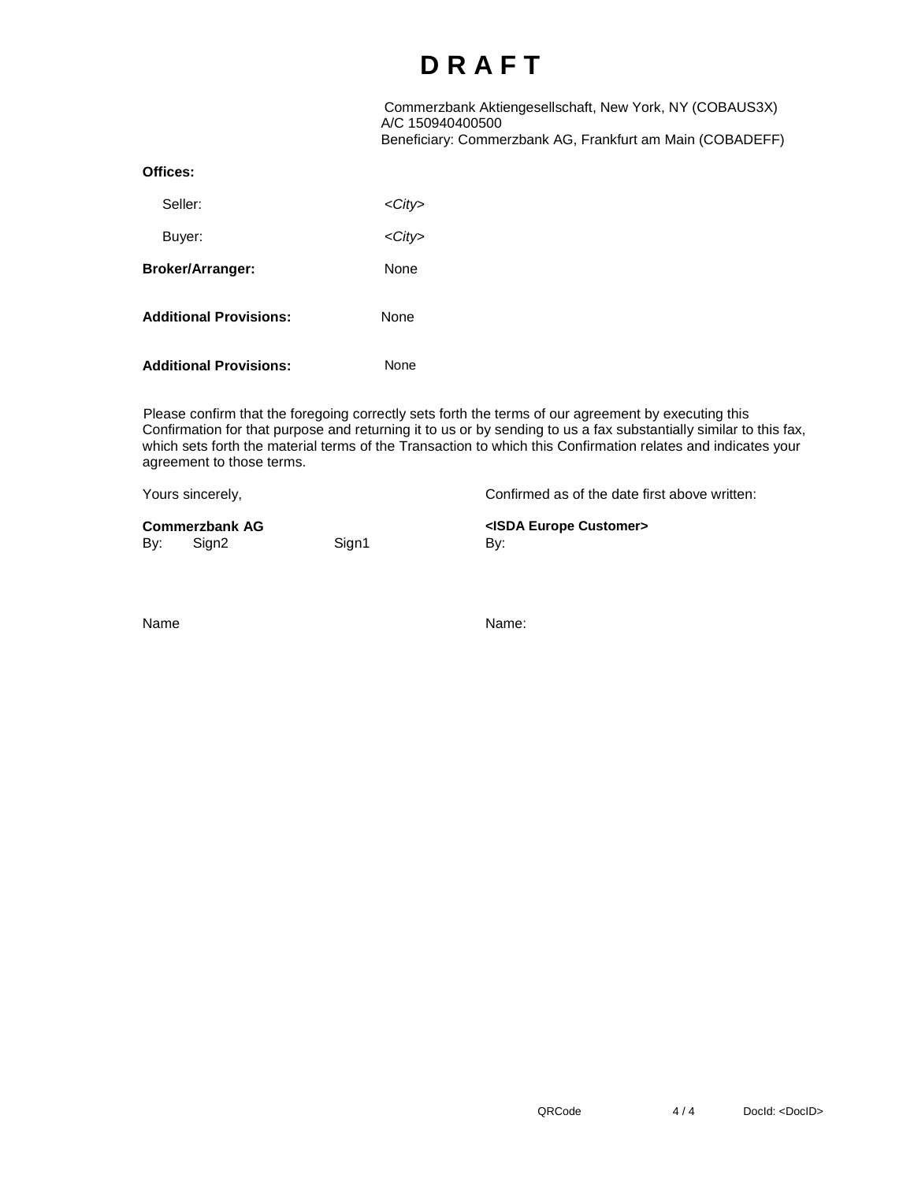# D R A F T

Commerzbank Aktiengesellschaft, New York, NY (COBAUS3X)
A/C 150940400500
Beneficiary: Commerzbank AG, Frankfurt am Main (COBADEFF)

**Offices:**

| | |
|---|---|
| Seller: | *<City>* |
| Buyer: | *<City>* |

**Broker/Arranger:** None

**Additional Provisions:** None

**Additional Provisions:** None

Please confirm that the foregoing correctly sets forth the terms of our agreement by executing this Confirmation for that purpose and returning it to us or by sending to us a fax substantially similar to this fax, which sets forth the material terms of the Transaction to which this Confirmation relates and indicates your agreement to those terms.

| Yours sincerely, | | Confirmed as of the date first above written: |
|---|---|---|
| **Commerzbank AG** | | **<ISDA Europe Customer>** |
| By: Sign2 | Sign1 | By: |
| Name | | Name: |

QRCode DocId: <DocID>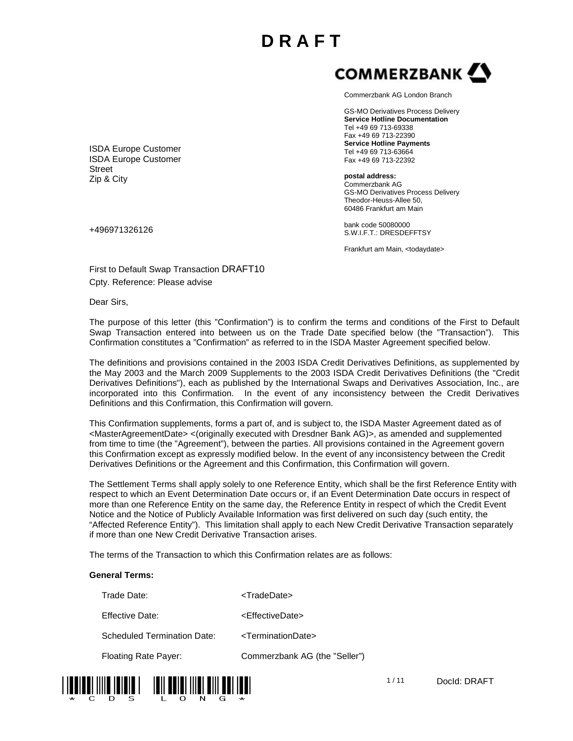# D R A F T

COMMERZBANK

Commerzbank AG London Branch

GS-MO Derivatives Process Delivery
**Service Hotline Documentation**
Tel +49 69 713-69338
Fax +49 69 713-22390
**Service Hotline Payments**
Tel +49 69 713-63664
Fax +49 69 713-22392

**postal address:**
Commerzbank AG
GS-MO Derivatives Process Delivery
Theodor-Heuss-Allee 50,
60486 Frankfurt am Main

bank code 50080000
S.W.I.F.T.: DRESDEFFTSY

Frankfurt am Main, <todaydate>

ISDA Europe Customer
ISDA Europe Customer
Street
Zip & City

+496971326126

First to Default Swap Transaction DRAFT10
Cpty. Reference: Please advise

Dear Sirs,

The purpose of this letter (this "Confirmation") is to confirm the terms and conditions of the First to Default Swap Transaction entered into between us on the Trade Date specified below (the "Transaction"). This Confirmation constitutes a "Confirmation" as referred to in the ISDA Master Agreement specified below.

The definitions and provisions contained in the 2003 ISDA Credit Derivatives Definitions, as supplemented by the May 2003 and the March 2009 Supplements to the 2003 ISDA Credit Derivatives Definitions (the "Credit Derivatives Definitions"), each as published by the International Swaps and Derivatives Association, Inc., are incorporated into this Confirmation. In the event of any inconsistency between the Credit Derivatives Definitions and this Confirmation, this Confirmation will govern.

This Confirmation supplements, forms a part of, and is subject to, the ISDA Master Agreement dated as of <MasterAgreementDate> <(originally executed with Dresdner Bank AG)>, as amended and supplemented from time to time (the "Agreement"), between the parties. All provisions contained in the Agreement govern this Confirmation except as expressly modified below. In the event of any inconsistency between the Credit Derivatives Definitions or the Agreement and this Confirmation, this Confirmation will govern.

The Settlement Terms shall apply solely to one Reference Entity, which shall be the first Reference Entity with respect to which an Event Determination Date occurs or, if an Event Determination Date occurs in respect of more than one Reference Entity on the same day, the Reference Entity in respect of which the Credit Event Notice and the Notice of Publicly Available Information was first delivered on such day (such entity, the "Affected Reference Entity"). This limitation shall apply to each New Credit Derivative Transaction separately if more than one New Credit Derivative Transaction arises.

The terms of the Transaction to which this Confirmation relates are as follows:

**General Terms:**

| | |
|---|---|
| Trade Date: | <TradeDate> |
| Effective Date: | <EffectiveDate> |
| Scheduled Termination Date: | <TerminationDate> |
| Floating Rate Payer: | Commerzbank AG (the "Seller") |

DocId: DRAFT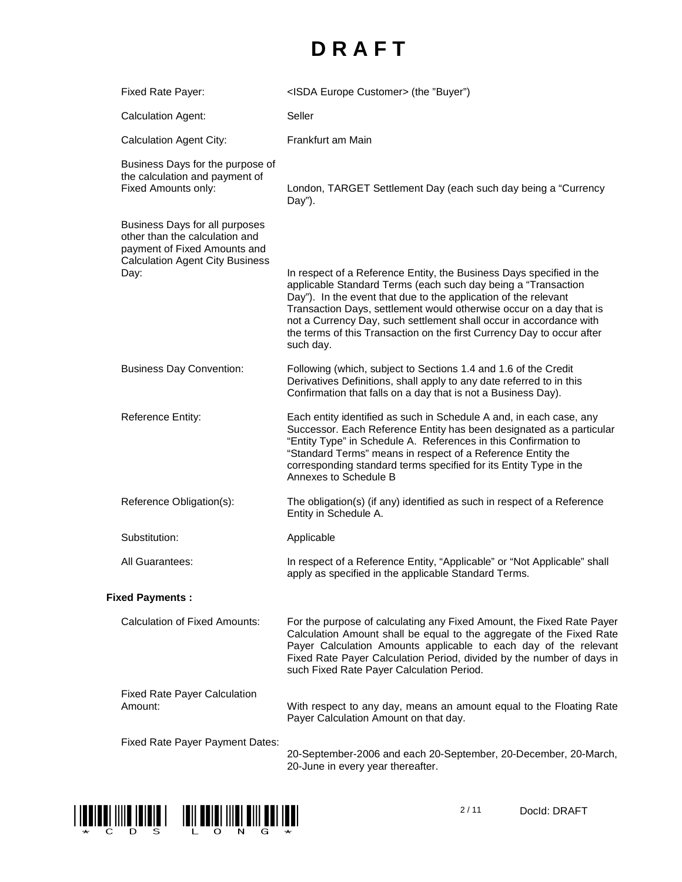# DRAFT

| | |
|---|---|
| Fixed Rate Payer: | <ISDA Europe Customer> (the "Buyer") |
| Calculation Agent: | Seller |
| Calculation Agent City: | Frankfurt am Main |
| Business Days for the purpose of the calculation and payment of Fixed Amounts only: | London, TARGET Settlement Day (each such day being a "Currency Day"). |
| Business Days for all purposes other than the calculation and payment of Fixed Amounts and Calculation Agent City Business Day: | In respect of a Reference Entity, the Business Days specified in the applicable Standard Terms (each such day being a "Transaction Day"). In the event that due to the application of the relevant Transaction Days, settlement would otherwise occur on a day that is not a Currency Day, such settlement shall occur in accordance with the terms of this Transaction on the first Currency Day to occur after such day. |
| Business Day Convention: | Following (which, subject to Sections 1.4 and 1.6 of the Credit Derivatives Definitions, shall apply to any date referred to in this Confirmation that falls on a day that is not a Business Day). |
| Reference Entity: | Each entity identified as such in Schedule A and, in each case, any Successor. Each Reference Entity has been designated as a particular "Entity Type" in Schedule A. References in this Confirmation to "Standard Terms" means in respect of a Reference Entity the corresponding standard terms specified for its Entity Type in the Annexes to Schedule B |
| Reference Obligation(s): | The obligation(s) (if any) identified as such in respect of a Reference Entity in Schedule A. |
| Substitution: | Applicable |
| All Guarantees: | In respect of a Reference Entity, "Applicable" or "Not Applicable" shall apply as specified in the applicable Standard Terms. |

**Fixed Payments :**

| | |
|---|---|
| Calculation of Fixed Amounts: | For the purpose of calculating any Fixed Amount, the Fixed Rate Payer Calculation Amount shall be equal to the aggregate of the Fixed Rate Payer Calculation Amounts applicable to each day of the relevant Fixed Rate Payer Calculation Period, divided by the number of days in such Fixed Rate Payer Calculation Period. |
| Fixed Rate Payer Calculation Amount: | With respect to any day, means an amount equal to the Floating Rate Payer Calculation Amount on that day. |
| Fixed Rate Payer Payment Dates: | 20-September-2006 and each 20-September, 20-December, 20-March, 20-June in every year thereafter. |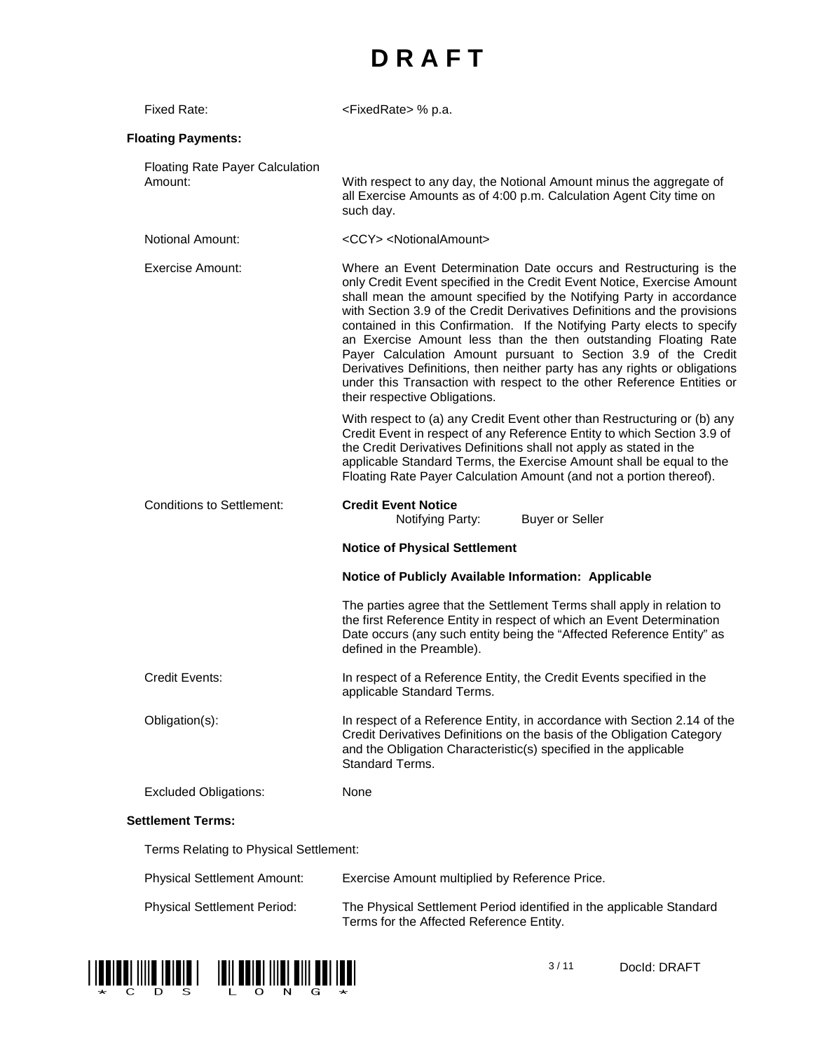# DRAFT

| | |
|---|---|
| Fixed Rate: | <FixedRate> % p.a. |

**Floating Payments:**

| | |
|---|---|
| Floating Rate Payer Calculation Amount: | With respect to any day, the Notional Amount minus the aggregate of all Exercise Amounts as of 4:00 p.m. Calculation Agent City time on such day. |
| Notional Amount: | <CCY> <NotionalAmount> |
| Exercise Amount: | Where an Event Determination Date occurs and Restructuring is the only Credit Event specified in the Credit Event Notice, Exercise Amount shall mean the amount specified by the Notifying Party in accordance with Section 3.9 of the Credit Derivatives Definitions and the provisions contained in this Confirmation. If the Notifying Party elects to specify an Exercise Amount less than the then outstanding Floating Rate Payer Calculation Amount pursuant to Section 3.9 of the Credit Derivatives Definitions, then neither party has any rights or obligations under this Transaction with respect to the other Reference Entities or their respective Obligations.<br><br>With respect to (a) any Credit Event other than Restructuring or (b) any Credit Event in respect of any Reference Entity to which Section 3.9 of the Credit Derivatives Definitions shall not apply as stated in the applicable Standard Terms, the Exercise Amount shall be equal to the Floating Rate Payer Calculation Amount (and not a portion thereof). |
| Conditions to Settlement: | **Credit Event Notice**<br>Notifying Party: Buyer or Seller<br><br>**Notice of Physical Settlement**<br><br>**Notice of Publicly Available Information: Applicable**<br><br>The parties agree that the Settlement Terms shall apply in relation to the first Reference Entity in respect of which an Event Determination Date occurs (any such entity being the "Affected Reference Entity" as defined in the Preamble). |
| Credit Events: | In respect of a Reference Entity, the Credit Events specified in the applicable Standard Terms. |
| Obligation(s): | In respect of a Reference Entity, in accordance with Section 2.14 of the Credit Derivatives Definitions on the basis of the Obligation Category and the Obligation Characteristic(s) specified in the applicable Standard Terms. |
| Excluded Obligations: | None |

**Settlement Terms:**

Terms Relating to Physical Settlement:

| | |
|---|---|
| Physical Settlement Amount: | Exercise Amount multiplied by Reference Price. |
| Physical Settlement Period: | The Physical Settlement Period identified in the applicable Standard Terms for the Affected Reference Entity. |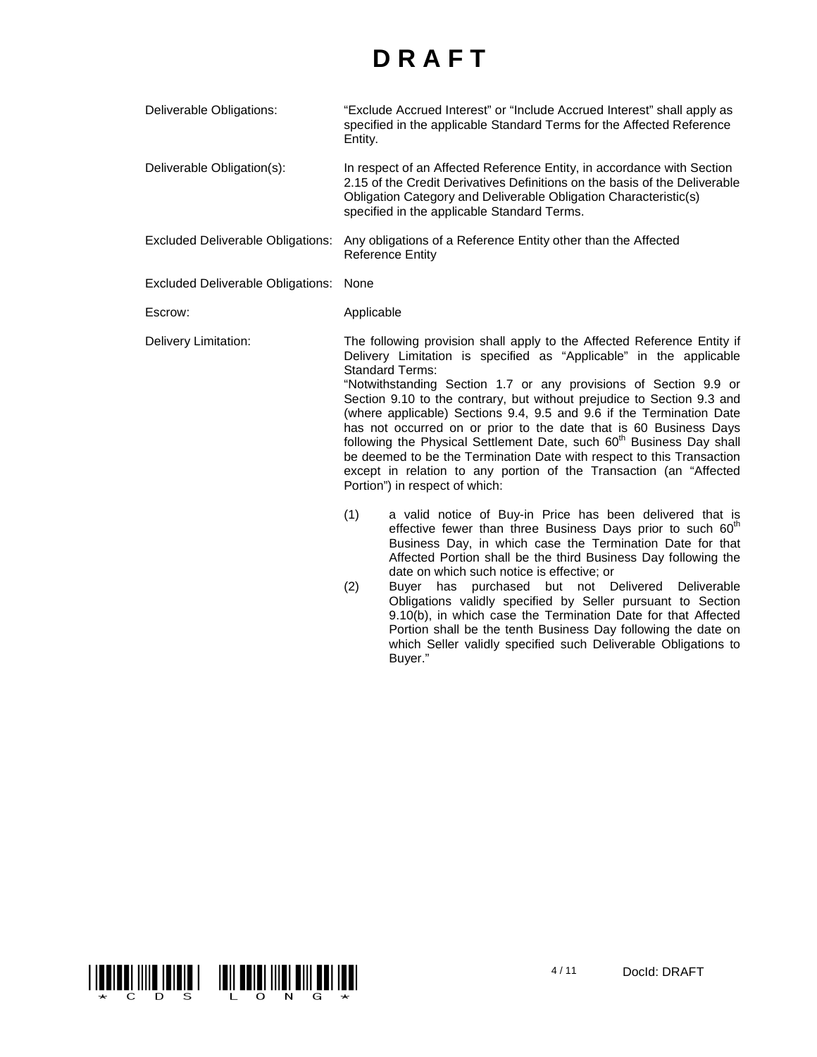# D R A F T

| | |
|---|---|
| Deliverable Obligations: | "Exclude Accrued Interest" or "Include Accrued Interest" shall apply as specified in the applicable Standard Terms for the Affected Reference Entity. |
| Deliverable Obligation(s): | In respect of an Affected Reference Entity, in accordance with Section 2.15 of the Credit Derivatives Definitions on the basis of the Deliverable Obligation Category and Deliverable Obligation Characteristic(s) specified in the applicable Standard Terms. |
| Excluded Deliverable Obligations: | Any obligations of a Reference Entity other than the Affected Reference Entity |
| Excluded Deliverable Obligations: | None |
| Escrow: | Applicable |
| Delivery Limitation: | The following provision shall apply to the Affected Reference Entity if Delivery Limitation is specified as "Applicable" in the applicable Standard Terms: |

"Notwithstanding Section 1.7 or any provisions of Section 9.9 or Section 9.10 to the contrary, but without prejudice to Section 9.3 and (where applicable) Sections 9.4, 9.5 and 9.6 if the Termination Date has not occurred on or prior to the date that is 60 Business Days following the Physical Settlement Date, such 60th Business Day shall be deemed to be the Termination Date with respect to this Transaction except in relation to any portion of the Transaction (an "Affected Portion") in respect of which:

(1) a valid notice of Buy-in Price has been delivered that is effective fewer than three Business Days prior to such 60th Business Day, in which case the Termination Date for that Affected Portion shall be the third Business Day following the date on which such notice is effective; or

(2) Buyer has purchased but not Delivered Deliverable Obligations validly specified by Seller pursuant to Section 9.10(b), in which case the Termination Date for that Affected Portion shall be the tenth Business Day following the date on which Seller validly specified such Deliverable Obligations to Buyer."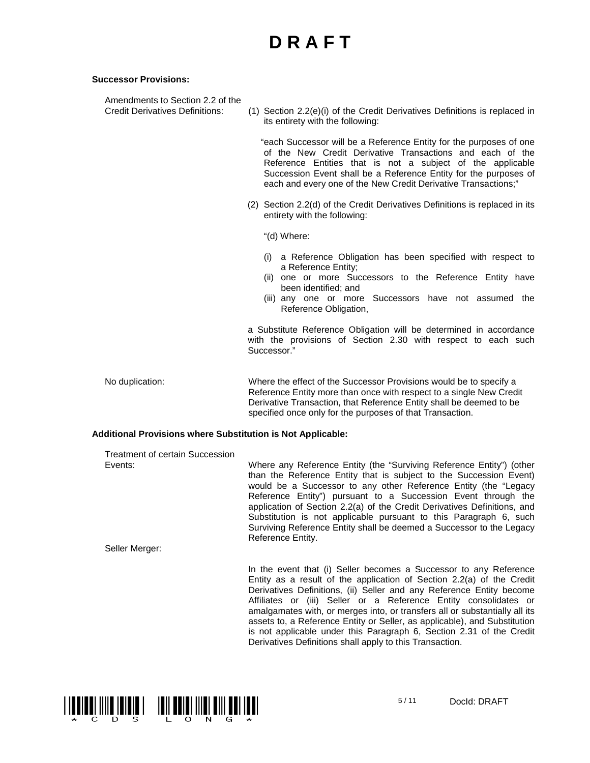# D R A F T

**Successor Provisions:**

**Amendments to Section 2.2 of the Credit Derivatives Definitions:**

(1) Section 2.2(e)(i) of the Credit Derivatives Definitions is replaced in its entirety with the following:

"each Successor will be a Reference Entity for the purposes of one of the New Credit Derivative Transactions and each of the Reference Entities that is not a subject of the applicable Succession Event shall be a Reference Entity for the purposes of each and every one of the New Credit Derivative Transactions;"

(2) Section 2.2(d) of the Credit Derivatives Definitions is replaced in its entirety with the following:

"(d) Where:

(i) a Reference Obligation has been specified with respect to a Reference Entity;
(ii) one or more Successors to the Reference Entity have been identified; and
(iii) any one or more Successors have not assumed the Reference Obligation,

a Substitute Reference Obligation will be determined in accordance with the provisions of Section 2.30 with respect to each such Successor."

**No duplication:** Where the effect of the Successor Provisions would be to specify a Reference Entity more than once with respect to a single New Credit Derivative Transaction, that Reference Entity shall be deemed to be specified once only for the purposes of that Transaction.

**Additional Provisions where Substitution is Not Applicable:**

**Treatment of certain Succession Events:** Where any Reference Entity (the "Surviving Reference Entity") (other than the Reference Entity that is subject to the Succession Event) would be a Successor to any other Reference Entity (the "Legacy Reference Entity") pursuant to a Succession Event through the application of Section 2.2(a) of the Credit Derivatives Definitions, and Substitution is not applicable pursuant to this Paragraph 6, such Surviving Reference Entity shall be deemed a Successor to the Legacy Reference Entity.

**Seller Merger:** In the event that (i) Seller becomes a Successor to any Reference Entity as a result of the application of Section 2.2(a) of the Credit Derivatives Definitions, (ii) Seller and any Reference Entity become Affiliates or (iii) Seller or a Reference Entity consolidates or amalgamates with, or merges into, or transfers all or substantially all its assets to, a Reference Entity or Seller, as applicable), and Substitution is not applicable under this Paragraph 6, Section 2.31 of the Credit Derivatives Definitions shall apply to this Transaction.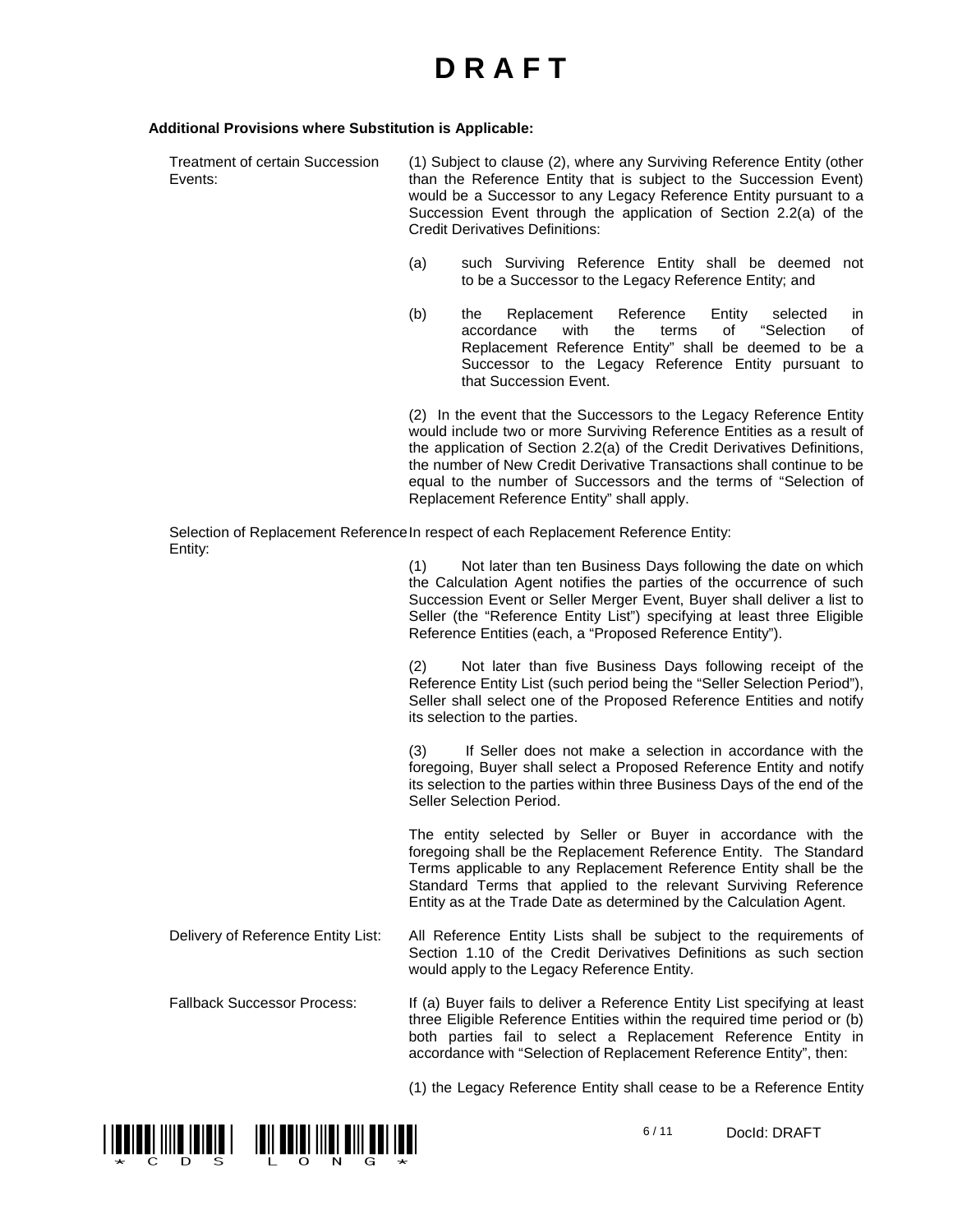# D R A F T

**Additional Provisions where Substitution is Applicable:**

| | |
|---|---|
| Treatment of certain Succession Events: | (1) Subject to clause (2), where any Surviving Reference Entity (other than the Reference Entity that is subject to the Succession Event) would be a Successor to any Legacy Reference Entity pursuant to a Succession Event through the application of Section 2.2(a) of the Credit Derivatives Definitions:<br><br>(a) such Surviving Reference Entity shall be deemed not to be a Successor to the Legacy Reference Entity; and<br><br>(b) the Replacement Reference Entity selected in accordance with the terms of "Selection of Replacement Reference Entity" shall be deemed to be a Successor to the Legacy Reference Entity pursuant to that Succession Event.<br><br>(2) In the event that the Successors to the Legacy Reference Entity would include two or more Surviving Reference Entities as a result of the application of Section 2.2(a) of the Credit Derivatives Definitions, the number of New Credit Derivative Transactions shall continue to be equal to the number of Successors and the terms of "Selection of Replacement Reference Entity" shall apply. |
| Selection of Replacement Reference Entity: | In respect of each Replacement Reference Entity:<br><br>(1) Not later than ten Business Days following the date on which the Calculation Agent notifies the parties of the occurrence of such Succession Event or Seller Merger Event, Buyer shall deliver a list to Seller (the "Reference Entity List") specifying at least three Eligible Reference Entities (each, a "Proposed Reference Entity").<br><br>(2) Not later than five Business Days following receipt of the Reference Entity List (such period being the "Seller Selection Period"), Seller shall select one of the Proposed Reference Entities and notify its selection to the parties.<br><br>(3) If Seller does not make a selection in accordance with the foregoing, Buyer shall select a Proposed Reference Entity and notify its selection to the parties within three Business Days of the end of the Seller Selection Period.<br><br>The entity selected by Seller or Buyer in accordance with the foregoing shall be the Replacement Reference Entity. The Standard Terms applicable to any Replacement Reference Entity shall be the Standard Terms that applied to the relevant Surviving Reference Entity as at the Trade Date as determined by the Calculation Agent. |
| Delivery of Reference Entity List: | All Reference Entity Lists shall be subject to the requirements of Section 1.10 of the Credit Derivatives Definitions as such section would apply to the Legacy Reference Entity. |
| Fallback Successor Process: | If (a) Buyer fails to deliver a Reference Entity List specifying at least three Eligible Reference Entities within the required time period or (b) both parties fail to select a Replacement Reference Entity in accordance with "Selection of Replacement Reference Entity", then:<br><br>(1) the Legacy Reference Entity shall cease to be a Reference Entity |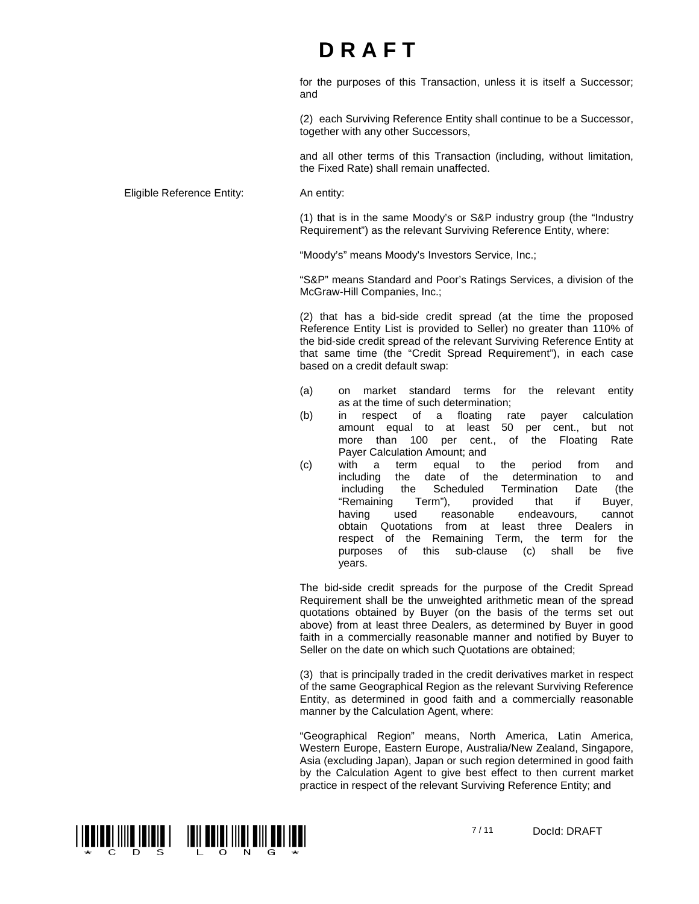# D R A F T

for the purposes of this Transaction, unless it is itself a Successor; and

(2) each Surviving Reference Entity shall continue to be a Successor, together with any other Successors,

and all other terms of this Transaction (including, without limitation, the Fixed Rate) shall remain unaffected.

Eligible Reference Entity: An entity:

(1) that is in the same Moody's or S&P industry group (the "Industry Requirement") as the relevant Surviving Reference Entity, where:

"Moody's" means Moody's Investors Service, Inc.;

"S&P" means Standard and Poor's Ratings Services, a division of the McGraw-Hill Companies, Inc.;

(2) that has a bid-side credit spread (at the time the proposed Reference Entity List is provided to Seller) no greater than 110% of the bid-side credit spread of the relevant Surviving Reference Entity at that same time (the "Credit Spread Requirement"), in each case based on a credit default swap:

(a) on market standard terms for the relevant entity as at the time of such determination;
(b) in respect of a floating rate payer calculation amount equal to at least 50 per cent., but not more than 100 per cent., of the Floating Rate Payer Calculation Amount; and
(c) with a term equal to the period from and including the date of the determination to and including the Scheduled Termination Date (the "Remaining Term"), provided that if Buyer, having used reasonable endeavours, cannot obtain Quotations from at least three Dealers in respect of the Remaining Term, the term for the purposes of this sub-clause (c) shall be five years.

The bid-side credit spreads for the purpose of the Credit Spread Requirement shall be the unweighted arithmetic mean of the spread quotations obtained by Buyer (on the basis of the terms set out above) from at least three Dealers, as determined by Buyer in good faith in a commercially reasonable manner and notified by Buyer to Seller on the date on which such Quotations are obtained;

(3) that is principally traded in the credit derivatives market in respect of the same Geographical Region as the relevant Surviving Reference Entity, as determined in good faith and a commercially reasonable manner by the Calculation Agent, where:

"Geographical Region" means, North America, Latin America, Western Europe, Eastern Europe, Australia/New Zealand, Singapore, Asia (excluding Japan), Japan or such region determined in good faith by the Calculation Agent to give best effect to then current market practice in respect of the relevant Surviving Reference Entity; and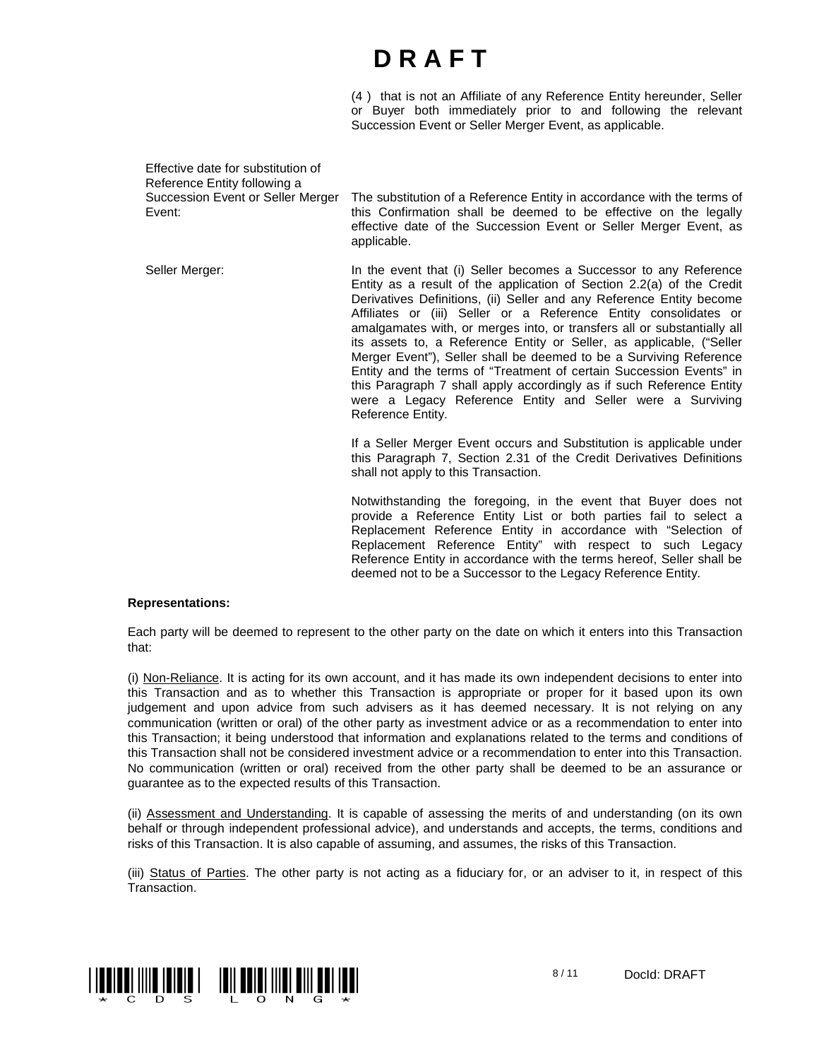# D R A F T

(4 ) that is not an Affiliate of any Reference Entity hereunder, Seller or Buyer both immediately prior to and following the relevant Succession Event or Seller Merger Event, as applicable.

| | |
|---|---|
| Effective date for substitution of Reference Entity following a Succession Event or Seller Merger Event: | The substitution of a Reference Entity in accordance with the terms of this Confirmation shall be deemed to be effective on the legally effective date of the Succession Event or Seller Merger Event, as applicable. |
| Seller Merger: | In the event that (i) Seller becomes a Successor to any Reference Entity as a result of the application of Section 2.2(a) of the Credit Derivatives Definitions, (ii) Seller and any Reference Entity become Affiliates or (iii) Seller or a Reference Entity consolidates or amalgamates with, or merges into, or transfers all or substantially all its assets to, a Reference Entity or Seller, as applicable, ("Seller Merger Event"), Seller shall be deemed to be a Surviving Reference Entity and the terms of "Treatment of certain Succession Events" in this Paragraph 7 shall apply accordingly as if such Reference Entity were a Legacy Reference Entity and Seller were a Surviving Reference Entity. |
| | If a Seller Merger Event occurs and Substitution is applicable under this Paragraph 7, Section 2.31 of the Credit Derivatives Definitions shall not apply to this Transaction. |
| | Notwithstanding the foregoing, in the event that Buyer does not provide a Reference Entity List or both parties fail to select a Replacement Reference Entity in accordance with "Selection of Replacement Reference Entity" with respect to such Legacy Reference Entity in accordance with the terms hereof, Seller shall be deemed not to be a Successor to the Legacy Reference Entity. |

**Representations:**

Each party will be deemed to represent to the other party on the date on which it enters into this Transaction that:

(i) Non-Reliance. It is acting for its own account, and it has made its own independent decisions to enter into this Transaction and as to whether this Transaction is appropriate or proper for it based upon its own judgement and upon advice from such advisers as it has deemed necessary. It is not relying on any communication (written or oral) of the other party as investment advice or as a recommendation to enter into this Transaction; it being understood that information and explanations related to the terms and conditions of this Transaction shall not be considered investment advice or a recommendation to enter into this Transaction. No communication (written or oral) received from the other party shall be deemed to be an assurance or guarantee as to the expected results of this Transaction.

(ii) Assessment and Understanding. It is capable of assessing the merits of and understanding (on its own behalf or through independent professional advice), and understands and accepts, the terms, conditions and risks of this Transaction. It is also capable of assuming, and assumes, the risks of this Transaction.

(iii) Status of Parties. The other party is not acting as a fiduciary for, or an adviser to it, in respect of this Transaction.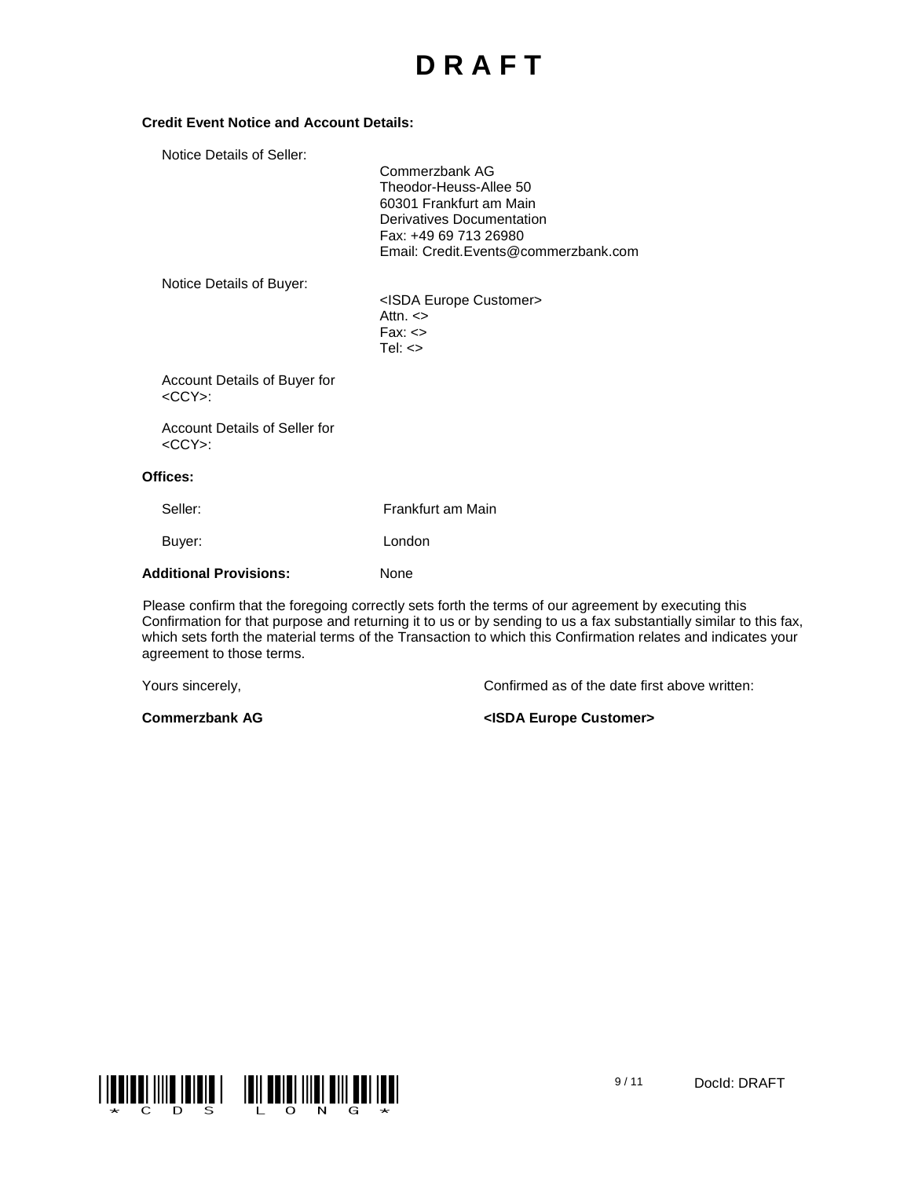# D R A F T

**Credit Event Notice and Account Details:**

| | |
|---|---|
| Notice Details of Seller: | Commerzbank AG<br>Theodor-Heuss-Allee 50<br>60301 Frankfurt am Main<br>Derivatives Documentation<br>Fax: +49 69 713 26980<br>Email: Credit.Events@commerzbank.com |
| Notice Details of Buyer: | <ISDA Europe Customer><br>Attn. <><br>Fax: <><br>Tel: <> |
| Account Details of Buyer for <CCY>: | |
| Account Details of Seller for <CCY>: | |

**Offices:**

| | |
|---|---|
| Seller: | Frankfurt am Main |
| Buyer: | London |

**Additional Provisions:** None

Please confirm that the foregoing correctly sets forth the terms of our agreement by executing this Confirmation for that purpose and returning it to us or by sending to us a fax substantially similar to this fax, which sets forth the material terms of the Transaction to which this Confirmation relates and indicates your agreement to those terms.

| | |
|---|---|
| Yours sincerely, | Confirmed as of the date first above written: |
| **Commerzbank AG** | **<ISDA Europe Customer>** |

*CDS LONG*

DocId: DRAFT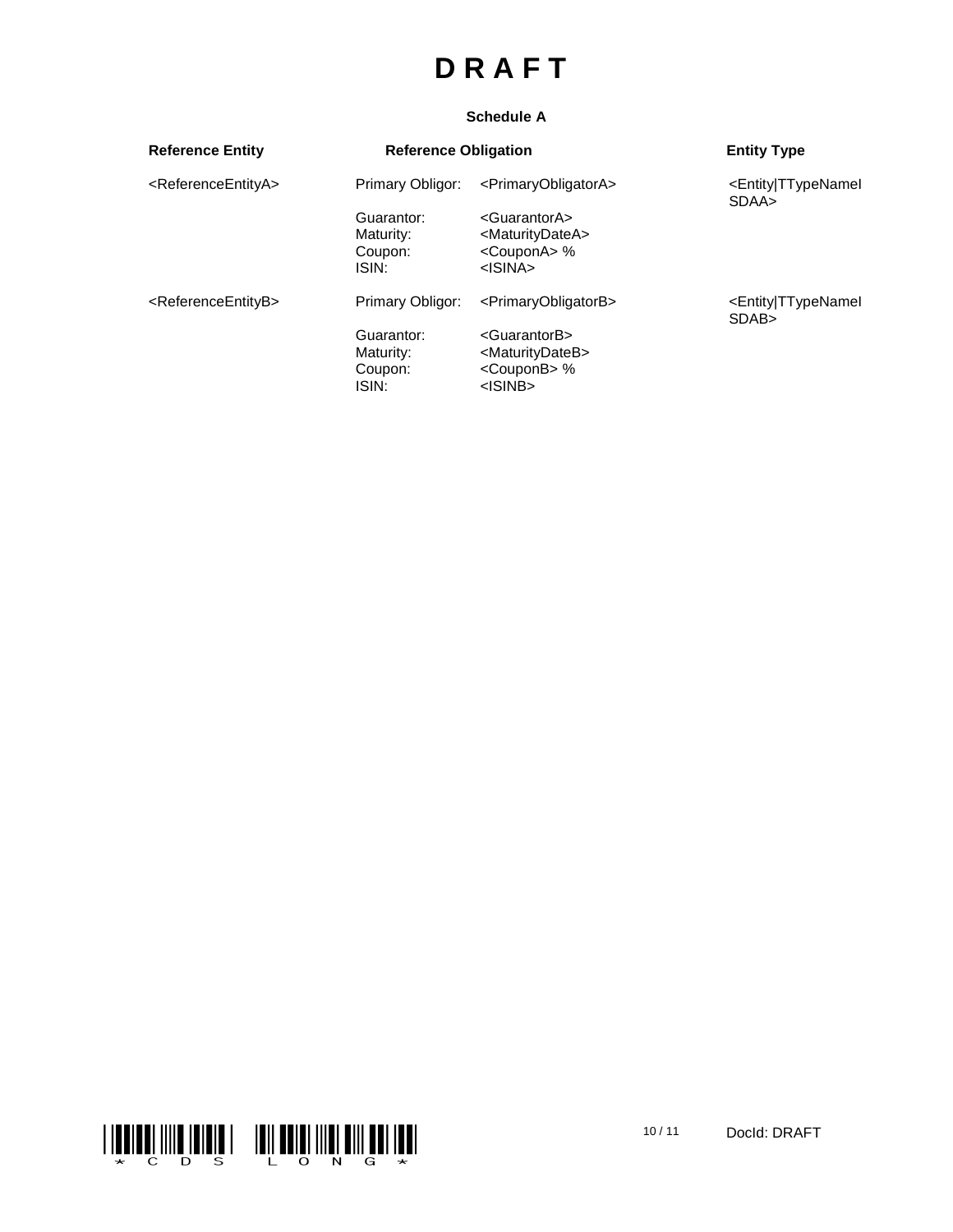# D R A F T

**Schedule A**

| Reference Entity | Reference Obligation | | Entity Type |
|---|---|---|---|
| <ReferenceEntityA> | Primary Obligor: | <PrimaryObligatorA> | <Entity\|TTypeNameISDAA> |
| | Guarantor: | <GuarantorA> | |
| | Maturity: | <MaturityDateA> | |
| | Coupon: | <CouponA> % | |
| | ISIN: | <ISINA> | |
| <ReferenceEntityB> | Primary Obligor: | <PrimaryObligatorB> | <Entity\|TTypeNameISDAB> |
| | Guarantor: | <GuarantorB> | |
| | Maturity: | <MaturityDateB> | |
| | Coupon: | <CouponB> % | |
| | ISIN: | <ISINB> | |

*CDS LONG*

DocId: DRAFT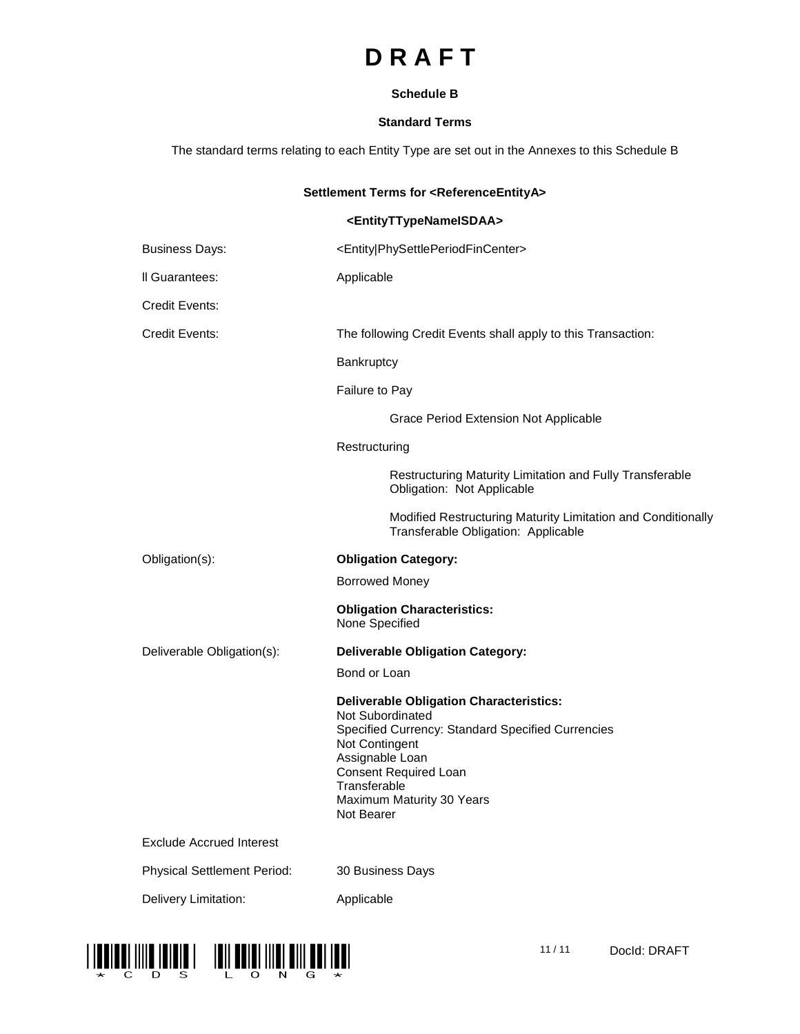# D R A F T

**Schedule B**

**Standard Terms**

The standard terms relating to each Entity Type are set out in the Annexes to this Schedule B

**Settlement Terms for <ReferenceEntityA>**

**<EntityTTypeNameISDAA>**

| | |
|---|---|
| Business Days: | <Entity\|PhySettlePeriodFinCenter> |
| ll Guarantees: | Applicable |
| Credit Events: | |
| Credit Events: | The following Credit Events shall apply to this Transaction:<br><br>Bankruptcy<br><br>Failure to Pay<br><br>Grace Period Extension Not Applicable<br><br>Restructuring<br><br>Restructuring Maturity Limitation and Fully Transferable Obligation: Not Applicable<br><br>Modified Restructuring Maturity Limitation and Conditionally Transferable Obligation: Applicable |
| Obligation(s): | **Obligation Category:**<br><br>Borrowed Money<br><br>**Obligation Characteristics:**<br>None Specified |
| Deliverable Obligation(s): | **Deliverable Obligation Category:**<br><br>Bond or Loan<br><br>**Deliverable Obligation Characteristics:**<br>Not Subordinated<br>Specified Currency: Standard Specified Currencies<br>Not Contingent<br>Assignable Loan<br>Consent Required Loan<br>Transferable<br>Maximum Maturity 30 Years<br>Not Bearer |
| Exclude Accrued Interest | |
| Physical Settlement Period: | 30 Business Days |
| Delivery Limitation: | Applicable |

*CDS LONG*

DocId: DRAFT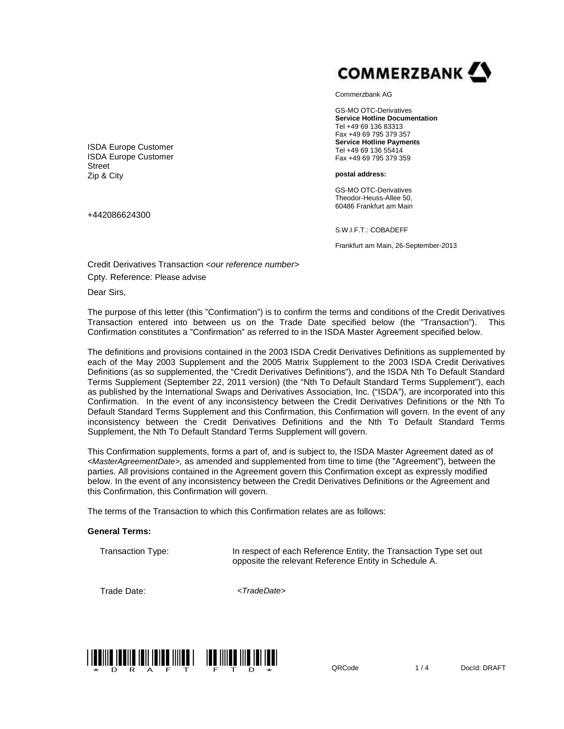COMMERZBANK

Commerzbank AG

GS-MO OTC-Derivatives
**Service Hotline Documentation**
Tel +49 69 136 83313
Fax +49 69 795 379 357
**Service Hotline Payments**
Tel +49 69 136 55414
Fax +49 69 795 379 359

**postal address:**

GS-MO OTC-Derivatives
Theodor-Heuss-Allee 50,
60486 Frankfurt am Main

S.W.I.F.T.: COBADEFF

Frankfurt am Main, 26-September-2013

ISDA Europe Customer
ISDA Europe Customer
Street
Zip & City

+442086624300

Credit Derivatives Transaction *<our reference number>*

Cpty. Reference: Please advise

Dear Sirs,

The purpose of this letter (this "Confirmation") is to confirm the terms and conditions of the Credit Derivatives Transaction entered into between us on the Trade Date specified below (the "Transaction"). This Confirmation constitutes a "Confirmation" as referred to in the ISDA Master Agreement specified below.

The definitions and provisions contained in the 2003 ISDA Credit Derivatives Definitions as supplemented by each of the May 2003 Supplement and the 2005 Matrix Supplement to the 2003 ISDA Credit Derivatives Definitions (as so supplemented, the "Credit Derivatives Definitions"), and the ISDA Nth To Default Standard Terms Supplement (September 22, 2011 version) (the "Nth To Default Standard Terms Supplement"), each as published by the International Swaps and Derivatives Association, Inc. ("ISDA"), are incorporated into this Confirmation. In the event of any inconsistency between the Credit Derivatives Definitions or the Nth To Default Standard Terms Supplement and this Confirmation, this Confirmation will govern. In the event of any inconsistency between the Credit Derivatives Definitions and the Nth To Default Standard Terms Supplement, the Nth To Default Standard Terms Supplement will govern.

This Confirmation supplements, forms a part of, and is subject to, the ISDA Master Agreement dated as of *<MasterAgreementDate>,* as amended and supplemented from time to time (the "Agreement"), between the parties. All provisions contained in the Agreement govern this Confirmation except as expressly modified below. In the event of any inconsistency between the Credit Derivatives Definitions or the Agreement and this Confirmation, this Confirmation will govern.

The terms of the Transaction to which this Confirmation relates are as follows:

**General Terms:**

| | |
|---|---|
| Transaction Type: | In respect of each Reference Entity, the Transaction Type set out opposite the relevant Reference Entity in Schedule A. |
| Trade Date: | *<TradeDate>* |

\*DRAFT FTD\*

QRCode DocId: DRAFT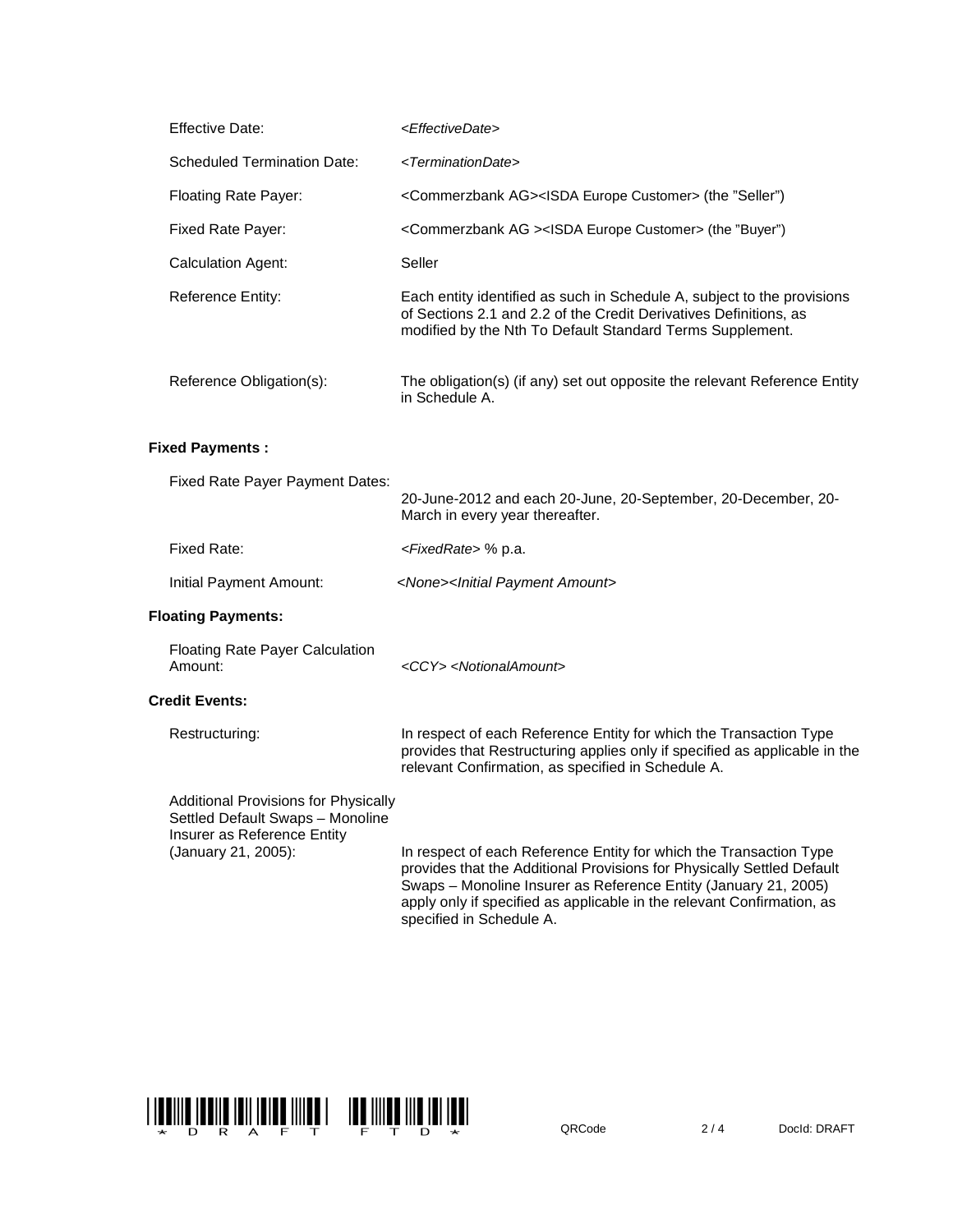| | |
|---|---|
| Effective Date: | *<EffectiveDate>* |
| Scheduled Termination Date: | *<TerminationDate>* |
| Floating Rate Payer: | <Commerzbank AG><ISDA Europe Customer> (the "Seller") |
| Fixed Rate Payer: | <Commerzbank AG ><ISDA Europe Customer> (the "Buyer") |
| Calculation Agent: | Seller |
| Reference Entity: | Each entity identified as such in Schedule A, subject to the provisions of Sections 2.1 and 2.2 of the Credit Derivatives Definitions, as modified by the Nth To Default Standard Terms Supplement. |
| Reference Obligation(s): | The obligation(s) (if any) set out opposite the relevant Reference Entity in Schedule A. |

**Fixed Payments :**

| | |
|---|---|
| Fixed Rate Payer Payment Dates: | 20-June-2012 and each 20-June, 20-September, 20-December, 20-March in every year thereafter. |
| Fixed Rate: | *<FixedRate>* % p.a. |
| Initial Payment Amount: | *<None><Initial Payment Amount>* |

**Floating Payments:**

| | |
|---|---|
| Floating Rate Payer Calculation Amount: | *<CCY> <NotionalAmount>* |

**Credit Events:**

| | |
|---|---|
| Restructuring: | In respect of each Reference Entity for which the Transaction Type provides that Restructuring applies only if specified as applicable in the relevant Confirmation, as specified in Schedule A. |
| Additional Provisions for Physically Settled Default Swaps – Monoline Insurer as Reference Entity (January 21, 2005): | In respect of each Reference Entity for which the Transaction Type provides that the Additional Provisions for Physically Settled Default Swaps – Monoline Insurer as Reference Entity (January 21, 2005) apply only if specified as applicable in the relevant Confirmation, as specified in Schedule A. |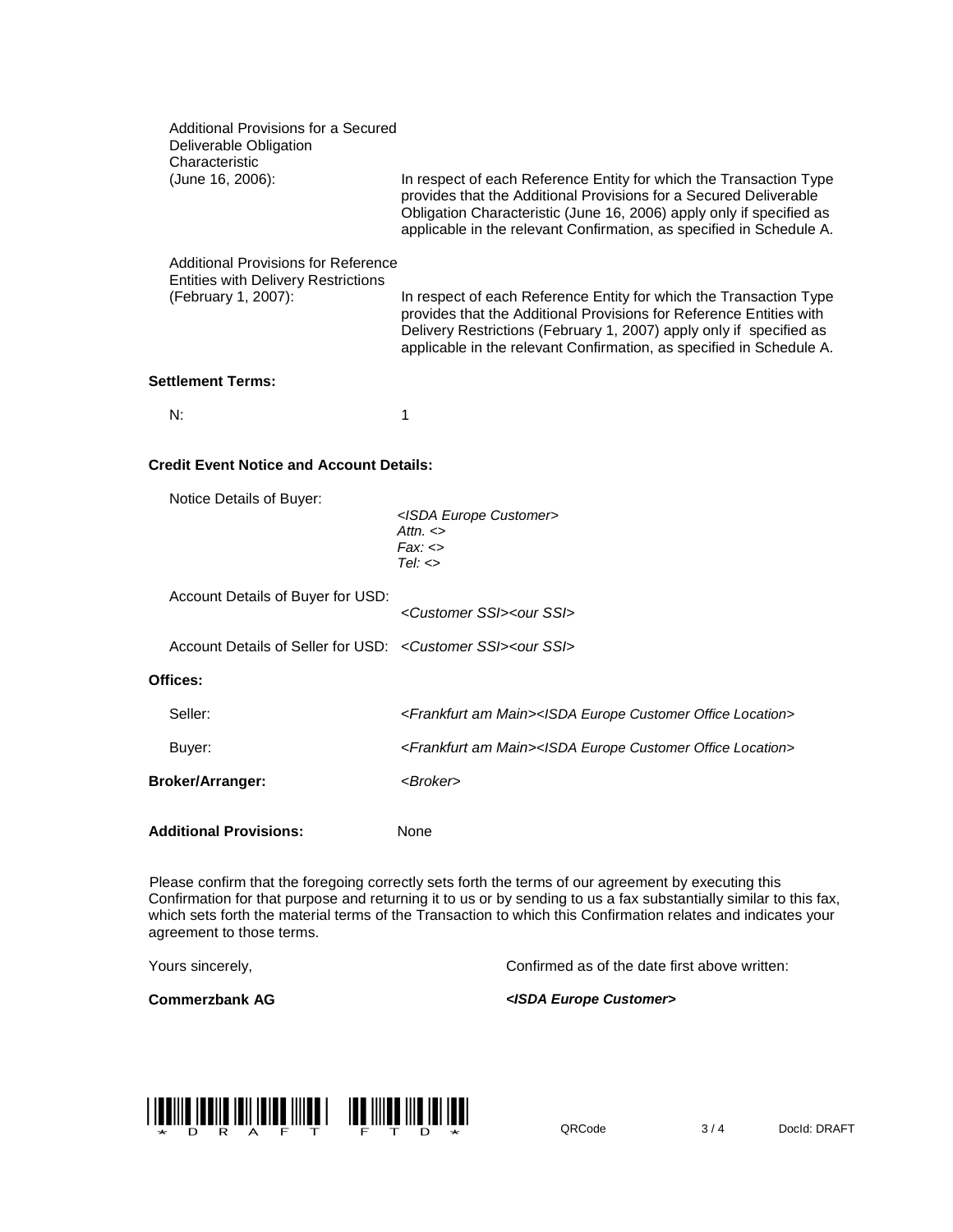Additional Provisions for a Secured Deliverable Obligation Characteristic (June 16, 2006): In respect of each Reference Entity for which the Transaction Type provides that the Additional Provisions for a Secured Deliverable Obligation Characteristic (June 16, 2006) apply only if specified as applicable in the relevant Confirmation, as specified in Schedule A.

Additional Provisions for Reference Entities with Delivery Restrictions (February 1, 2007): In respect of each Reference Entity for which the Transaction Type provides that the Additional Provisions for Reference Entities with Delivery Restrictions (February 1, 2007) apply only if specified as applicable in the relevant Confirmation, as specified in Schedule A.

**Settlement Terms:**

N: 1

**Credit Event Notice and Account Details:**

Notice Details of Buyer:

*<ISDA Europe Customer>*
*Attn. <>*
*Fax: <>*
*Tel: <>*

Account Details of Buyer for USD: *<Customer SSI><our SSI>*

Account Details of Seller for USD: *<Customer SSI><our SSI>*

**Offices:**

Seller: *<Frankfurt am Main><ISDA Europe Customer Office Location>*

Buyer: *<Frankfurt am Main><ISDA Europe Customer Office Location>*

**Broker/Arranger:** *<Broker>*

**Additional Provisions:** None

Please confirm that the foregoing correctly sets forth the terms of our agreement by executing this Confirmation for that purpose and returning it to us or by sending to us a fax substantially similar to this fax, which sets forth the material terms of the Transaction to which this Confirmation relates and indicates your agreement to those terms.

| Yours sincerely, | Confirmed as of the date first above written: |
| --- | --- |
| **Commerzbank AG** | ***<ISDA Europe Customer>*** |

*DRAFT FTD*

QRCode DocId: DRAFT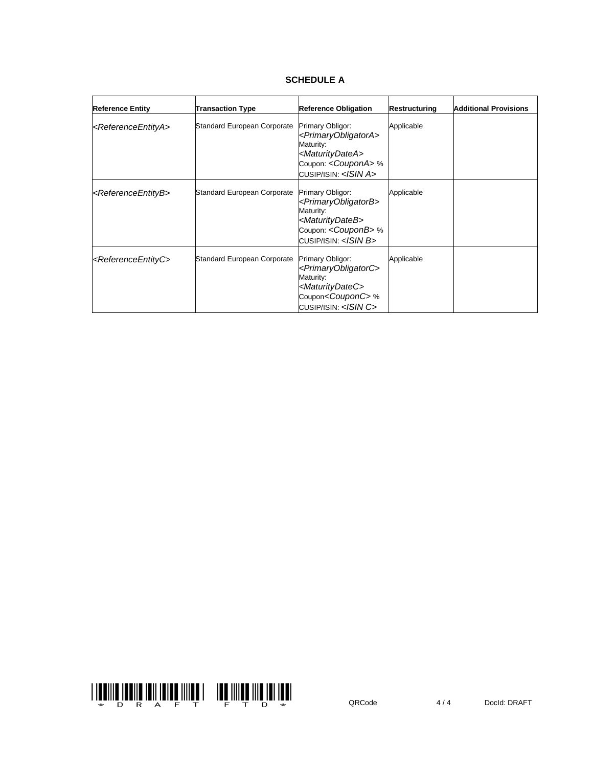# SCHEDULE A

| Reference Entity | Transaction Type | Reference Obligation | Restructuring | Additional Provisions |
|---|---|---|---|---|
| <ReferenceEntityA> | Standard European Corporate | Primary Obligor: <PrimaryObligatorA> Maturity: <MaturityDateA> Coupon: <CouponA> % CUSIP/ISIN: <ISIN A> | Applicable | |
| <ReferenceEntityB> | Standard European Corporate | Primary Obligor: <PrimaryObligatorB> Maturity: <MaturityDateB> Coupon: <CouponB> % CUSIP/ISIN: <ISIN B> | Applicable | |
| <ReferenceEntityC> | Standard European Corporate | Primary Obligor: <PrimaryObligatorC> Maturity: <MaturityDateC> Coupon<CouponC> % CUSIP/ISIN: <ISIN C> | Applicable | |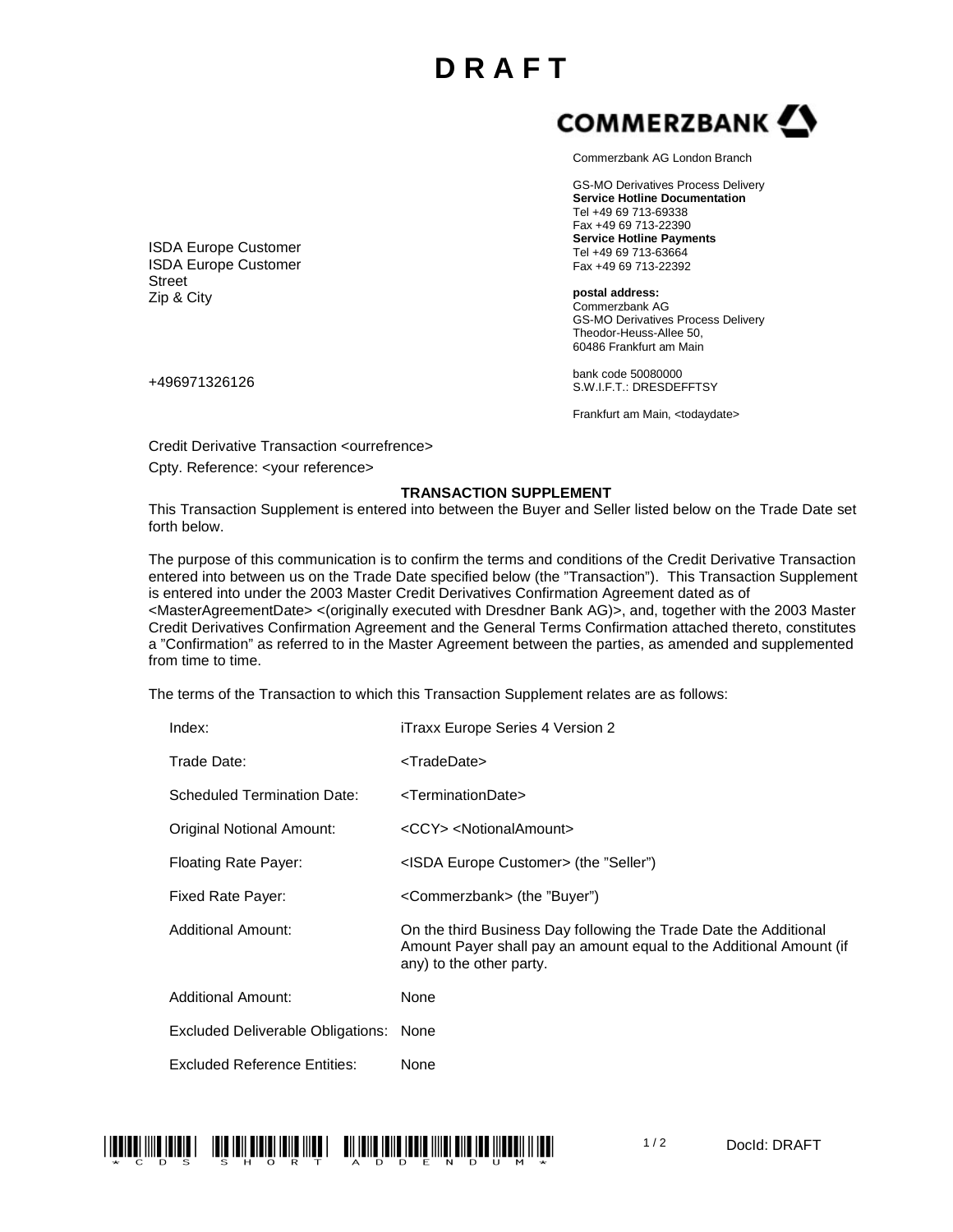# D R A F T

**COMMERZBANK**

Commerzbank AG London Branch

GS-MO Derivatives Process Delivery
**Service Hotline Documentation**
Tel +49 69 713-69338
Fax +49 69 713-22390
**Service Hotline Payments**
Tel +49 69 713-63664
Fax +49 69 713-22392

**postal address:**
Commerzbank AG
GS-MO Derivatives Process Delivery
Theodor-Heuss-Allee 50,
60486 Frankfurt am Main

bank code 50080000
S.W.I.F.T.: DRESDEFFTSY

Frankfurt am Main, <todaydate>

ISDA Europe Customer
ISDA Europe Customer
Street
Zip & City

+496971326126

Credit Derivative Transaction <ourrefrence>

Cpty. Reference: <your reference>

**TRANSACTION SUPPLEMENT**

This Transaction Supplement is entered into between the Buyer and Seller listed below on the Trade Date set forth below.

The purpose of this communication is to confirm the terms and conditions of the Credit Derivative Transaction entered into between us on the Trade Date specified below (the "Transaction"). This Transaction Supplement is entered into under the 2003 Master Credit Derivatives Confirmation Agreement dated as of <MasterAgreementDate> <(originally executed with Dresdner Bank AG)>, and, together with the 2003 Master Credit Derivatives Confirmation Agreement and the General Terms Confirmation attached thereto, constitutes a "Confirmation" as referred to in the Master Agreement between the parties, as amended and supplemented from time to time.

The terms of the Transaction to which this Transaction Supplement relates are as follows:

| | |
|---|---|
| Index: | iTraxx Europe Series 4 Version 2 |
| Trade Date: | <TradeDate> |
| Scheduled Termination Date: | <TerminationDate> |
| Original Notional Amount: | <CCY> <NotionalAmount> |
| Floating Rate Payer: | <ISDA Europe Customer> (the "Seller") |
| Fixed Rate Payer: | <Commerzbank> (the "Buyer") |
| Additional Amount: | On the third Business Day following the Trade Date the Additional Amount Payer shall pay an amount equal to the Additional Amount (if any) to the other party. |
| Additional Amount: | None |
| Excluded Deliverable Obligations: | None |
| Excluded Reference Entities: | None |

\*CDS SHORT ADDENDUM\*

DocId: DRAFT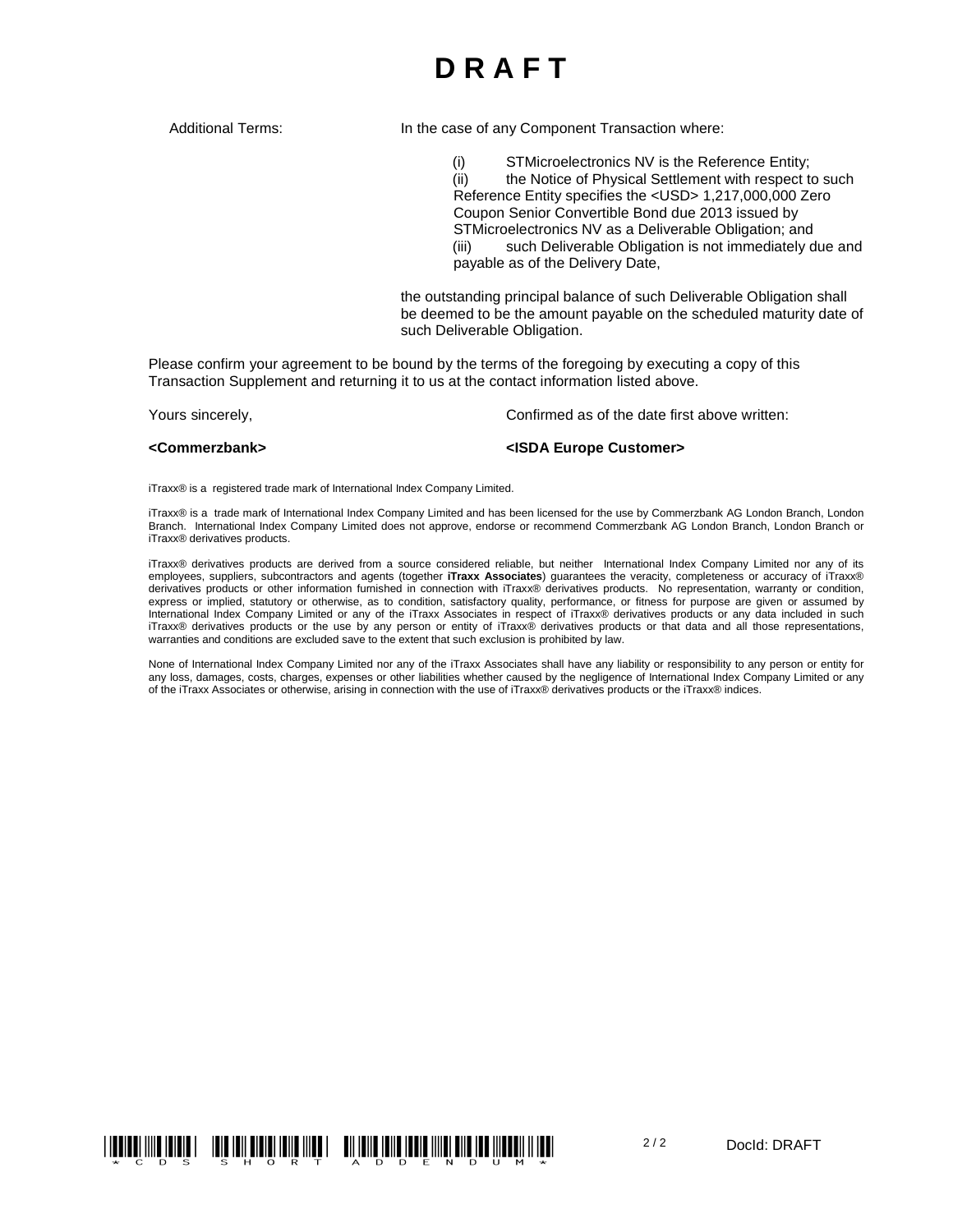# D R A F T

| | |
|---|---|
| Additional Terms: | In the case of any Component Transaction where:<br><br>(i) STMicroelectronics NV is the Reference Entity;<br>(ii) the Notice of Physical Settlement with respect to such Reference Entity specifies the <USD> 1,217,000,000 Zero Coupon Senior Convertible Bond due 2013 issued by STMicroelectronics NV as a Deliverable Obligation; and<br>(iii) such Deliverable Obligation is not immediately due and payable as of the Delivery Date,<br><br>the outstanding principal balance of such Deliverable Obligation shall be deemed to be the amount payable on the scheduled maturity date of such Deliverable Obligation. |

Please confirm your agreement to be bound by the terms of the foregoing by executing a copy of this Transaction Supplement and returning it to us at the contact information listed above.

| | |
|---|---|
| Yours sincerely, | Confirmed as of the date first above written: |
| **<Commerzbank>** | **<ISDA Europe Customer>** |

iTraxx® is a registered trade mark of International Index Company Limited.

iTraxx® is a trade mark of International Index Company Limited and has been licensed for the use by Commerzbank AG London Branch, London Branch. International Index Company Limited does not approve, endorse or recommend Commerzbank AG London Branch, London Branch or iTraxx® derivatives products.

iTraxx® derivatives products are derived from a source considered reliable, but neither International Index Company Limited nor any of its employees, suppliers, subcontractors and agents (together **iTraxx Associates**) guarantees the veracity, completeness or accuracy of iTraxx® derivatives products or other information furnished in connection with iTraxx® derivatives products. No representation, warranty or condition, express or implied, statutory or otherwise, as to condition, satisfactory quality, performance, or fitness for purpose are given or assumed by International Index Company Limited or any of the iTraxx Associates in respect of iTraxx® derivatives products or any data included in such iTraxx® derivatives products or the use by any person or entity of iTraxx® derivatives products or that data and all those representations, warranties and conditions are excluded save to the extent that such exclusion is prohibited by law.

None of International Index Company Limited nor any of the iTraxx Associates shall have any liability or responsibility to any person or entity for any loss, damages, costs, charges, expenses or other liabilities whether caused by the negligence of International Index Company Limited or any of the iTraxx Associates or otherwise, arising in connection with the use of iTraxx® derivatives products or the iTraxx® indices.

*CDS SHORT ADDENDUM*

DocId: DRAFT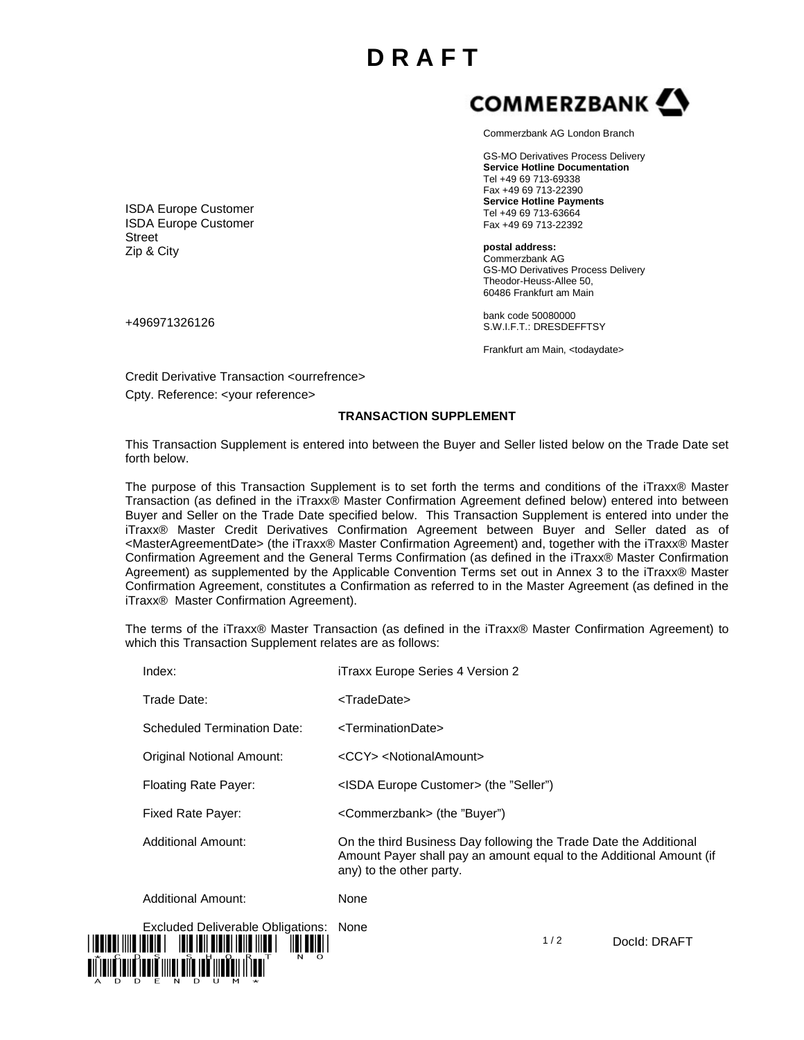# D R A F T

COMMERZBANK

Commerzbank AG London Branch

GS-MO Derivatives Process Delivery
**Service Hotline Documentation**
Tel +49 69 713-69338
Fax +49 69 713-22390
**Service Hotline Payments**
Tel +49 69 713-63664
Fax +49 69 713-22392

**postal address:**
Commerzbank AG
GS-MO Derivatives Process Delivery
Theodor-Heuss-Allee 50,
60486 Frankfurt am Main

bank code 50080000
S.W.I.F.T.: DRESDEFFTSY

Frankfurt am Main, <todaydate>

ISDA Europe Customer
ISDA Europe Customer
Street
Zip & City

+496971326126

Credit Derivative Transaction <ourrefrence>

Cpty. Reference: <your reference>

**TRANSACTION SUPPLEMENT**

This Transaction Supplement is entered into between the Buyer and Seller listed below on the Trade Date set forth below.

The purpose of this Transaction Supplement is to set forth the terms and conditions of the iTraxx® Master Transaction (as defined in the iTraxx® Master Confirmation Agreement defined below) entered into between Buyer and Seller on the Trade Date specified below. This Transaction Supplement is entered into under the iTraxx® Master Credit Derivatives Confirmation Agreement between Buyer and Seller dated as of <MasterAgreementDate> (the iTraxx® Master Confirmation Agreement) and, together with the iTraxx® Master Confirmation Agreement and the General Terms Confirmation (as defined in the iTraxx® Master Confirmation Agreement) as supplemented by the Applicable Convention Terms set out in Annex 3 to the iTraxx® Master Confirmation Agreement, constitutes a Confirmation as referred to in the Master Agreement (as defined in the iTraxx® Master Confirmation Agreement).

The terms of the iTraxx® Master Transaction (as defined in the iTraxx® Master Confirmation Agreement) to which this Transaction Supplement relates are as follows:

| | |
|---|---|
| Index: | iTraxx Europe Series 4 Version 2 |
| Trade Date: | <TradeDate> |
| Scheduled Termination Date: | <TerminationDate> |
| Original Notional Amount: | <CCY> <NotionalAmount> |
| Floating Rate Payer: | <ISDA Europe Customer> (the "Seller") |
| Fixed Rate Payer: | <Commerzbank> (the "Buyer") |
| Additional Amount: | On the third Business Day following the Trade Date the Additional Amount Payer shall pay an amount equal to the Additional Amount (if any) to the other party. |
| Additional Amount: | None |
| Excluded Deliverable Obligations: | None |

*CDS SHORT NO ADDENDUM*

DocId: DRAFT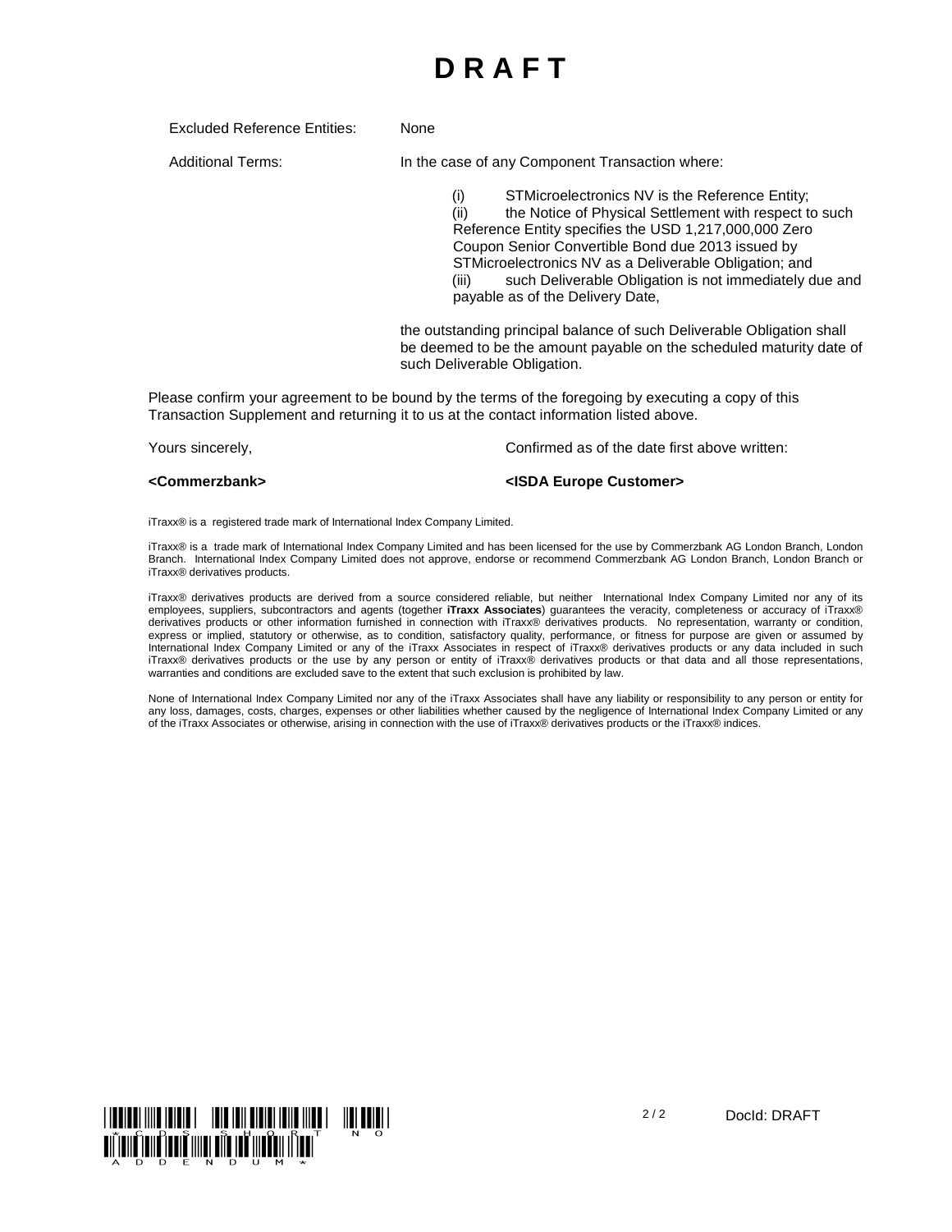# D R A F T

| | |
|---|---|
| Excluded Reference Entities: | None |
| Additional Terms: | In the case of any Component Transaction where: |

(i) STMicroelectronics NV is the Reference Entity;
(ii) the Notice of Physical Settlement with respect to such Reference Entity specifies the USD 1,217,000,000 Zero Coupon Senior Convertible Bond due 2013 issued by STMicroelectronics NV as a Deliverable Obligation; and
(iii) such Deliverable Obligation is not immediately due and payable as of the Delivery Date,

the outstanding principal balance of such Deliverable Obligation shall be deemed to be the amount payable on the scheduled maturity date of such Deliverable Obligation.

Please confirm your agreement to be bound by the terms of the foregoing by executing a copy of this Transaction Supplement and returning it to us at the contact information listed above.

| | |
|---|---|
| Yours sincerely, | Confirmed as of the date first above written: |
| **<Commerzbank>** | **<ISDA Europe Customer>** |

iTraxx® is a registered trade mark of International Index Company Limited.

iTraxx® is a trade mark of International Index Company Limited and has been licensed for the use by Commerzbank AG London Branch, London Branch. International Index Company Limited does not approve, endorse or recommend Commerzbank AG London Branch, London Branch or iTraxx® derivatives products.

iTraxx® derivatives products are derived from a source considered reliable, but neither International Index Company Limited nor any of its employees, suppliers, subcontractors and agents (together **iTraxx Associates**) guarantees the veracity, completeness or accuracy of iTraxx® derivatives products or other information furnished in connection with iTraxx® derivatives products. No representation, warranty or condition, express or implied, statutory or otherwise, as to condition, satisfactory quality, performance, or fitness for purpose are given or assumed by International Index Company Limited or any of the iTraxx Associates in respect of iTraxx® derivatives products or any data included in such iTraxx® derivatives products or the use by any person or entity of iTraxx® derivatives products or that data and all those representations, warranties and conditions are excluded save to the extent that such exclusion is prohibited by law.

None of International Index Company Limited nor any of the iTraxx Associates shall have any liability or responsibility to any person or entity for any loss, damages, costs, charges, expenses or other liabilities whether caused by the negligence of International Index Company Limited or any of the iTraxx Associates or otherwise, arising in connection with the use of iTraxx® derivatives products or the iTraxx® indices.

*CDS SHORT NO ADDENDUM*

DocId: DRAFT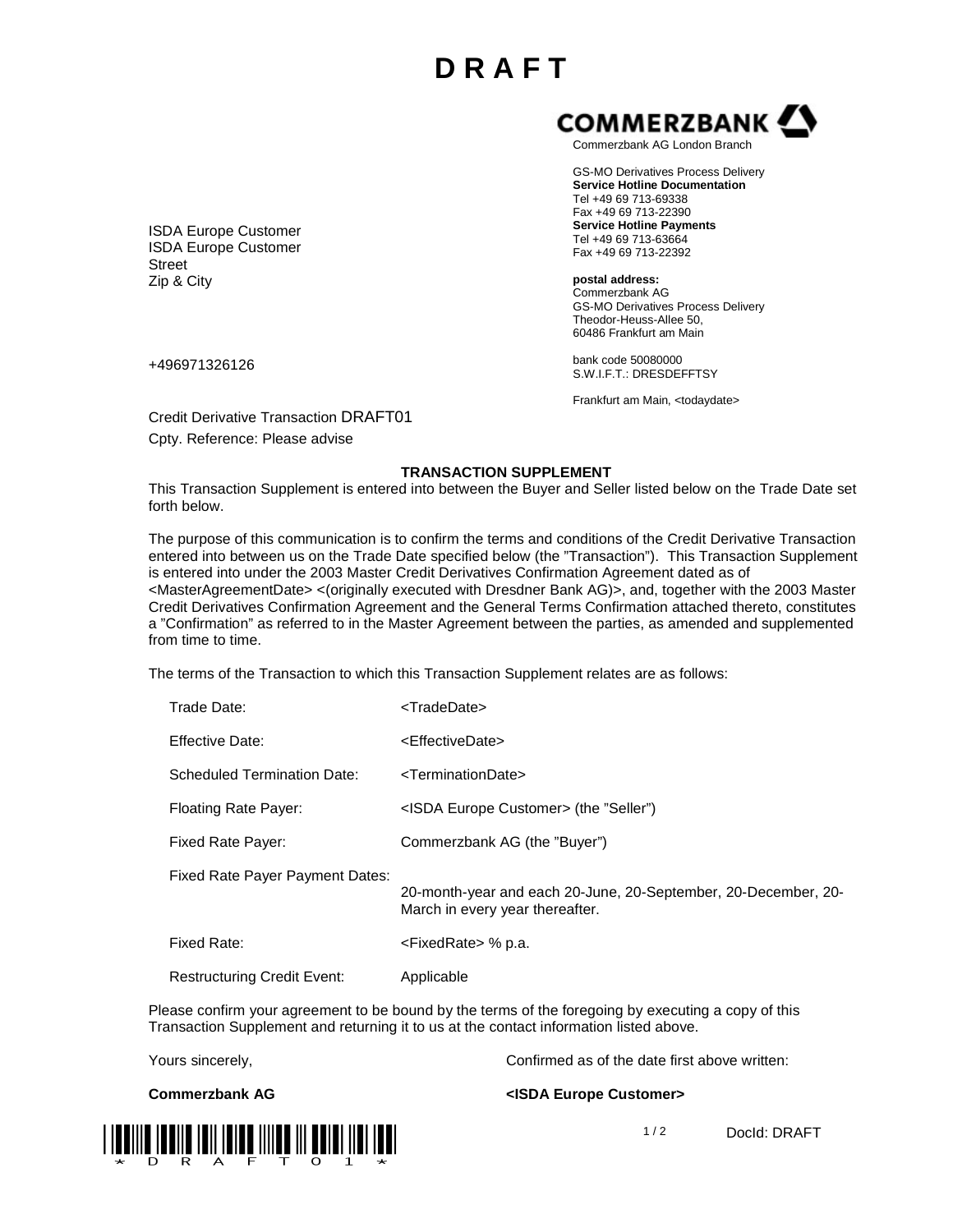# D R A F T

**COMMERZBANK**

Commerzbank AG London Branch

GS-MO Derivatives Process Delivery
**Service Hotline Documentation**
Tel +49 69 713-69338
Fax +49 69 713-22390
**Service Hotline Payments**
Tel +49 69 713-63664
Fax +49 69 713-22392

**postal address:**
Commerzbank AG
GS-MO Derivatives Process Delivery
Theodor-Heuss-Allee 50,
60486 Frankfurt am Main

bank code 50080000
S.W.I.F.T.: DRESDEFFTSY

Frankfurt am Main, <todaydate>

ISDA Europe Customer
ISDA Europe Customer
Street
Zip & City

+496971326126

Credit Derivative Transaction DRAFT01

Cpty. Reference: Please advise

**TRANSACTION SUPPLEMENT**

This Transaction Supplement is entered into between the Buyer and Seller listed below on the Trade Date set forth below.

The purpose of this communication is to confirm the terms and conditions of the Credit Derivative Transaction entered into between us on the Trade Date specified below (the "Transaction"). This Transaction Supplement is entered into under the 2003 Master Credit Derivatives Confirmation Agreement dated as of <MasterAgreementDate> <(originally executed with Dresdner Bank AG)>, and, together with the 2003 Master Credit Derivatives Confirmation Agreement and the General Terms Confirmation attached thereto, constitutes a "Confirmation" as referred to in the Master Agreement between the parties, as amended and supplemented from time to time.

The terms of the Transaction to which this Transaction Supplement relates are as follows:

| | |
|---|---|
| Trade Date: | <TradeDate> |
| Effective Date: | <EffectiveDate> |
| Scheduled Termination Date: | <TerminationDate> |
| Floating Rate Payer: | <ISDA Europe Customer> (the "Seller") |
| Fixed Rate Payer: | Commerzbank AG (the "Buyer") |
| Fixed Rate Payer Payment Dates: | 20-month-year and each 20-June, 20-September, 20-December, 20-March in every year thereafter. |
| Fixed Rate: | <FixedRate> % p.a. |
| Restructuring Credit Event: | Applicable |

Please confirm your agreement to be bound by the terms of the foregoing by executing a copy of this Transaction Supplement and returning it to us at the contact information listed above.

Yours sincerely,

**Commerzbank AG**

Confirmed as of the date first above written:

**<ISDA Europe Customer>**

*DRAFT01*

DocId: DRAFT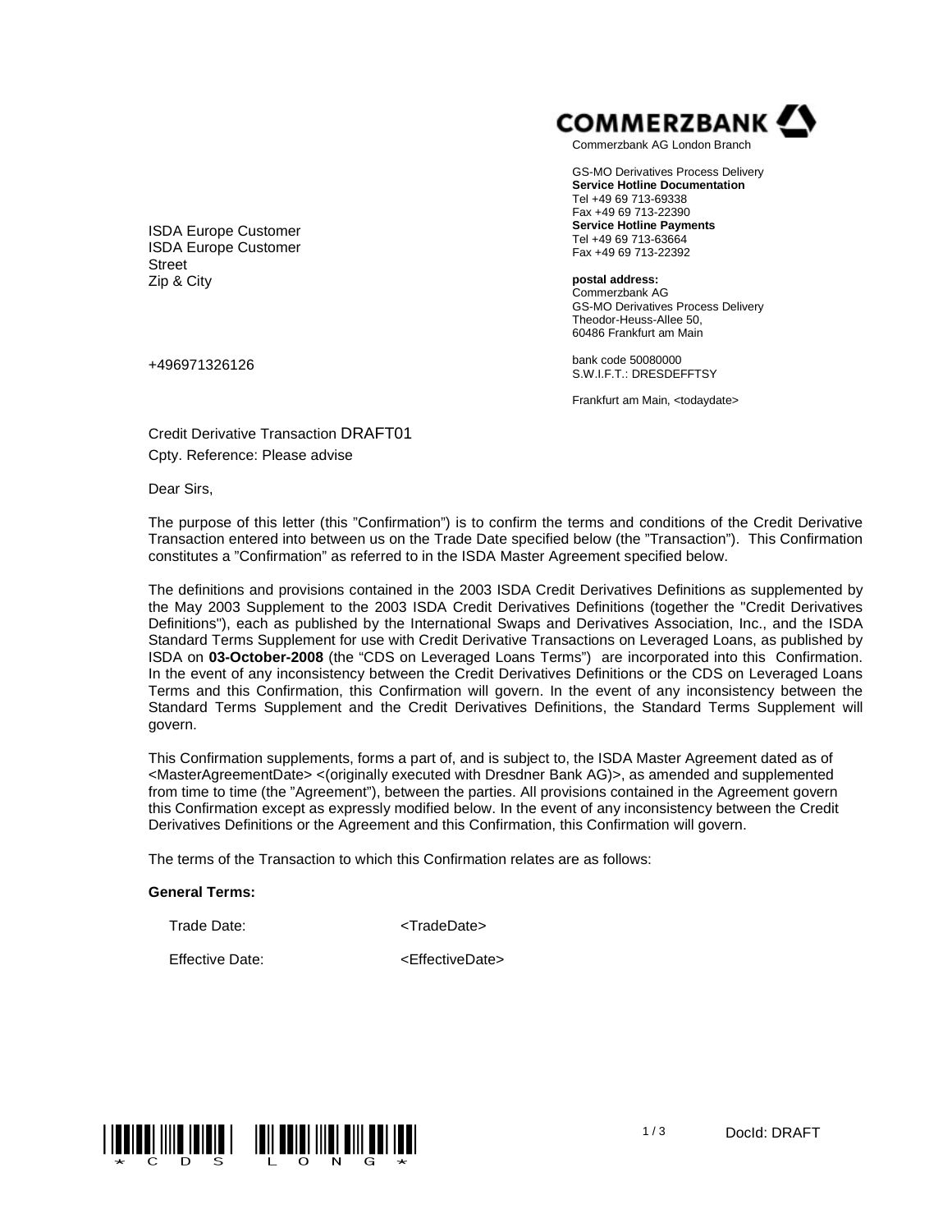**COMMERZBANK**

Commerzbank AG London Branch

GS-MO Derivatives Process Delivery
**Service Hotline Documentation**
Tel +49 69 713-69338
Fax +49 69 713-22390
**Service Hotline Payments**
Tel +49 69 713-63664
Fax +49 69 713-22392

**postal address:**
Commerzbank AG
GS-MO Derivatives Process Delivery
Theodor-Heuss-Allee 50,
60486 Frankfurt am Main

bank code 50080000
S.W.I.F.T.: DRESDEFFTSY

Frankfurt am Main, <todaydate>

ISDA Europe Customer
ISDA Europe Customer
Street
Zip & City

+496971326126

Credit Derivative Transaction DRAFT01
Cpty. Reference: Please advise

Dear Sirs,

The purpose of this letter (this "Confirmation") is to confirm the terms and conditions of the Credit Derivative Transaction entered into between us on the Trade Date specified below (the "Transaction"). This Confirmation constitutes a "Confirmation" as referred to in the ISDA Master Agreement specified below.

The definitions and provisions contained in the 2003 ISDA Credit Derivatives Definitions as supplemented by the May 2003 Supplement to the 2003 ISDA Credit Derivatives Definitions (together the "Credit Derivatives Definitions"), each as published by the International Swaps and Derivatives Association, Inc., and the ISDA Standard Terms Supplement for use with Credit Derivative Transactions on Leveraged Loans, as published by ISDA on **03-October-2008** (the "CDS on Leveraged Loans Terms") are incorporated into this Confirmation. In the event of any inconsistency between the Credit Derivatives Definitions or the CDS on Leveraged Loans Terms and this Confirmation, this Confirmation will govern. In the event of any inconsistency between the Standard Terms Supplement and the Credit Derivatives Definitions, the Standard Terms Supplement will govern.

This Confirmation supplements, forms a part of, and is subject to, the ISDA Master Agreement dated as of <MasterAgreementDate> <(originally executed with Dresdner Bank AG)>, as amended and supplemented from time to time (the "Agreement"), between the parties. All provisions contained in the Agreement govern this Confirmation except as expressly modified below. In the event of any inconsistency between the Credit Derivatives Definitions or the Agreement and this Confirmation, this Confirmation will govern.

The terms of the Transaction to which this Confirmation relates are as follows:

**General Terms:**

| | |
|---|---|
| Trade Date: | <TradeDate> |
| Effective Date: | <EffectiveDate> |

*CDS LONG*

DocId: DRAFT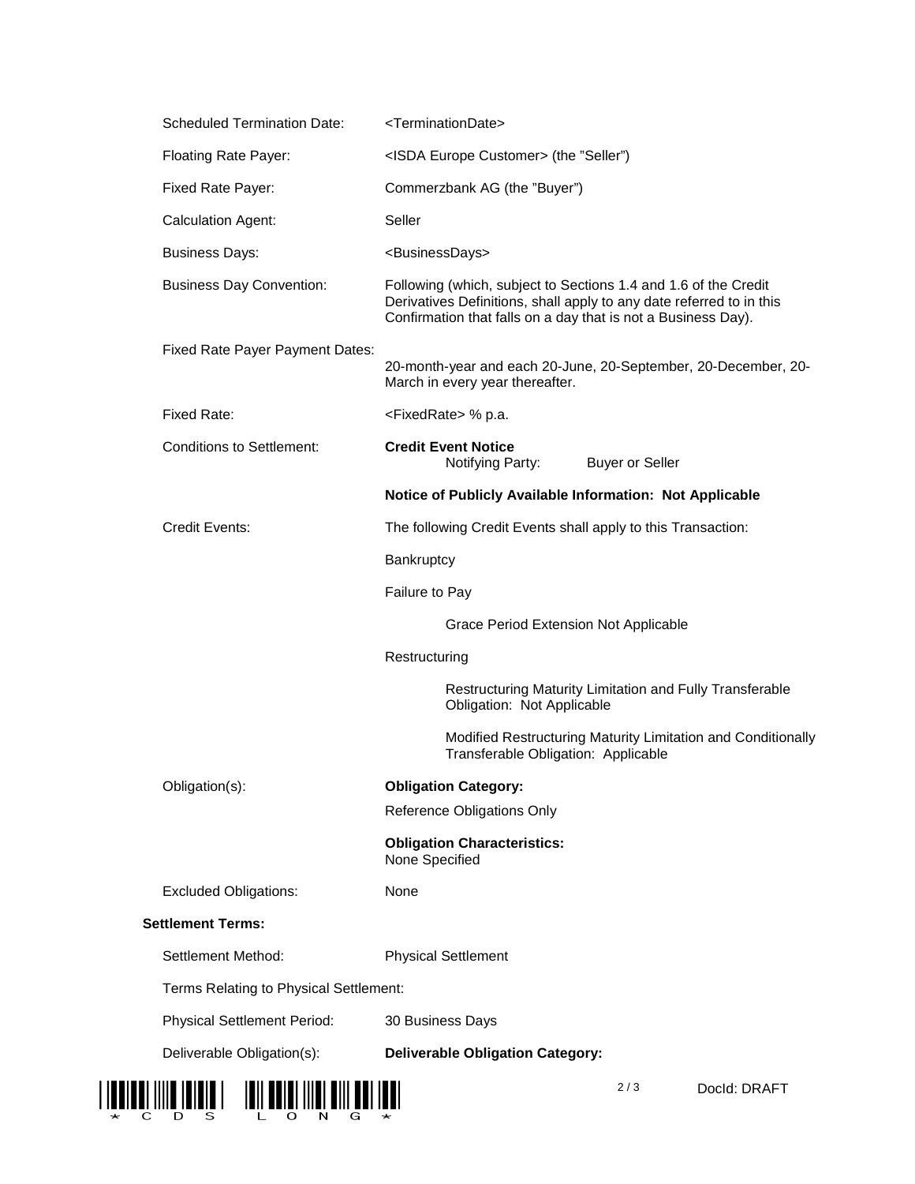| | |
|---|---|
| Scheduled Termination Date: | <TerminationDate> |
| Floating Rate Payer: | <ISDA Europe Customer> (the "Seller") |
| Fixed Rate Payer: | Commerzbank AG (the "Buyer") |
| Calculation Agent: | Seller |
| Business Days: | <BusinessDays> |
| Business Day Convention: | Following (which, subject to Sections 1.4 and 1.6 of the Credit Derivatives Definitions, shall apply to any date referred to in this Confirmation that falls on a day that is not a Business Day). |
| Fixed Rate Payer Payment Dates: | 20-month-year and each 20-June, 20-September, 20-December, 20-March in every year thereafter. |
| Fixed Rate: | <FixedRate> % p.a. |
| Conditions to Settlement: | **Credit Event Notice**<br>Notifying Party: Buyer or Seller |
| | **Notice of Publicly Available Information: Not Applicable** |
| Credit Events: | The following Credit Events shall apply to this Transaction: |
| | Bankruptcy |
| | Failure to Pay |
| | Grace Period Extension Not Applicable |
| | Restructuring |
| | Restructuring Maturity Limitation and Fully Transferable Obligation: Not Applicable |
| | Modified Restructuring Maturity Limitation and Conditionally Transferable Obligation: Applicable |
| Obligation(s): | **Obligation Category:** |
| | Reference Obligations Only |
| | **Obligation Characteristics:**<br>None Specified |
| Excluded Obligations: | None |

**Settlement Terms:**

| | |
|---|---|
| Settlement Method: | Physical Settlement |
| Terms Relating to Physical Settlement: | |
| Physical Settlement Period: | 30 Business Days |
| Deliverable Obligation(s): | **Deliverable Obligation Category:** |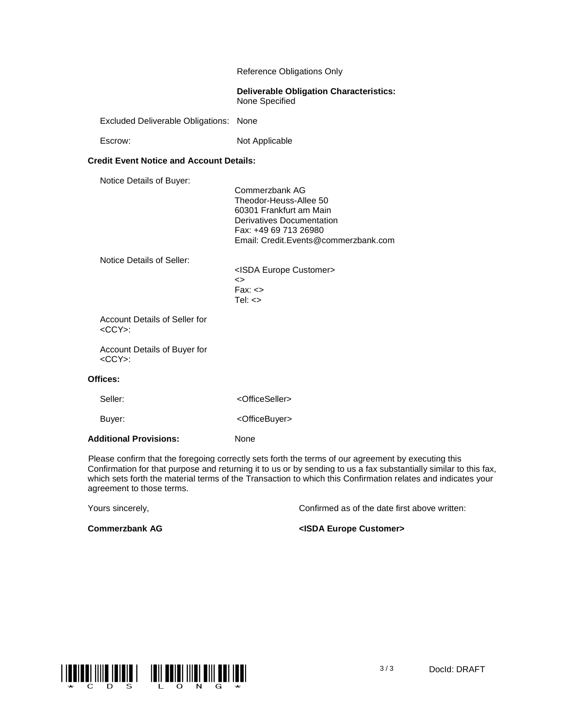Reference Obligations Only

**Deliverable Obligation Characteristics:**
None Specified

Excluded Deliverable Obligations: None

Escrow: Not Applicable

**Credit Event Notice and Account Details:**

Notice Details of Buyer:

Commerzbank AG
Theodor-Heuss-Allee 50
60301 Frankfurt am Main
Derivatives Documentation
Fax: +49 69 713 26980
Email: Credit.Events@commerzbank.com

Notice Details of Seller:

<ISDA Europe Customer>
<>
Fax: <>
Tel: <>

Account Details of Seller for <CCY>:

Account Details of Buyer for <CCY>:

**Offices:**

Seller: <OfficeSeller>

Buyer: <OfficeBuyer>

**Additional Provisions:** None

Please confirm that the foregoing correctly sets forth the terms of our agreement by executing this Confirmation for that purpose and returning it to us or by sending to us a fax substantially similar to this fax, which sets forth the material terms of the Transaction to which this Confirmation relates and indicates your agreement to those terms.

Yours sincerely,

**Commerzbank AG**

Confirmed as of the date first above written:

**<ISDA Europe Customer>**

*CDS LONG*

DocId: DRAFT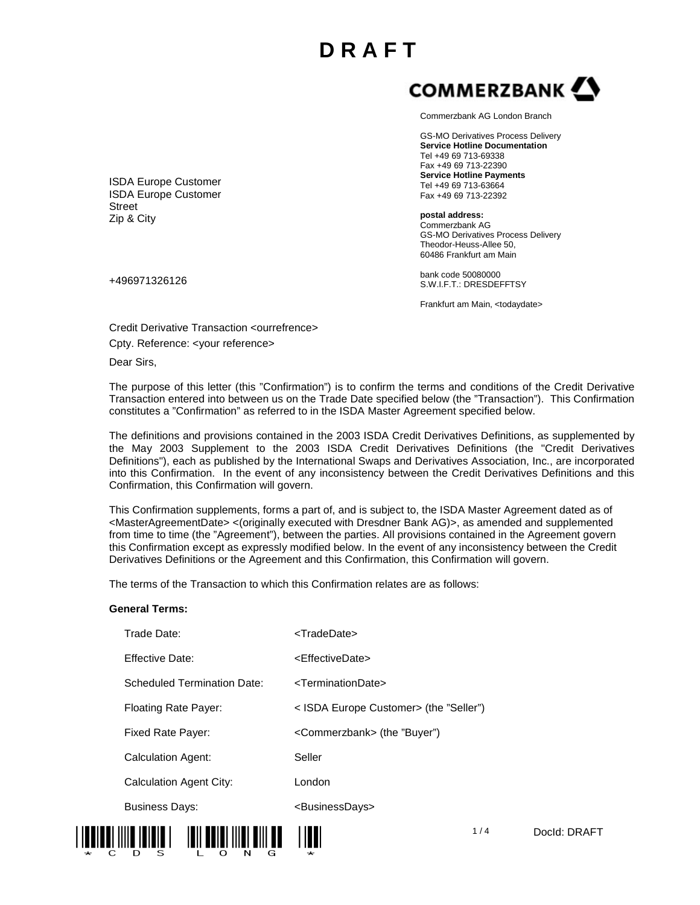# D R A F T

**COMMERZBANK**

Commerzbank AG London Branch

GS-MO Derivatives Process Delivery
**Service Hotline Documentation**
Tel +49 69 713-69338
Fax +49 69 713-22390
**Service Hotline Payments**
Tel +49 69 713-63664
Fax +49 69 713-22392

**postal address:**
Commerzbank AG
GS-MO Derivatives Process Delivery
Theodor-Heuss-Allee 50,
60486 Frankfurt am Main

bank code 50080000
S.W.I.F.T.: DRESDEFFTSY

Frankfurt am Main, <todaydate>

ISDA Europe Customer
ISDA Europe Customer
Street
Zip & City

+496971326126

Credit Derivative Transaction <ourrefrence>

Cpty. Reference: <your reference>

Dear Sirs,

The purpose of this letter (this "Confirmation") is to confirm the terms and conditions of the Credit Derivative Transaction entered into between us on the Trade Date specified below (the "Transaction"). This Confirmation constitutes a "Confirmation" as referred to in the ISDA Master Agreement specified below.

The definitions and provisions contained in the 2003 ISDA Credit Derivatives Definitions, as supplemented by the May 2003 Supplement to the 2003 ISDA Credit Derivatives Definitions (the "Credit Derivatives Definitions"), each as published by the International Swaps and Derivatives Association, Inc., are incorporated into this Confirmation. In the event of any inconsistency between the Credit Derivatives Definitions and this Confirmation, this Confirmation will govern.

This Confirmation supplements, forms a part of, and is subject to, the ISDA Master Agreement dated as of <MasterAgreementDate> <(originally executed with Dresdner Bank AG)>, as amended and supplemented from time to time (the "Agreement"), between the parties. All provisions contained in the Agreement govern this Confirmation except as expressly modified below. In the event of any inconsistency between the Credit Derivatives Definitions or the Agreement and this Confirmation, this Confirmation will govern.

The terms of the Transaction to which this Confirmation relates are as follows:

**General Terms:**

| | |
|---|---|
| Trade Date: | <TradeDate> |
| Effective Date: | <EffectiveDate> |
| Scheduled Termination Date: | <TerminationDate> |
| Floating Rate Payer: | < ISDA Europe Customer> (the "Seller") |
| Fixed Rate Payer: | <Commerzbank> (the "Buyer") |
| Calculation Agent: | Seller |
| Calculation Agent City: | London |
| Business Days: | <BusinessDays> |

*CDS LONG*

DocId: DRAFT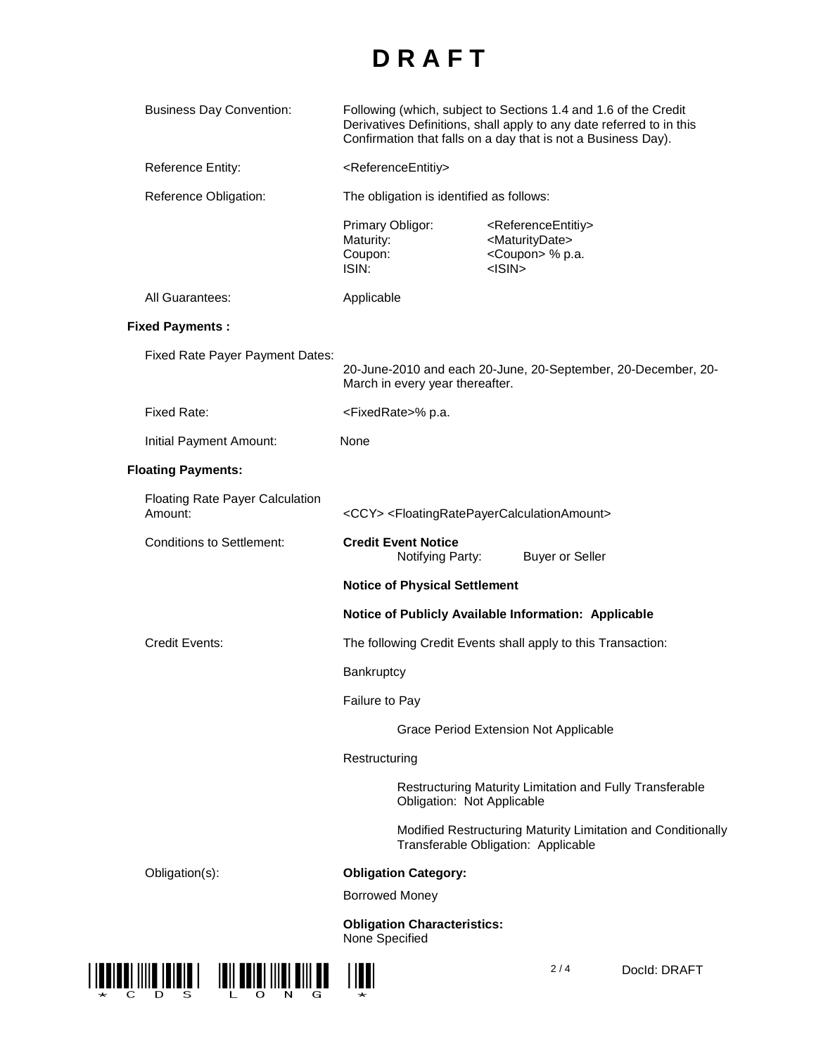# D R A F T

| | |
|---|---|
| Business Day Convention: | Following (which, subject to Sections 1.4 and 1.6 of the Credit Derivatives Definitions, shall apply to any date referred to in this Confirmation that falls on a day that is not a Business Day). |
| Reference Entity: | <ReferenceEntitiy> |
| Reference Obligation: | The obligation is identified as follows: |
| | Primary Obligor: <ReferenceEntitiy> |
| | Maturity: <MaturityDate> |
| | Coupon: <Coupon> % p.a. |
| | ISIN: <ISIN> |
| All Guarantees: | Applicable |

**Fixed Payments :**

| | |
|---|---|
| Fixed Rate Payer Payment Dates: | 20-June-2010 and each 20-June, 20-September, 20-December, 20-March in every year thereafter. |
| Fixed Rate: | <FixedRate>% p.a. |
| Initial Payment Amount: | None |

**Floating Payments:**

| | |
|---|---|
| Floating Rate Payer Calculation Amount: | <CCY> <FloatingRatePayerCalculationAmount> |
| Conditions to Settlement: | **Credit Event Notice** Notifying Party: Buyer or Seller |
| | **Notice of Physical Settlement** |
| | **Notice of Publicly Available Information: Applicable** |
| Credit Events: | The following Credit Events shall apply to this Transaction: |
| | Bankruptcy |
| | Failure to Pay |
| | Grace Period Extension Not Applicable |
| | Restructuring |
| | Restructuring Maturity Limitation and Fully Transferable Obligation: Not Applicable |
| | Modified Restructuring Maturity Limitation and Conditionally Transferable Obligation: Applicable |
| Obligation(s): | **Obligation Category:** |
| | Borrowed Money |
| | **Obligation Characteristics:** None Specified |

DocId: DRAFT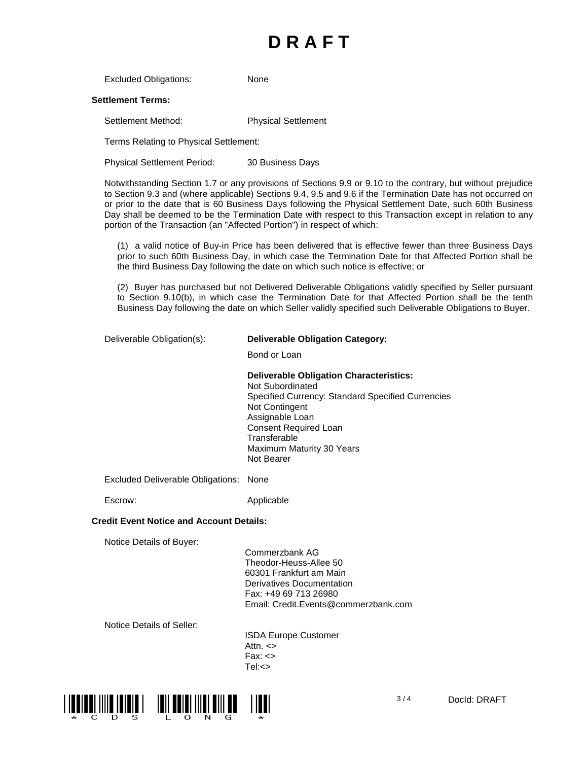# D R A F T

Excluded Obligations: None

**Settlement Terms:**

Settlement Method: Physical Settlement

Terms Relating to Physical Settlement:

Physical Settlement Period: 30 Business Days

Notwithstanding Section 1.7 or any provisions of Sections 9.9 or 9.10 to the contrary, but without prejudice to Section 9.3 and (where applicable) Sections 9.4, 9.5 and 9.6 if the Termination Date has not occurred on or prior to the date that is 60 Business Days following the Physical Settlement Date, such 60th Business Day shall be deemed to be the Termination Date with respect to this Transaction except in relation to any portion of the Transaction (an "Affected Portion") in respect of which:

(1) a valid notice of Buy-in Price has been delivered that is effective fewer than three Business Days prior to such 60th Business Day, in which case the Termination Date for that Affected Portion shall be the third Business Day following the date on which such notice is effective; or

(2) Buyer has purchased but not Delivered Deliverable Obligations validly specified by Seller pursuant to Section 9.10(b), in which case the Termination Date for that Affected Portion shall be the tenth Business Day following the date on which Seller validly specified such Deliverable Obligations to Buyer.

Deliverable Obligation(s): **Deliverable Obligation Category:**

Bond or Loan

**Deliverable Obligation Characteristics:**
Not Subordinated
Specified Currency: Standard Specified Currencies
Not Contingent
Assignable Loan
Consent Required Loan
Transferable
Maximum Maturity 30 Years
Not Bearer

Excluded Deliverable Obligations: None

Escrow: Applicable

**Credit Event Notice and Account Details:**

Notice Details of Buyer:

Commerzbank AG
Theodor-Heuss-Allee 50
60301 Frankfurt am Main
Derivatives Documentation
Fax: +49 69 713 26980
Email: Credit.Events@commerzbank.com

Notice Details of Seller:

ISDA Europe Customer
Attn. <>
Fax: <>
Tel:<>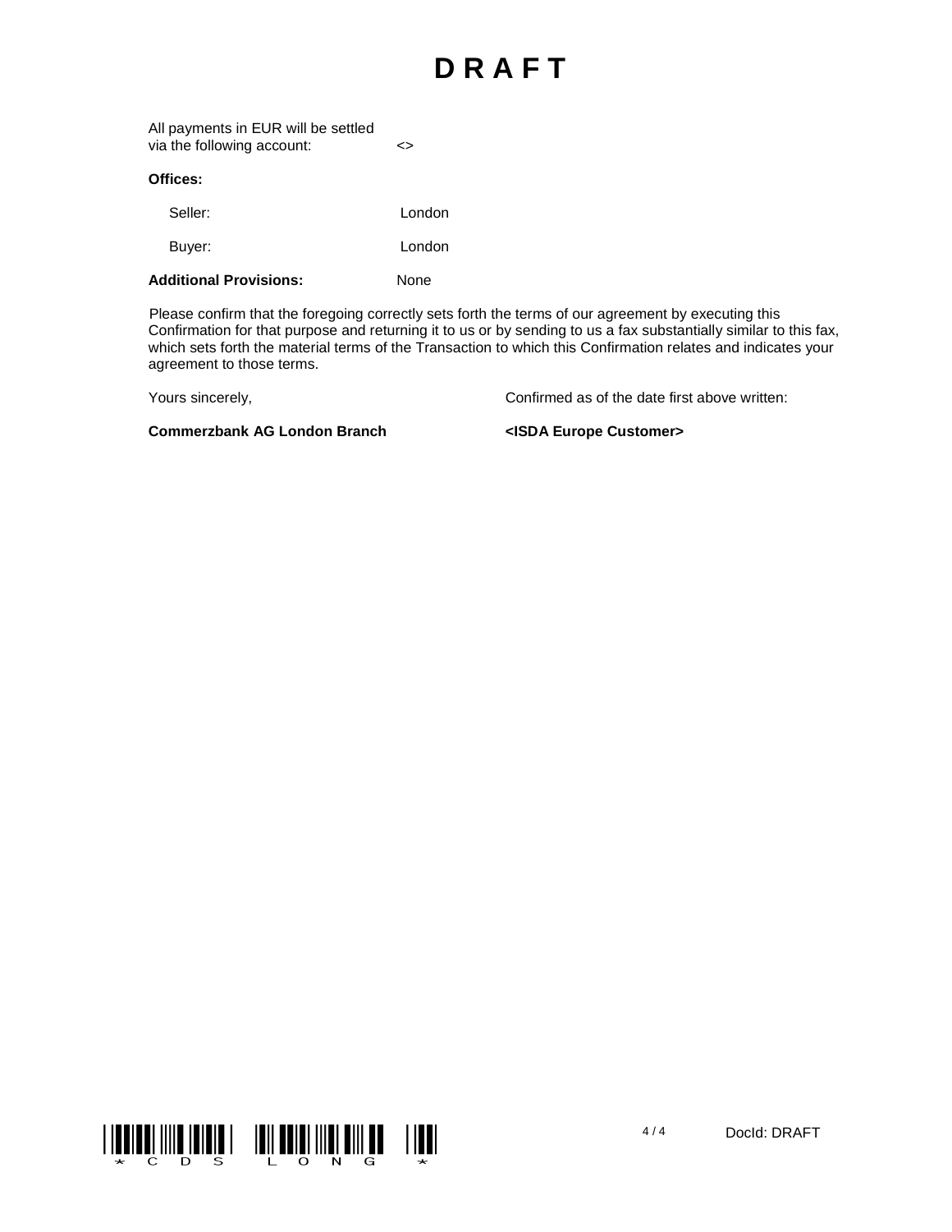# D R A F T

All payments in EUR will be settled via the following account: <>

**Offices:**

| | |
|---|---|
| Seller: | London |
| Buyer: | London |

**Additional Provisions:** None

Please confirm that the foregoing correctly sets forth the terms of our agreement by executing this Confirmation for that purpose and returning it to us or by sending to us a fax substantially similar to this fax, which sets forth the material terms of the Transaction to which this Confirmation relates and indicates your agreement to those terms.

| | |
|---|---|
| Yours sincerely, | Confirmed as of the date first above written: |
| **Commerzbank AG London Branch** | **<ISDA Europe Customer>** |

*CDS LONG*

DocId: DRAFT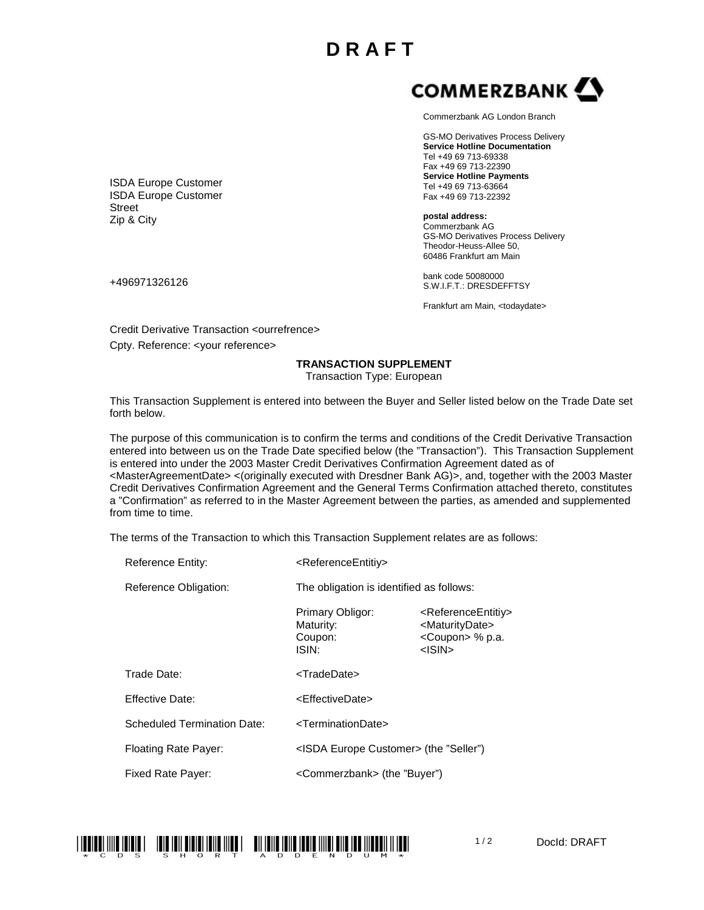# D R A F T

**COMMERZBANK**

Commerzbank AG London Branch

GS-MO Derivatives Process Delivery
**Service Hotline Documentation**
Tel +49 69 713-69338
Fax +49 69 713-22390
**Service Hotline Payments**
Tel +49 69 713-63664
Fax +49 69 713-22392

**postal address:**
Commerzbank AG
GS-MO Derivatives Process Delivery
Theodor-Heuss-Allee 50,
60486 Frankfurt am Main

bank code 50080000
S.W.I.F.T.: DRESDEFFTSY

Frankfurt am Main, <todaydate>

ISDA Europe Customer
ISDA Europe Customer
Street
Zip & City

+496971326126

Credit Derivative Transaction <ourrefrence>

Cpty. Reference: <your reference>

**TRANSACTION SUPPLEMENT**

Transaction Type: European

This Transaction Supplement is entered into between the Buyer and Seller listed below on the Trade Date set forth below.

The purpose of this communication is to confirm the terms and conditions of the Credit Derivative Transaction entered into between us on the Trade Date specified below (the "Transaction"). This Transaction Supplement is entered into under the 2003 Master Credit Derivatives Confirmation Agreement dated as of <MasterAgreementDate> <(originally executed with Dresdner Bank AG)>, and, together with the 2003 Master Credit Derivatives Confirmation Agreement and the General Terms Confirmation attached thereto, constitutes a "Confirmation" as referred to in the Master Agreement between the parties, as amended and supplemented from time to time.

The terms of the Transaction to which this Transaction Supplement relates are as follows:

| | | |
|---|---|---|
| Reference Entity: | <ReferenceEntitiy> | |
| Reference Obligation: | The obligation is identified as follows: | |
| | Primary Obligor: | <ReferenceEntitiy> |
| | Maturity: | <MaturityDate> |
| | Coupon: | <Coupon> % p.a. |
| | ISIN: | <ISIN> |
| Trade Date: | <TradeDate> | |
| Effective Date: | <EffectiveDate> | |
| Scheduled Termination Date: | <TerminationDate> | |
| Floating Rate Payer: | <ISDA Europe Customer> (the "Seller") | |
| Fixed Rate Payer: | <Commerzbank> (the "Buyer") | |

*CDS SHORT ADDENDUM*

DocId: DRAFT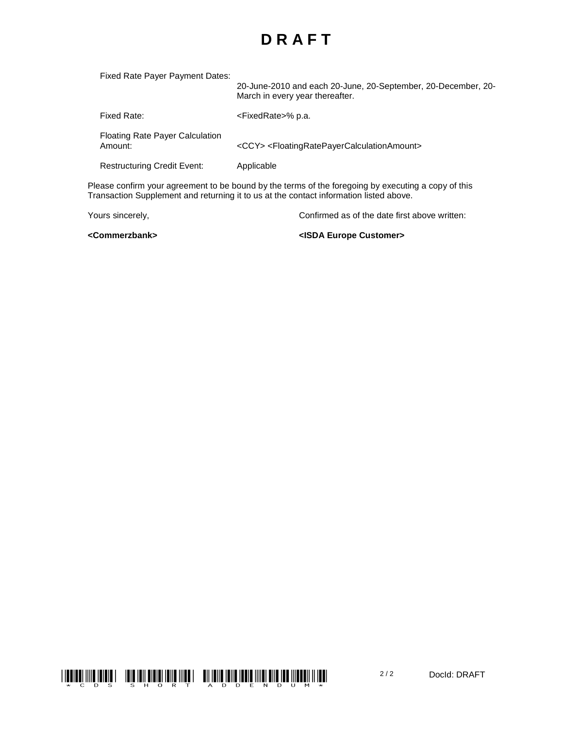# D R A F T

| | |
|---|---|
| Fixed Rate Payer Payment Dates: | 20-June-2010 and each 20-June, 20-September, 20-December, 20-March in every year thereafter. |
| Fixed Rate: | <FixedRate>% p.a. |
| Floating Rate Payer Calculation Amount: | <CCY> <FloatingRatePayerCalculationAmount> |
| Restructuring Credit Event: | Applicable |

Please confirm your agreement to be bound by the terms of the foregoing by executing a copy of this Transaction Supplement and returning it to us at the contact information listed above.

Yours sincerely,

**<Commerzbank>**

Confirmed as of the date first above written:

**<ISDA Europe Customer>**

*CDS SHORT ADDENDUM*

DocId: DRAFT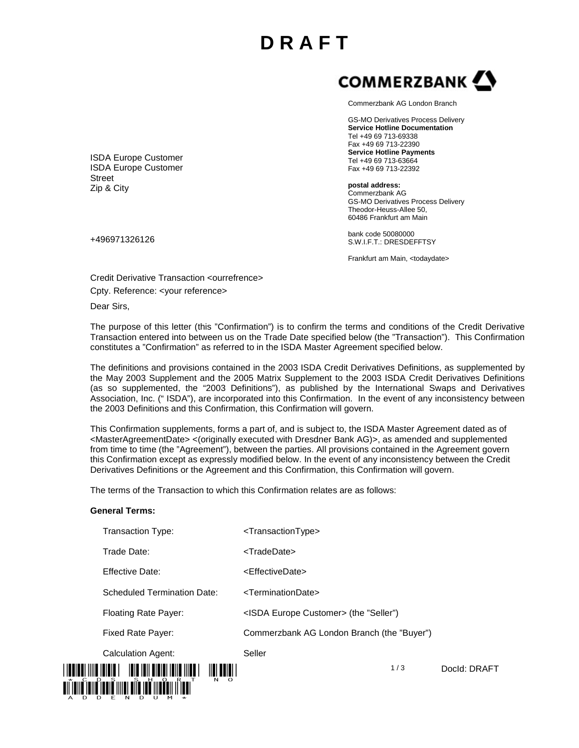# D R A F T

COMMERZBANK

Commerzbank AG London Branch

GS-MO Derivatives Process Delivery
**Service Hotline Documentation**
Tel +49 69 713-69338
Fax +49 69 713-22390
**Service Hotline Payments**
Tel +49 69 713-63664
Fax +49 69 713-22392

**postal address:**
Commerzbank AG
GS-MO Derivatives Process Delivery
Theodor-Heuss-Allee 50,
60486 Frankfurt am Main

bank code 50080000
S.W.I.F.T.: DRESDEFFTSY

Frankfurt am Main, <todaydate>

ISDA Europe Customer
ISDA Europe Customer
Street
Zip & City

+496971326126

Credit Derivative Transaction <ourrefrence>

Cpty. Reference: <your reference>

Dear Sirs,

The purpose of this letter (this "Confirmation") is to confirm the terms and conditions of the Credit Derivative Transaction entered into between us on the Trade Date specified below (the "Transaction"). This Confirmation constitutes a "Confirmation" as referred to in the ISDA Master Agreement specified below.

The definitions and provisions contained in the 2003 ISDA Credit Derivatives Definitions, as supplemented by the May 2003 Supplement and the 2005 Matrix Supplement to the 2003 ISDA Credit Derivatives Definitions (as so supplemented, the "2003 Definitions"), as published by the International Swaps and Derivatives Association, Inc. (" ISDA"), are incorporated into this Confirmation. In the event of any inconsistency between the 2003 Definitions and this Confirmation, this Confirmation will govern.

This Confirmation supplements, forms a part of, and is subject to, the ISDA Master Agreement dated as of <MasterAgreementDate> <(originally executed with Dresdner Bank AG)>, as amended and supplemented from time to time (the "Agreement"), between the parties. All provisions contained in the Agreement govern this Confirmation except as expressly modified below. In the event of any inconsistency between the Credit Derivatives Definitions or the Agreement and this Confirmation, this Confirmation will govern.

The terms of the Transaction to which this Confirmation relates are as follows:

**General Terms:**

| | |
|---|---|
| Transaction Type: | <TransactionType> |
| Trade Date: | <TradeDate> |
| Effective Date: | <EffectiveDate> |
| Scheduled Termination Date: | <TerminationDate> |
| Floating Rate Payer: | <ISDA Europe Customer> (the "Seller") |
| Fixed Rate Payer: | Commerzbank AG London Branch (the "Buyer") |
| Calculation Agent: | Seller |

*CDS SHORT NO ADDENDUM*

DocId: DRAFT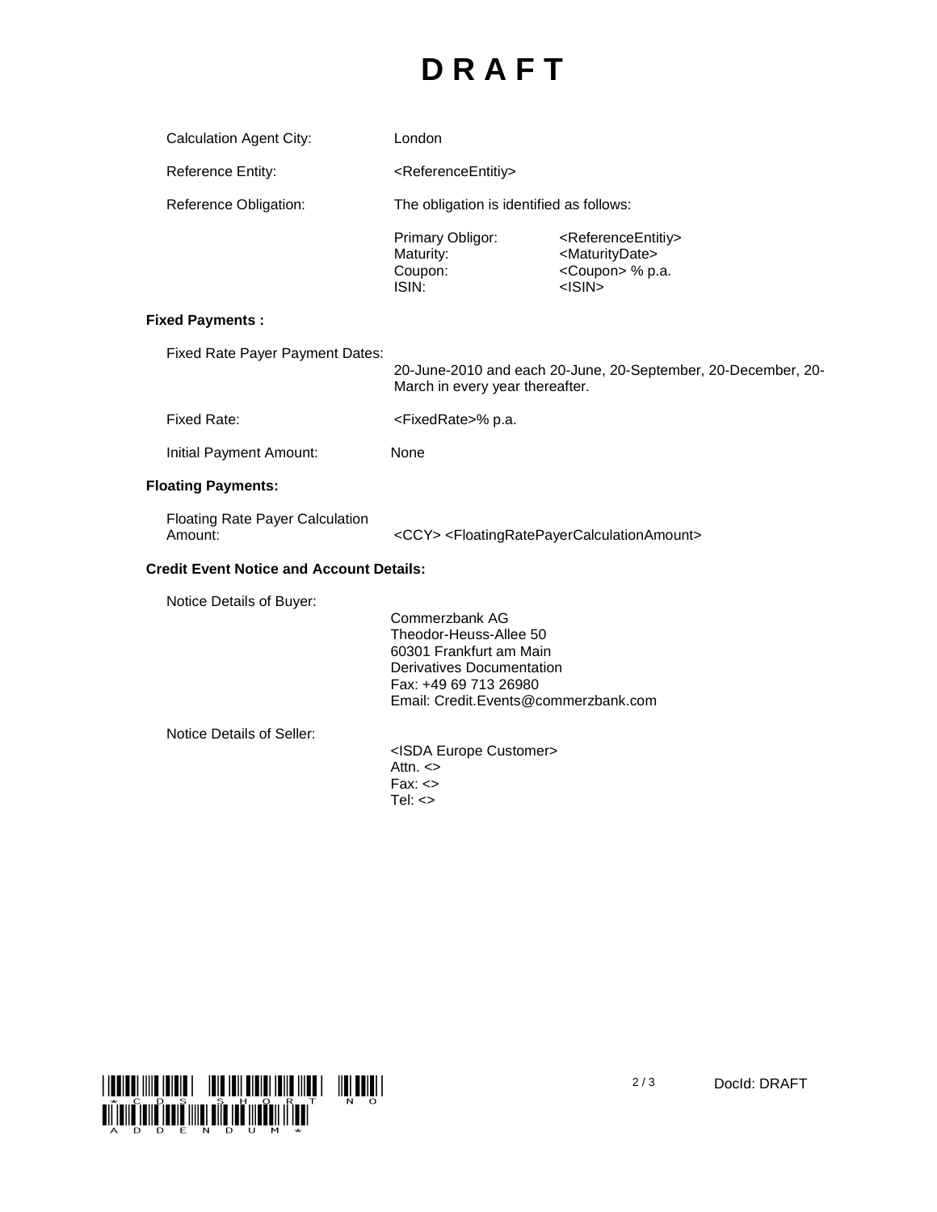# D R A F T

| | |
|---|---|
| Calculation Agent City: | London |
| Reference Entity: | <ReferenceEntitiy> |
| Reference Obligation: | The obligation is identified as follows: |

| | | |
|---|---|---|
| | Primary Obligor: | <ReferenceEntitiy> |
| | Maturity: | <MaturityDate> |
| | Coupon: | <Coupon> % p.a. |
| | ISIN: | <ISIN> |

**Fixed Payments :**

| | |
|---|---|
| Fixed Rate Payer Payment Dates: | 20-June-2010 and each 20-June, 20-September, 20-December, 20-March in every year thereafter. |
| Fixed Rate: | <FixedRate>% p.a. |
| Initial Payment Amount: | None |

**Floating Payments:**

| | |
|---|---|
| Floating Rate Payer Calculation Amount: | <CCY> <FloatingRatePayerCalculationAmount> |

**Credit Event Notice and Account Details:**

Notice Details of Buyer:

Commerzbank AG
Theodor-Heuss-Allee 50
60301 Frankfurt am Main
Derivatives Documentation
Fax: +49 69 713 26980
Email: Credit.Events@commerzbank.com

Notice Details of Seller:

<ISDA Europe Customer>
Attn. <>
Fax: <>
Tel: <>

*CDS SHORT NO ADDENDUM*

DocId: DRAFT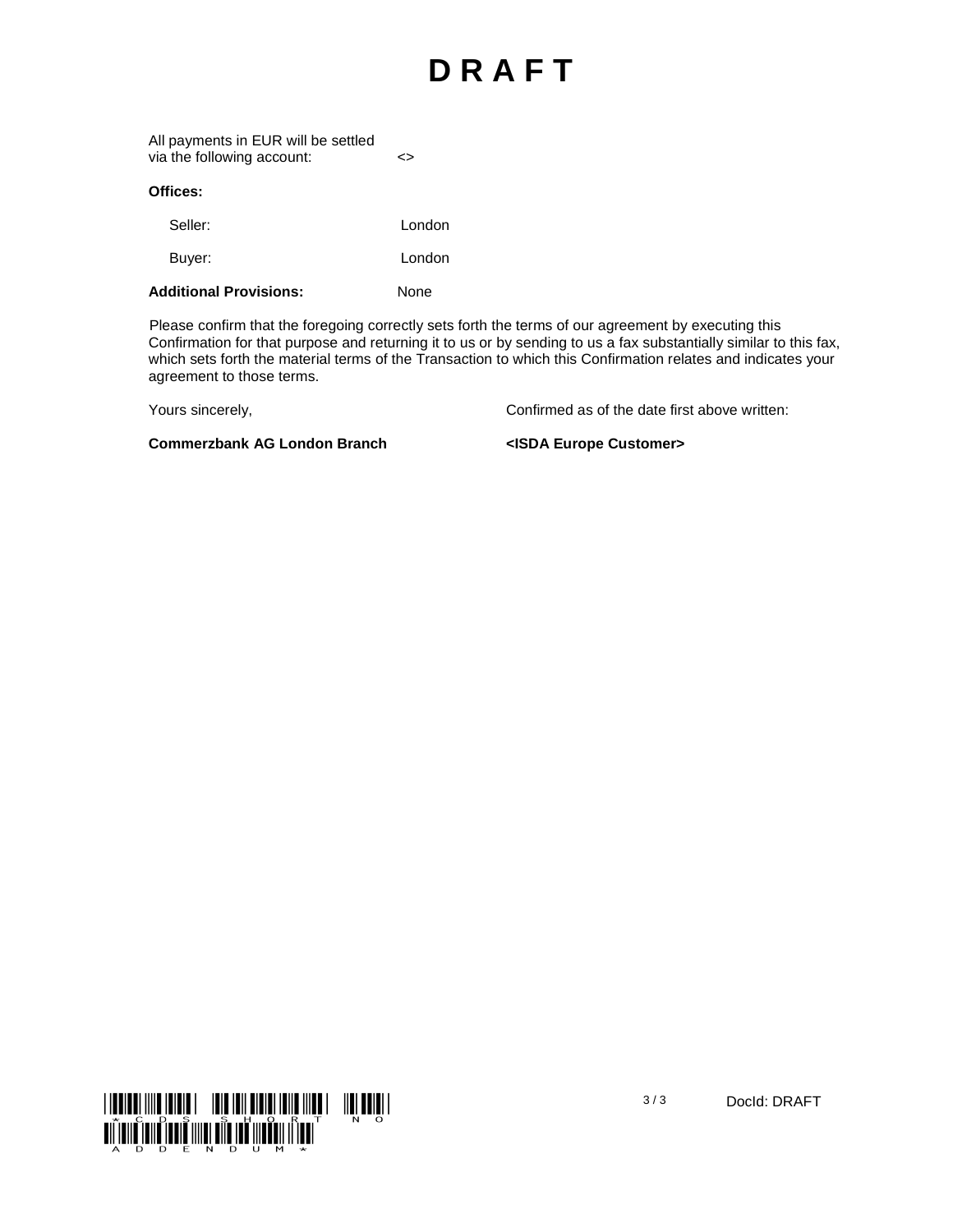# D R A F T

| | |
|---|---|
| All payments in EUR will be settled via the following account: | <> |

**Offices:**

| | |
|---|---|
| Seller: | London |
| Buyer: | London |

| | |
|---|---|
| **Additional Provisions:** | None |

Please confirm that the foregoing correctly sets forth the terms of our agreement by executing this Confirmation for that purpose and returning it to us or by sending to us a fax substantially similar to this fax, which sets forth the material terms of the Transaction to which this Confirmation relates and indicates your agreement to those terms.

| | |
|---|---|
| Yours sincerely, | Confirmed as of the date first above written: |
| **Commerzbank AG London Branch** | **<ISDA Europe Customer>** |

\*CDS SHORT NO ADDENDUM\*

DocId: DRAFT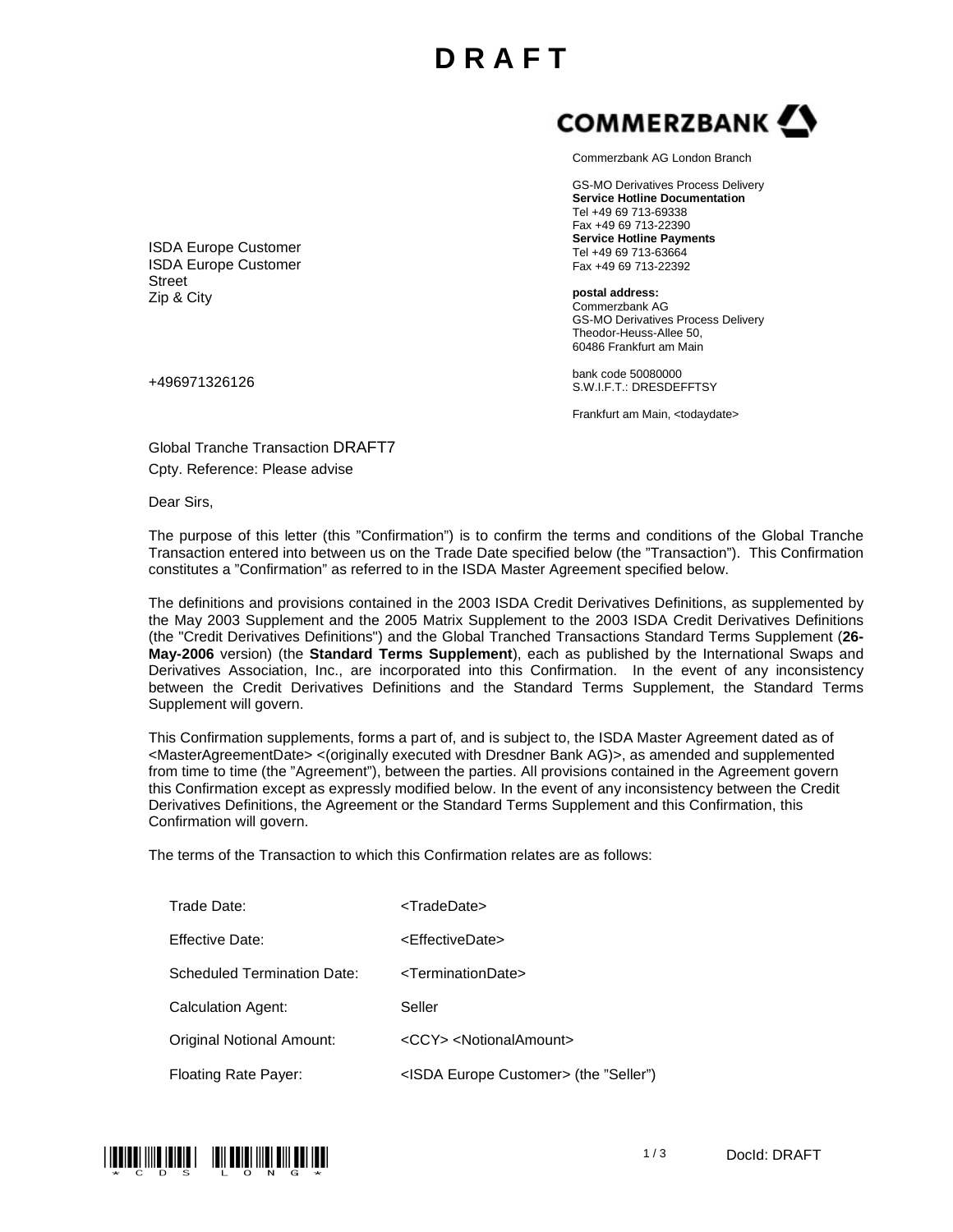# D R A F T

**COMMERZBANK**

Commerzbank AG London Branch

GS-MO Derivatives Process Delivery
**Service Hotline Documentation**
Tel +49 69 713-69338
Fax +49 69 713-22390
**Service Hotline Payments**
Tel +49 69 713-63664
Fax +49 69 713-22392

**postal address:**
Commerzbank AG
GS-MO Derivatives Process Delivery
Theodor-Heuss-Allee 50,
60486 Frankfurt am Main

bank code 50080000
S.W.I.F.T.: DRESDEFFTSY

Frankfurt am Main, <todaydate>

ISDA Europe Customer
ISDA Europe Customer
Street
Zip & City

+496971326126

Global Tranche Transaction DRAFT7
Cpty. Reference: Please advise

Dear Sirs,

The purpose of this letter (this "Confirmation") is to confirm the terms and conditions of the Global Tranche Transaction entered into between us on the Trade Date specified below (the "Transaction"). This Confirmation constitutes a "Confirmation" as referred to in the ISDA Master Agreement specified below.

The definitions and provisions contained in the 2003 ISDA Credit Derivatives Definitions, as supplemented by the May 2003 Supplement and the 2005 Matrix Supplement to the 2003 ISDA Credit Derivatives Definitions (the "Credit Derivatives Definitions") and the Global Tranched Transactions Standard Terms Supplement (**26-May-2006** version) (the **Standard Terms Supplement**), each as published by the International Swaps and Derivatives Association, Inc., are incorporated into this Confirmation. In the event of any inconsistency between the Credit Derivatives Definitions and the Standard Terms Supplement, the Standard Terms Supplement will govern.

This Confirmation supplements, forms a part of, and is subject to, the ISDA Master Agreement dated as of <MasterAgreementDate> <(originally executed with Dresdner Bank AG)>, as amended and supplemented from time to time (the "Agreement"), between the parties. All provisions contained in the Agreement govern this Confirmation except as expressly modified below. In the event of any inconsistency between the Credit Derivatives Definitions, the Agreement or the Standard Terms Supplement and this Confirmation, this Confirmation will govern.

The terms of the Transaction to which this Confirmation relates are as follows:

| | |
|---|---|
| Trade Date: | <TradeDate> |
| Effective Date: | <EffectiveDate> |
| Scheduled Termination Date: | <TerminationDate> |
| Calculation Agent: | Seller |
| Original Notional Amount: | <CCY> <NotionalAmount> |
| Floating Rate Payer: | <ISDA Europe Customer> (the "Seller") |

DocId: DRAFT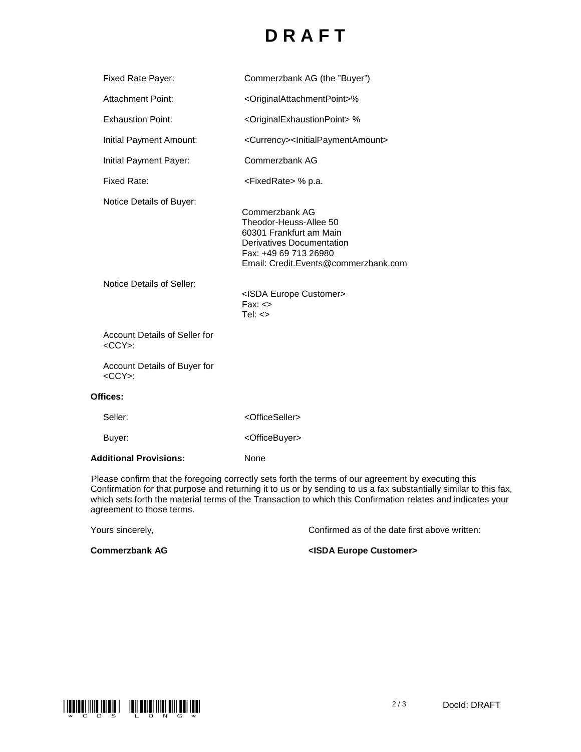# DRAFT

| | |
|---|---|
| Fixed Rate Payer: | Commerzbank AG (the "Buyer") |
| Attachment Point: | <OriginalAttachmentPoint>% |
| Exhaustion Point: | <OriginalExhaustionPoint> % |
| Initial Payment Amount: | <Currency><InitialPaymentAmount> |
| Initial Payment Payer: | Commerzbank AG |
| Fixed Rate: | <FixedRate> % p.a. |
| Notice Details of Buyer: | Commerzbank AG<br>Theodor-Heuss-Allee 50<br>60301 Frankfurt am Main<br>Derivatives Documentation<br>Fax: +49 69 713 26980<br>Email: Credit.Events@commerzbank.com |
| Notice Details of Seller: | <ISDA Europe Customer><br>Fax: <><br>Tel: <> |
| Account Details of Seller for <CCY>: | |
| Account Details of Buyer for <CCY>: | |

**Offices:**

| | |
|---|---|
| Seller: | <OfficeSeller> |
| Buyer: | <OfficeBuyer> |

**Additional Provisions:** None

Please confirm that the foregoing correctly sets forth the terms of our agreement by executing this Confirmation for that purpose and returning it to us or by sending to us a fax substantially similar to this fax, which sets forth the material terms of the Transaction to which this Confirmation relates and indicates your agreement to those terms.

| | |
|---|---|
| Yours sincerely, | Confirmed as of the date first above written: |
| **Commerzbank AG** | **<ISDA Europe Customer>** |

*CDS LONG*

DocId: DRAFT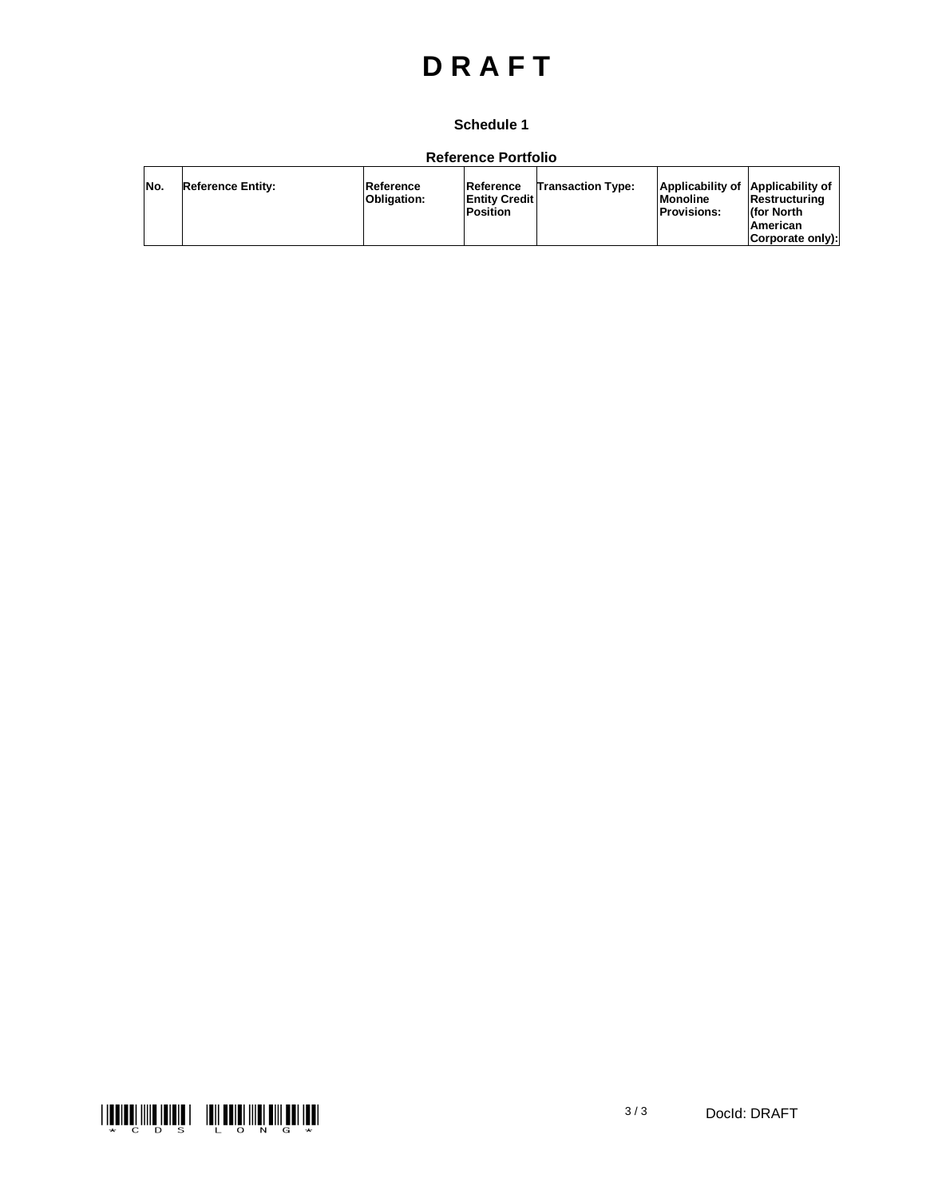# D R A F T

**Schedule 1**

**Reference Portfolio**

| No. | Reference Entity: | Reference Obligation: | Reference Entity Credit Position | Transaction Type: | Applicability of Monoline Provisions: | Applicability of Restructuring (for North American Corporate only): |
|---|---|---|---|---|---|---|

DocId: DRAFT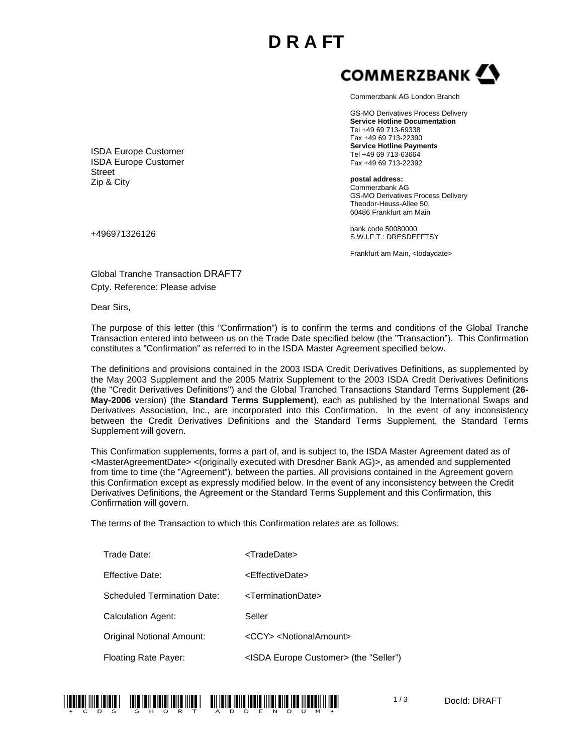# D R A FT

**COMMERZBANK**

Commerzbank AG London Branch

GS-MO Derivatives Process Delivery
**Service Hotline Documentation**
Tel +49 69 713-69338
Fax +49 69 713-22390
**Service Hotline Payments**
Tel +49 69 713-63664
Fax +49 69 713-22392

**postal address:**
Commerzbank AG
GS-MO Derivatives Process Delivery
Theodor-Heuss-Allee 50,
60486 Frankfurt am Main

bank code 50080000
S.W.I.F.T.: DRESDEFFTSY

Frankfurt am Main, <todaydate>

ISDA Europe Customer
ISDA Europe Customer
Street
Zip & City

+496971326126

Global Tranche Transaction DRAFT7
Cpty. Reference: Please advise

Dear Sirs,

The purpose of this letter (this "Confirmation") is to confirm the terms and conditions of the Global Tranche Transaction entered into between us on the Trade Date specified below (the "Transaction"). This Confirmation constitutes a "Confirmation" as referred to in the ISDA Master Agreement specified below.

The definitions and provisions contained in the 2003 ISDA Credit Derivatives Definitions, as supplemented by the May 2003 Supplement and the 2005 Matrix Supplement to the 2003 ISDA Credit Derivatives Definitions (the "Credit Derivatives Definitions") and the Global Tranched Transactions Standard Terms Supplement (**26-May-2006** version) (the **Standard Terms Supplement**), each as published by the International Swaps and Derivatives Association, Inc., are incorporated into this Confirmation. In the event of any inconsistency between the Credit Derivatives Definitions and the Standard Terms Supplement, the Standard Terms Supplement will govern.

This Confirmation supplements, forms a part of, and is subject to, the ISDA Master Agreement dated as of <MasterAgreementDate> <(originally executed with Dresdner Bank AG)>, as amended and supplemented from time to time (the "Agreement"), between the parties. All provisions contained in the Agreement govern this Confirmation except as expressly modified below. In the event of any inconsistency between the Credit Derivatives Definitions, the Agreement or the Standard Terms Supplement and this Confirmation, this Confirmation will govern.

The terms of the Transaction to which this Confirmation relates are as follows:

| | |
|---|---|
| Trade Date: | <TradeDate> |
| Effective Date: | <EffectiveDate> |
| Scheduled Termination Date: | <TerminationDate> |
| Calculation Agent: | Seller |
| Original Notional Amount: | <CCY> <NotionalAmount> |
| Floating Rate Payer: | <ISDA Europe Customer> (the "Seller") |

*CDS SHORT ADDENDUM*

DocId: DRAFT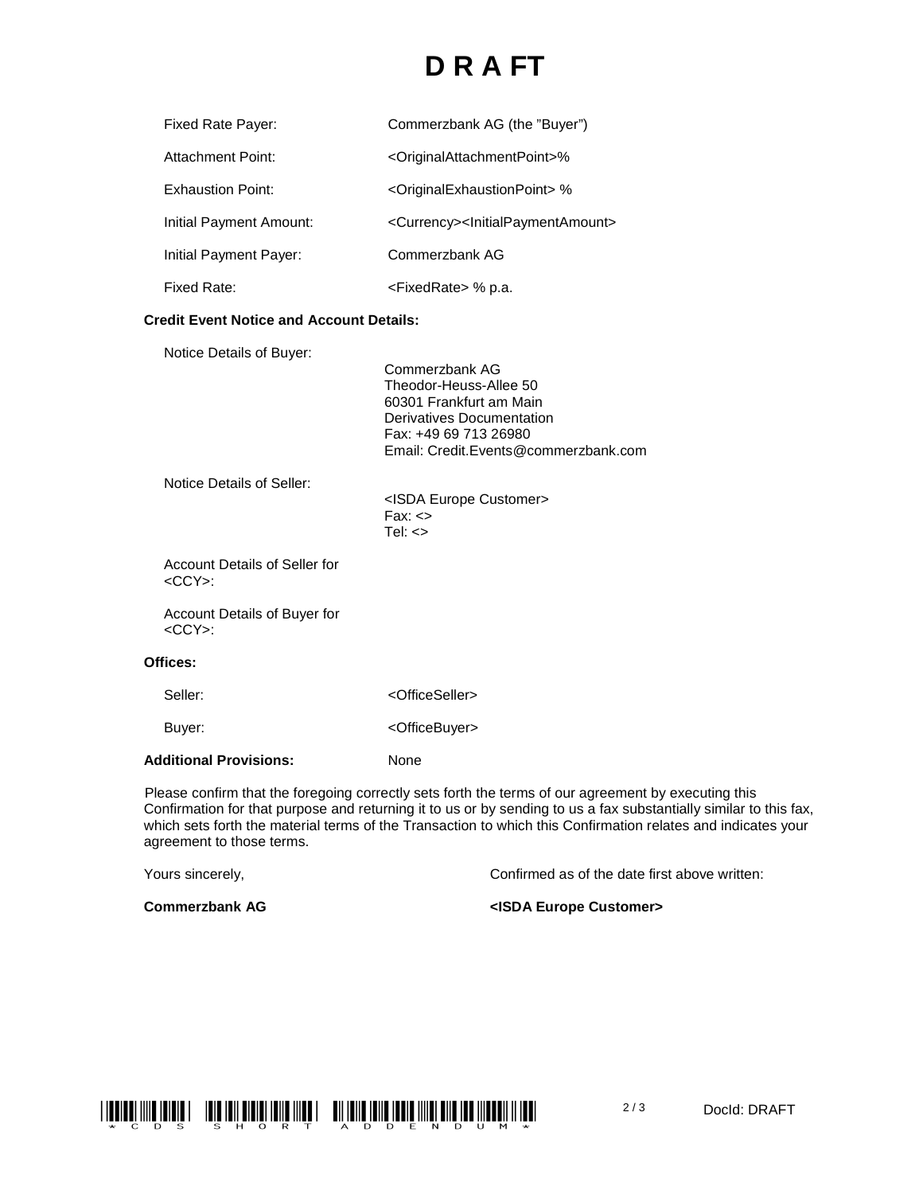# D R A FT

| | |
|---|---|
| Fixed Rate Payer: | Commerzbank AG (the "Buyer") |
| Attachment Point: | <OriginalAttachmentPoint>% |
| Exhaustion Point: | <OriginalExhaustionPoint> % |
| Initial Payment Amount: | <Currency><InitialPaymentAmount> |
| Initial Payment Payer: | Commerzbank AG |
| Fixed Rate: | <FixedRate> % p.a. |

**Credit Event Notice and Account Details:**

Notice Details of Buyer:

Commerzbank AG
Theodor-Heuss-Allee 50
60301 Frankfurt am Main
Derivatives Documentation
Fax: +49 69 713 26980
Email: Credit.Events@commerzbank.com

Notice Details of Seller:

<ISDA Europe Customer>
Fax: <>
Tel: <>

Account Details of Seller for <CCY>:

Account Details of Buyer for <CCY>:

**Offices:**

| | |
|---|---|
| Seller: | <OfficeSeller> |
| Buyer: | <OfficeBuyer> |

**Additional Provisions:** None

Please confirm that the foregoing correctly sets forth the terms of our agreement by executing this Confirmation for that purpose and returning it to us or by sending to us a fax substantially similar to this fax, which sets forth the material terms of the Transaction to which this Confirmation relates and indicates your agreement to those terms.

| | |
|---|---|
| Yours sincerely, | Confirmed as of the date first above written: |
| **Commerzbank AG** | **<ISDA Europe Customer>** |

*CDS SHORT ADDENDUM*

DocId: DRAFT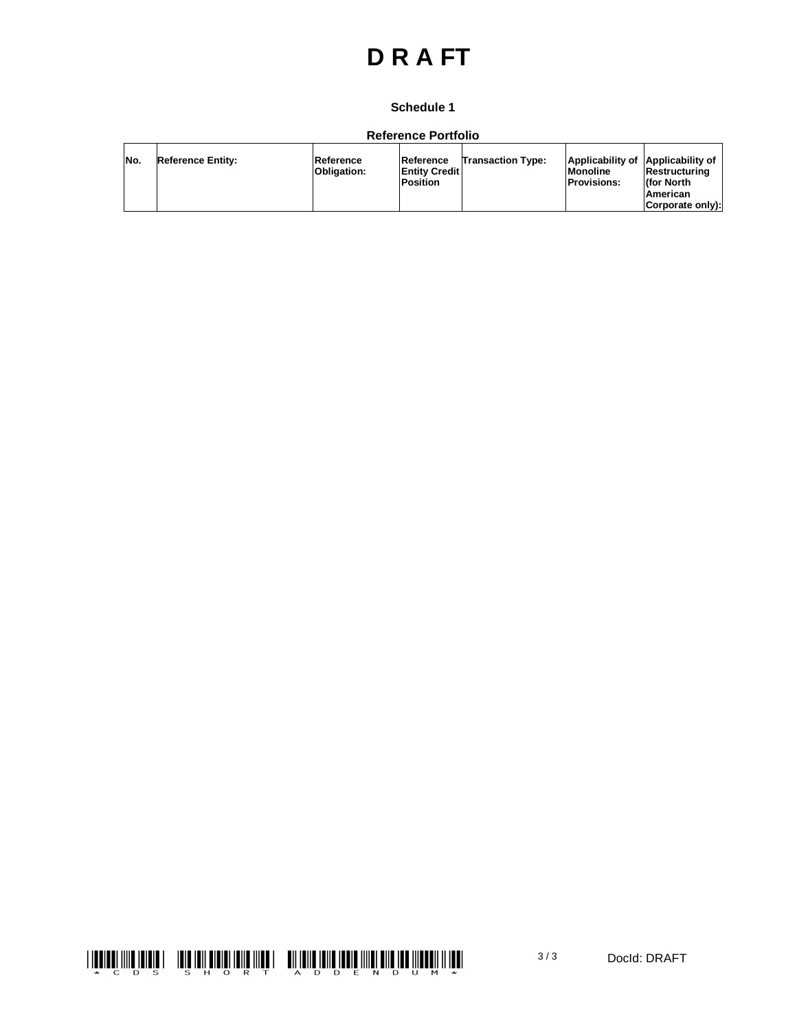# D R A FT

**Schedule 1**

**Reference Portfolio**

| No. | Reference Entity: | Reference Obligation: | Reference Entity Credit Position | Transaction Type: | Applicability of Monoline Provisions: | Applicability of Restructuring (for North American Corporate only): |
|---|---|---|---|---|---|---|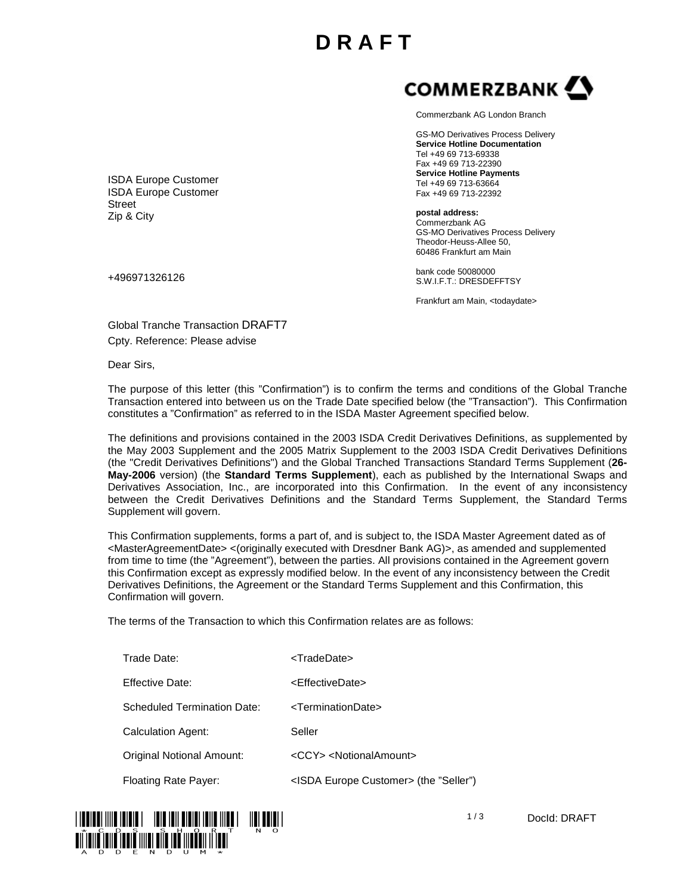# D R A F T

**COMMERZBANK**

Commerzbank AG London Branch

GS-MO Derivatives Process Delivery
**Service Hotline Documentation**
Tel +49 69 713-69338
Fax +49 69 713-22390
**Service Hotline Payments**
Tel +49 69 713-63664
Fax +49 69 713-22392

**postal address:**
Commerzbank AG
GS-MO Derivatives Process Delivery
Theodor-Heuss-Allee 50,
60486 Frankfurt am Main

bank code 50080000
S.W.I.F.T.: DRESDEFFTSY

Frankfurt am Main, <todaydate>

ISDA Europe Customer
ISDA Europe Customer
Street
Zip & City

+496971326126

Global Tranche Transaction DRAFT7
Cpty. Reference: Please advise

Dear Sirs,

The purpose of this letter (this "Confirmation") is to confirm the terms and conditions of the Global Tranche Transaction entered into between us on the Trade Date specified below (the "Transaction"). This Confirmation constitutes a "Confirmation" as referred to in the ISDA Master Agreement specified below.

The definitions and provisions contained in the 2003 ISDA Credit Derivatives Definitions, as supplemented by the May 2003 Supplement and the 2005 Matrix Supplement to the 2003 ISDA Credit Derivatives Definitions (the "Credit Derivatives Definitions") and the Global Tranched Transactions Standard Terms Supplement (**26-May-2006** version) (the **Standard Terms Supplement**), each as published by the International Swaps and Derivatives Association, Inc., are incorporated into this Confirmation. In the event of any inconsistency between the Credit Derivatives Definitions and the Standard Terms Supplement, the Standard Terms Supplement will govern.

This Confirmation supplements, forms a part of, and is subject to, the ISDA Master Agreement dated as of <MasterAgreementDate> <(originally executed with Dresdner Bank AG)>, as amended and supplemented from time to time (the "Agreement"), between the parties. All provisions contained in the Agreement govern this Confirmation except as expressly modified below. In the event of any inconsistency between the Credit Derivatives Definitions, the Agreement or the Standard Terms Supplement and this Confirmation, this Confirmation will govern.

The terms of the Transaction to which this Confirmation relates are as follows:

| | |
|---|---|
| Trade Date: | <TradeDate> |
| Effective Date: | <EffectiveDate> |
| Scheduled Termination Date: | <TerminationDate> |
| Calculation Agent: | Seller |
| Original Notional Amount: | <CCY> <NotionalAmount> |
| Floating Rate Payer: | <ISDA Europe Customer> (the "Seller") |

*CDS SHORT NO ADDENDUM*

DocId: DRAFT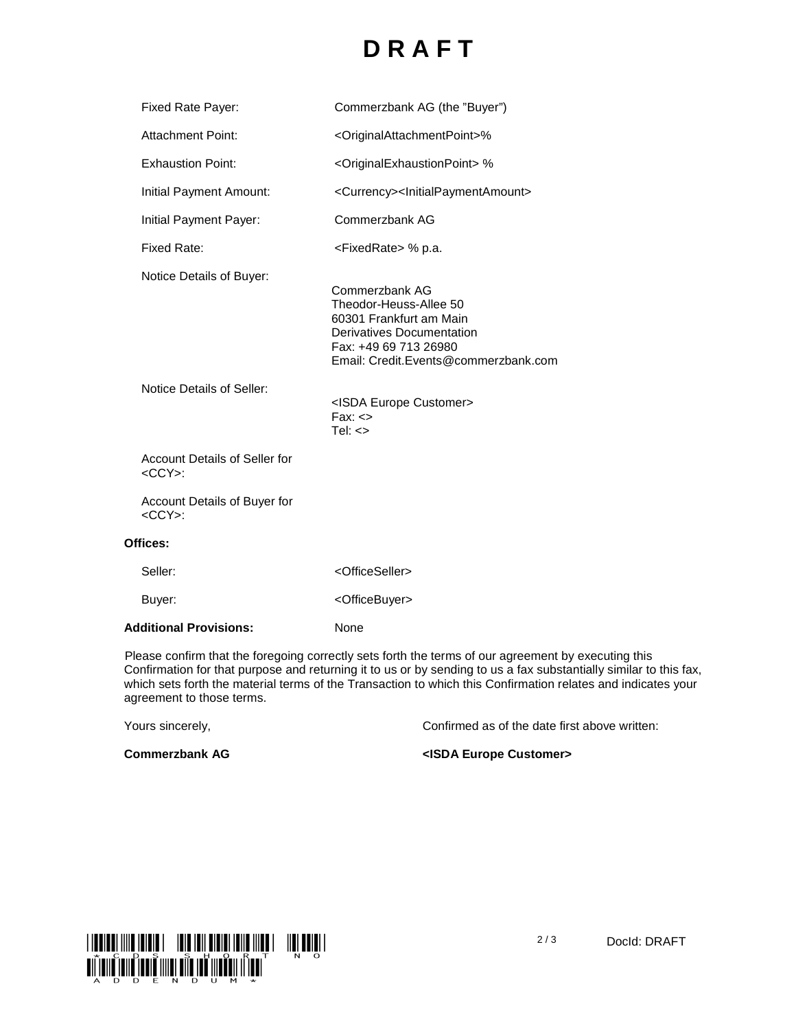# D R A F T

| | |
|---|---|
| Fixed Rate Payer: | Commerzbank AG (the "Buyer") |
| Attachment Point: | <OriginalAttachmentPoint>% |
| Exhaustion Point: | <OriginalExhaustionPoint> % |
| Initial Payment Amount: | <Currency><InitialPaymentAmount> |
| Initial Payment Payer: | Commerzbank AG |
| Fixed Rate: | <FixedRate> % p.a. |
| Notice Details of Buyer: | Commerzbank AG<br>Theodor-Heuss-Allee 50<br>60301 Frankfurt am Main<br>Derivatives Documentation<br>Fax: +49 69 713 26980<br>Email: Credit.Events@commerzbank.com |
| Notice Details of Seller: | <ISDA Europe Customer><br>Fax: <><br>Tel: <> |
| Account Details of Seller for <CCY>: | |
| Account Details of Buyer for <CCY>: | |

**Offices:**

| | |
|---|---|
| Seller: | <OfficeSeller> |
| Buyer: | <OfficeBuyer> |

**Additional Provisions:** None

Please confirm that the foregoing correctly sets forth the terms of our agreement by executing this Confirmation for that purpose and returning it to us or by sending to us a fax substantially similar to this fax, which sets forth the material terms of the Transaction to which this Confirmation relates and indicates your agreement to those terms.

| | |
|---|---|
| Yours sincerely, | Confirmed as of the date first above written: |
| **Commerzbank AG** | **<ISDA Europe Customer>** |

*CDS SHORT NO ADDENDUM*

DocId: DRAFT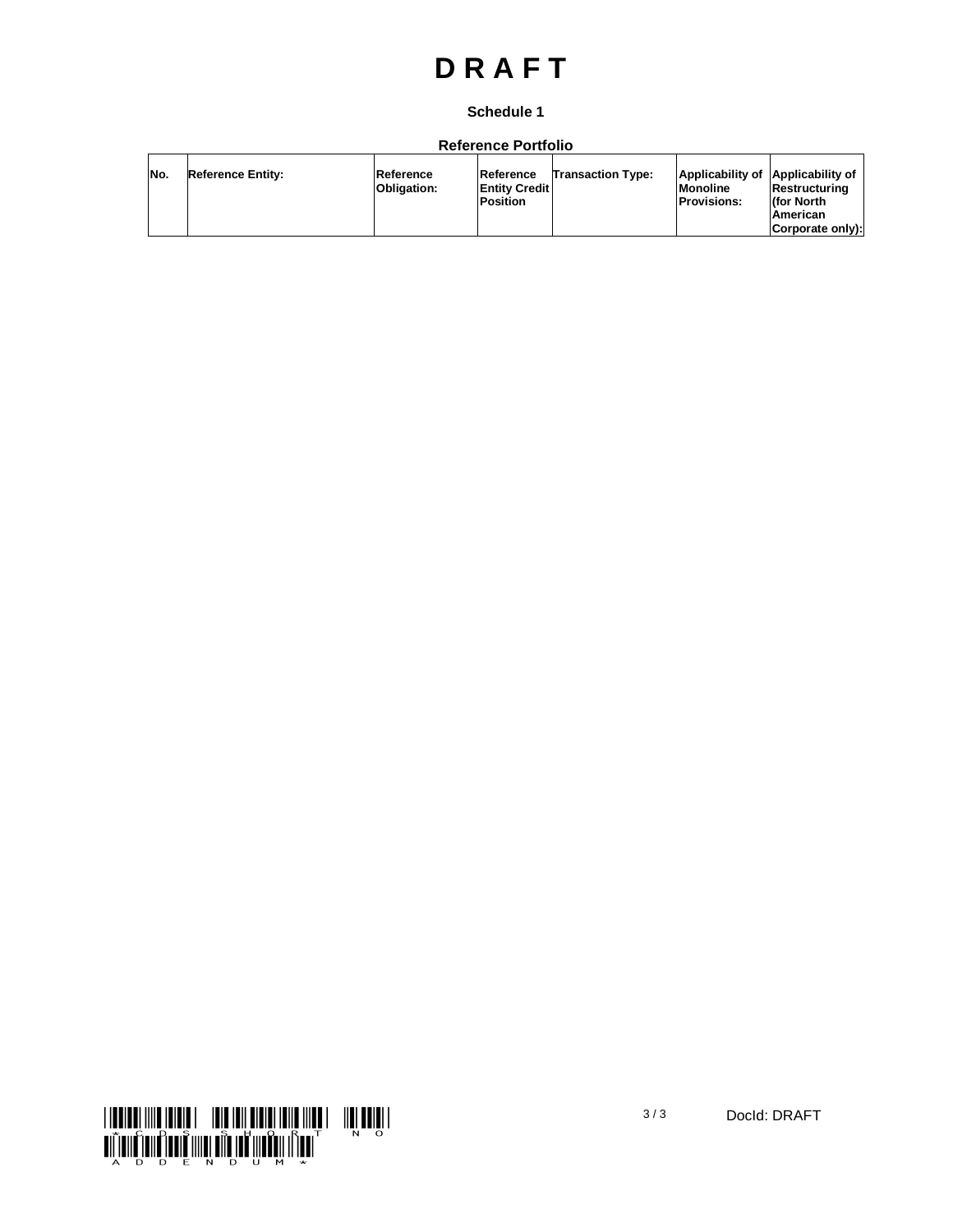# D R A F T

**Schedule 1**

**Reference Portfolio**

| No. | Reference Entity: | Reference Obligation: | Reference Entity Credit Position | Transaction Type: | Applicability of Monoline Provisions: | Applicability of Restructuring (for North American Corporate only): |
|---|---|---|---|---|---|---|

*CDS SHORT NO ADDENDUM*

DocId: DRAFT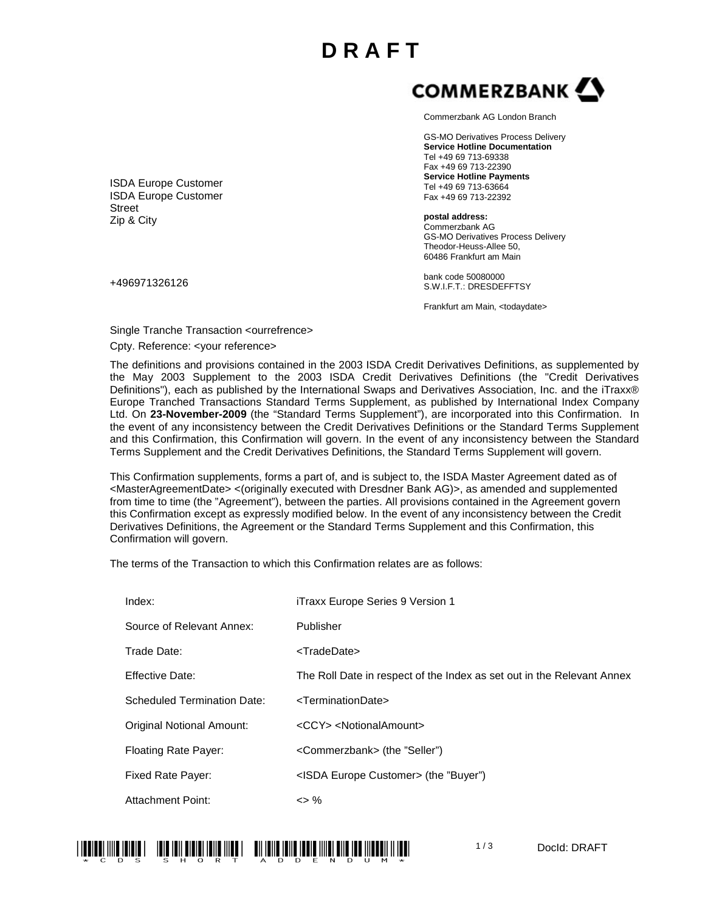# D R A F T

COMMERZBANK

Commerzbank AG London Branch

GS-MO Derivatives Process Delivery
**Service Hotline Documentation**
Tel +49 69 713-69338
Fax +49 69 713-22390
**Service Hotline Payments**
Tel +49 69 713-63664
Fax +49 69 713-22392

**postal address:**
Commerzbank AG
GS-MO Derivatives Process Delivery
Theodor-Heuss-Allee 50,
60486 Frankfurt am Main

bank code 50080000
S.W.I.F.T.: DRESDEFFTSY

Frankfurt am Main, <todaydate>

ISDA Europe Customer
ISDA Europe Customer
Street
Zip & City

+496971326126

Single Tranche Transaction <ourrefrence>

Cpty. Reference: <your reference>

The definitions and provisions contained in the 2003 ISDA Credit Derivatives Definitions, as supplemented by the May 2003 Supplement to the 2003 ISDA Credit Derivatives Definitions (the "Credit Derivatives Definitions"), each as published by the International Swaps and Derivatives Association, Inc. and the iTraxx® Europe Tranched Transactions Standard Terms Supplement, as published by International Index Company Ltd. On **23-November-2009** (the "Standard Terms Supplement"), are incorporated into this Confirmation. In the event of any inconsistency between the Credit Derivatives Definitions or the Standard Terms Supplement and this Confirmation, this Confirmation will govern. In the event of any inconsistency between the Standard Terms Supplement and the Credit Derivatives Definitions, the Standard Terms Supplement will govern.

This Confirmation supplements, forms a part of, and is subject to, the ISDA Master Agreement dated as of <MasterAgreementDate> <(originally executed with Dresdner Bank AG)>, as amended and supplemented from time to time (the "Agreement"), between the parties. All provisions contained in the Agreement govern this Confirmation except as expressly modified below. In the event of any inconsistency between the Credit Derivatives Definitions, the Agreement or the Standard Terms Supplement and this Confirmation, this Confirmation will govern.

The terms of the Transaction to which this Confirmation relates are as follows:

| | |
|---|---|
| Index: | iTraxx Europe Series 9 Version 1 |
| Source of Relevant Annex: | Publisher |
| Trade Date: | <TradeDate> |
| Effective Date: | The Roll Date in respect of the Index as set out in the Relevant Annex |
| Scheduled Termination Date: | <TerminationDate> |
| Original Notional Amount: | <CCY> <NotionalAmount> |
| Floating Rate Payer: | <Commerzbank> (the "Seller") |
| Fixed Rate Payer: | <ISDA Europe Customer> (the "Buyer") |
| Attachment Point: | <> % |

*CDS SHORT ADDENDUM*

DocId: DRAFT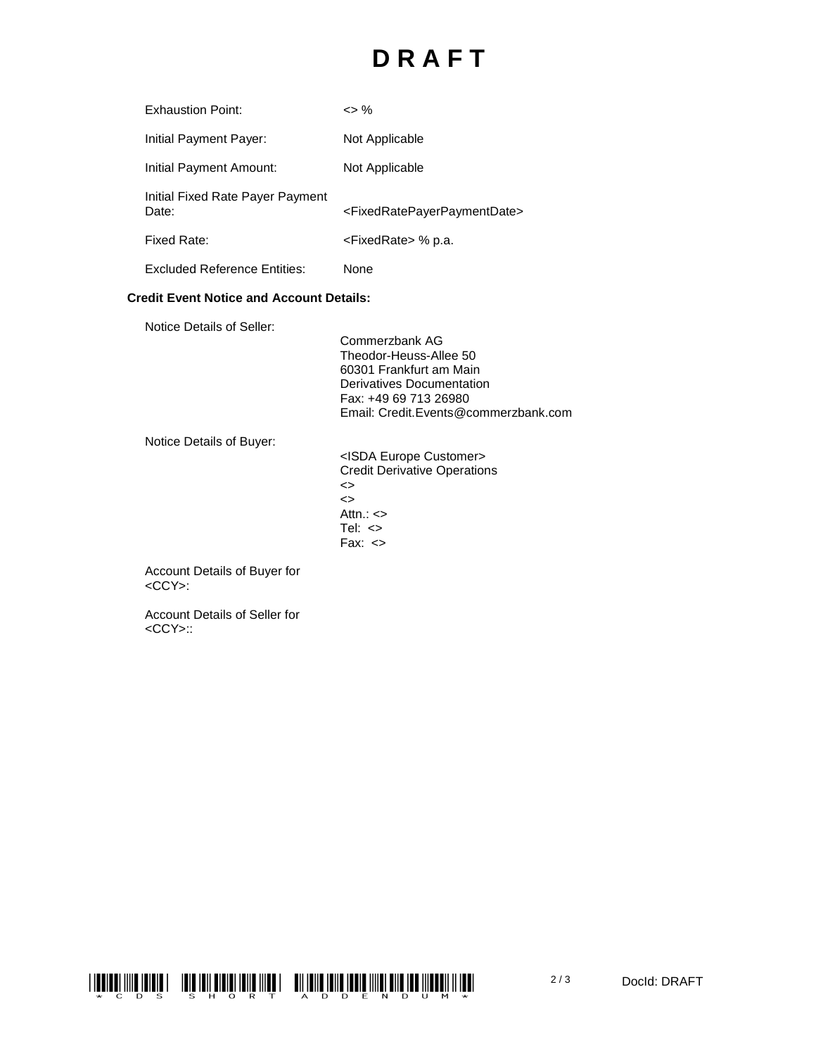# D R A F T

| | |
|---|---|
| Exhaustion Point: | <> % |
| Initial Payment Payer: | Not Applicable |
| Initial Payment Amount: | Not Applicable |
| Initial Fixed Rate Payer Payment Date: | <FixedRatePayerPaymentDate> |
| Fixed Rate: | <FixedRate> % p.a. |
| Excluded Reference Entities: | None |

**Credit Event Notice and Account Details:**

Notice Details of Seller:

Commerzbank AG
Theodor-Heuss-Allee 50
60301 Frankfurt am Main
Derivatives Documentation
Fax: +49 69 713 26980
Email: Credit.Events@commerzbank.com

Notice Details of Buyer:

<ISDA Europe Customer>
Credit Derivative Operations
<>
<>
Attn.: <>
Tel: <>
Fax: <>

Account Details of Buyer for <CCY>:

Account Details of Seller for <CCY>::

DocId: DRAFT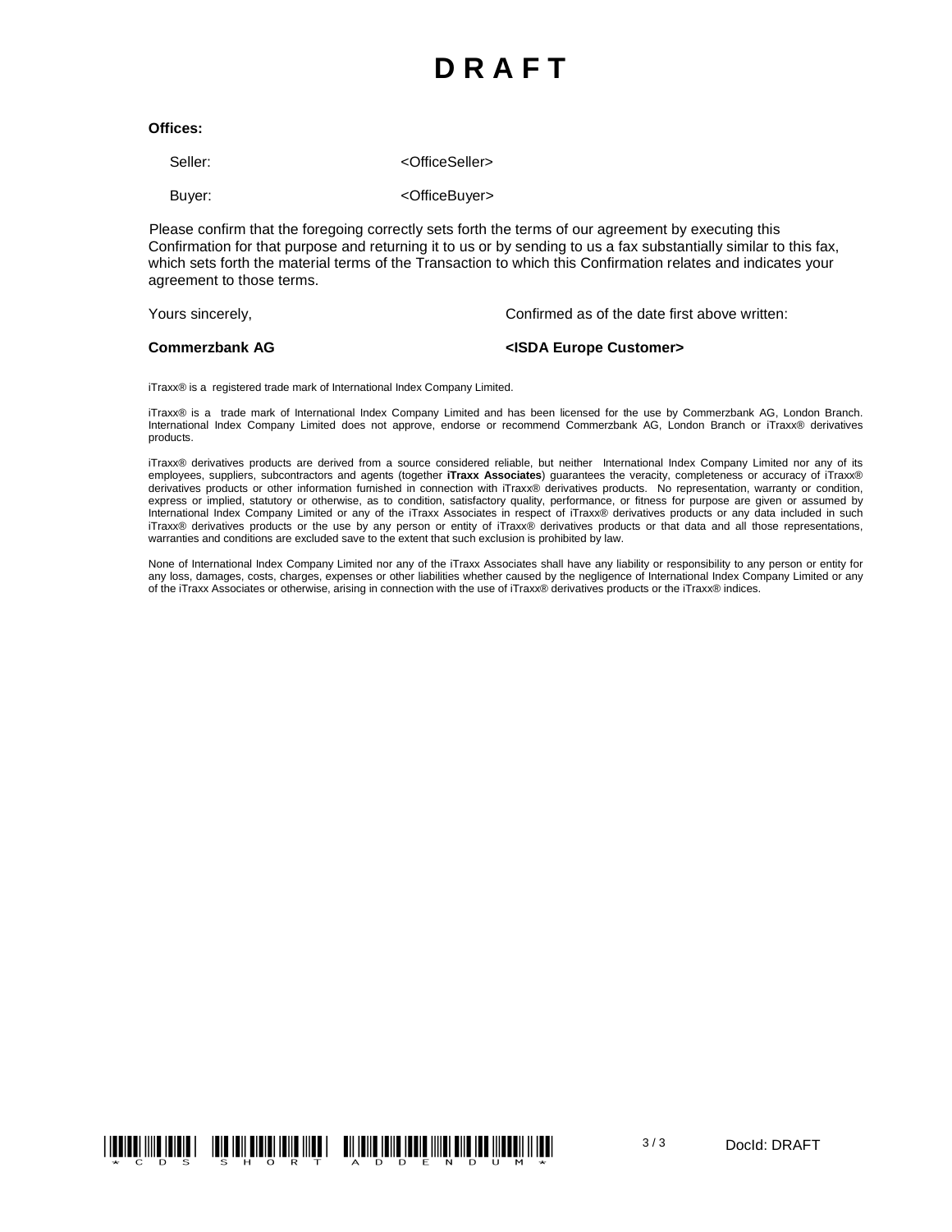# DRAFT

**Offices:**

| | |
|---|---|
| Seller: | <OfficeSeller> |
| Buyer: | <OfficeBuyer> |

Please confirm that the foregoing correctly sets forth the terms of our agreement by executing this Confirmation for that purpose and returning it to us or by sending to us a fax substantially similar to this fax, which sets forth the material terms of the Transaction to which this Confirmation relates and indicates your agreement to those terms.

| | |
|---|---|
| Yours sincerely, | Confirmed as of the date first above written: |
| **Commerzbank AG** | **<ISDA Europe Customer>** |

iTraxx® is a registered trade mark of International Index Company Limited.

iTraxx® is a trade mark of International Index Company Limited and has been licensed for the use by Commerzbank AG, London Branch. International Index Company Limited does not approve, endorse or recommend Commerzbank AG, London Branch or iTraxx® derivatives products.

iTraxx® derivatives products are derived from a source considered reliable, but neither International Index Company Limited nor any of its employees, suppliers, subcontractors and agents (together **iTraxx Associates**) guarantees the veracity, completeness or accuracy of iTraxx® derivatives products or other information furnished in connection with iTraxx® derivatives products. No representation, warranty or condition, express or implied, statutory or otherwise, as to condition, satisfactory quality, performance, or fitness for purpose are given or assumed by International Index Company Limited or any of the iTraxx Associates in respect of iTraxx® derivatives products or any data included in such iTraxx® derivatives products or the use by any person or entity of iTraxx® derivatives products or that data and all those representations, warranties and conditions are excluded save to the extent that such exclusion is prohibited by law.

None of International Index Company Limited nor any of the iTraxx Associates shall have any liability or responsibility to any person or entity for any loss, damages, costs, charges, expenses or other liabilities whether caused by the negligence of International Index Company Limited or any of the iTraxx Associates or otherwise, arising in connection with the use of iTraxx® derivatives products or the iTraxx® indices.

*CDS SHORT ADDENDUM*

DocId: DRAFT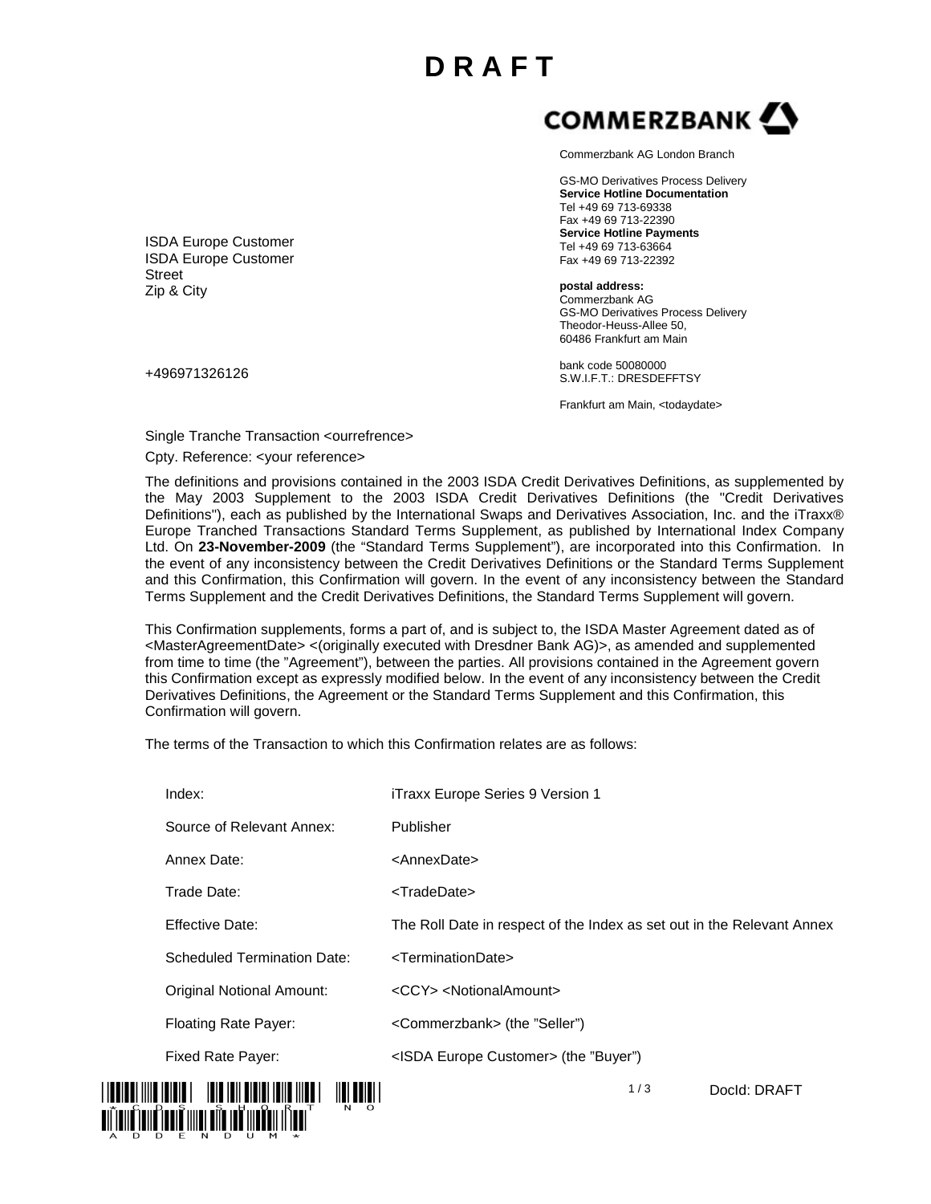# D R A F T

**COMMERZBANK**

Commerzbank AG London Branch

GS-MO Derivatives Process Delivery
**Service Hotline Documentation**
Tel +49 69 713-69338
Fax +49 69 713-22390
**Service Hotline Payments**
Tel +49 69 713-63664
Fax +49 69 713-22392

**postal address:**
Commerzbank AG
GS-MO Derivatives Process Delivery
Theodor-Heuss-Allee 50,
60486 Frankfurt am Main

bank code 50080000
S.W.I.F.T.: DRESDEFFTSY

Frankfurt am Main, <todaydate>

ISDA Europe Customer
ISDA Europe Customer
Street
Zip & City

+496971326126

Single Tranche Transaction <ourrefrence>

Cpty. Reference: <your reference>

The definitions and provisions contained in the 2003 ISDA Credit Derivatives Definitions, as supplemented by the May 2003 Supplement to the 2003 ISDA Credit Derivatives Definitions (the "Credit Derivatives Definitions"), each as published by the International Swaps and Derivatives Association, Inc. and the iTraxx® Europe Tranched Transactions Standard Terms Supplement, as published by International Index Company Ltd. On **23-November-2009** (the "Standard Terms Supplement"), are incorporated into this Confirmation. In the event of any inconsistency between the Credit Derivatives Definitions or the Standard Terms Supplement and this Confirmation, this Confirmation will govern. In the event of any inconsistency between the Standard Terms Supplement and the Credit Derivatives Definitions, the Standard Terms Supplement will govern.

This Confirmation supplements, forms a part of, and is subject to, the ISDA Master Agreement dated as of <MasterAgreementDate> <(originally executed with Dresdner Bank AG)>, as amended and supplemented from time to time (the "Agreement"), between the parties. All provisions contained in the Agreement govern this Confirmation except as expressly modified below. In the event of any inconsistency between the Credit Derivatives Definitions, the Agreement or the Standard Terms Supplement and this Confirmation, this Confirmation will govern.

The terms of the Transaction to which this Confirmation relates are as follows:

| | |
|---|---|
| Index: | iTraxx Europe Series 9 Version 1 |
| Source of Relevant Annex: | Publisher |
| Annex Date: | <AnnexDate> |
| Trade Date: | <TradeDate> |
| Effective Date: | The Roll Date in respect of the Index as set out in the Relevant Annex |
| Scheduled Termination Date: | <TerminationDate> |
| Original Notional Amount: | <CCY> <NotionalAmount> |
| Floating Rate Payer: | <Commerzbank> (the "Seller") |
| Fixed Rate Payer: | <ISDA Europe Customer> (the "Buyer") |

DocId: DRAFT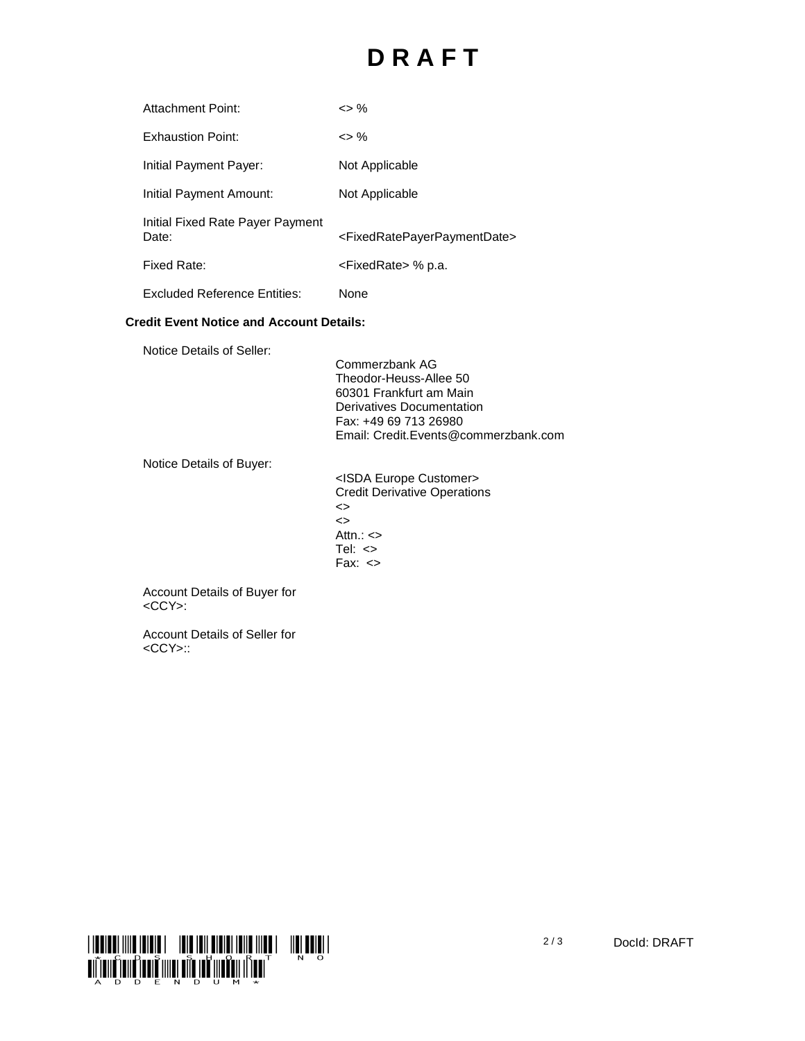# DRAFT

| | |
|---|---|
| Attachment Point: | <> % |
| Exhaustion Point: | <> % |
| Initial Payment Payer: | Not Applicable |
| Initial Payment Amount: | Not Applicable |
| Initial Fixed Rate Payer Payment Date: | <FixedRatePayerPaymentDate> |
| Fixed Rate: | <FixedRate> % p.a. |
| Excluded Reference Entities: | None |

**Credit Event Notice and Account Details:**

Notice Details of Seller:

Commerzbank AG
Theodor-Heuss-Allee 50
60301 Frankfurt am Main
Derivatives Documentation
Fax: +49 69 713 26980
Email: Credit.Events@commerzbank.com

Notice Details of Buyer:

<ISDA Europe Customer>
Credit Derivative Operations
<>
<>
Attn.: <>
Tel: <>
Fax: <>

Account Details of Buyer for <CCY>:

Account Details of Seller for <CCY>::

*CDS SHORT NO ADDENDUM*

DocId: DRAFT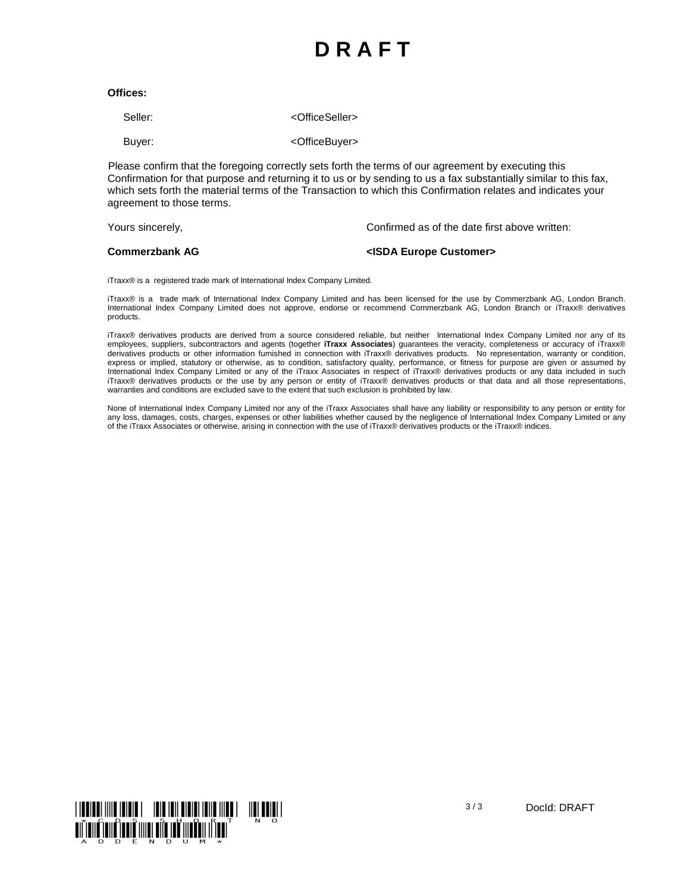# DRAFT

**Offices:**

| | |
|---|---|
| Seller: | <OfficeSeller> |
| Buyer: | <OfficeBuyer> |

Please confirm that the foregoing correctly sets forth the terms of our agreement by executing this Confirmation for that purpose and returning it to us or by sending to us a fax substantially similar to this fax, which sets forth the material terms of the Transaction to which this Confirmation relates and indicates your agreement to those terms.

| | |
|---|---|
| Yours sincerely, | Confirmed as of the date first above written: |
| **Commerzbank AG** | **<ISDA Europe Customer>** |

iTraxx® is a registered trade mark of International Index Company Limited.

iTraxx® is a trade mark of International Index Company Limited and has been licensed for the use by Commerzbank AG, London Branch. International Index Company Limited does not approve, endorse or recommend Commerzbank AG, London Branch or iTraxx® derivatives products.

iTraxx® derivatives products are derived from a source considered reliable, but neither International Index Company Limited nor any of its employees, suppliers, subcontractors and agents (together **iTraxx Associates**) guarantees the veracity, completeness or accuracy of iTraxx® derivatives products or other information furnished in connection with iTraxx® derivatives products. No representation, warranty or condition, express or implied, statutory or otherwise, as to condition, satisfactory quality, performance, or fitness for purpose are given or assumed by International Index Company Limited or any of the iTraxx Associates in respect of iTraxx® derivatives products or any data included in such iTraxx® derivatives products or the use by any person or entity of iTraxx® derivatives products or that data and all those representations, warranties and conditions are excluded save to the extent that such exclusion is prohibited by law.

None of International Index Company Limited nor any of the iTraxx Associates shall have any liability or responsibility to any person or entity for any loss, damages, costs, charges, expenses or other liabilities whether caused by the negligence of International Index Company Limited or any of the iTraxx Associates or otherwise, arising in connection with the use of iTraxx® derivatives products or the iTraxx® indices.

*CDS SHORT NO ADDENDUM*

DocId: DRAFT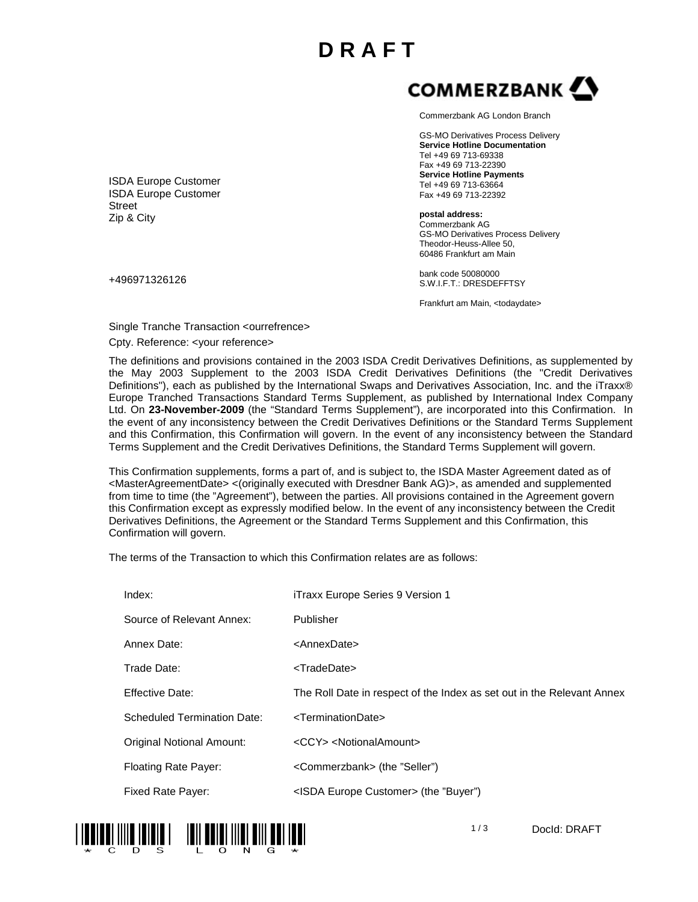# D R A F T

**COMMERZBANK**

Commerzbank AG London Branch

GS-MO Derivatives Process Delivery
**Service Hotline Documentation**
Tel +49 69 713-69338
Fax +49 69 713-22390
**Service Hotline Payments**
Tel +49 69 713-63664
Fax +49 69 713-22392

**postal address:**
Commerzbank AG
GS-MO Derivatives Process Delivery
Theodor-Heuss-Allee 50,
60486 Frankfurt am Main

bank code 50080000
S.W.I.F.T.: DRESDEFFTSY

Frankfurt am Main, <todaydate>

ISDA Europe Customer
ISDA Europe Customer
Street
Zip & City

+496971326126

Single Tranche Transaction <ourrefrence>

Cpty. Reference: <your reference>

The definitions and provisions contained in the 2003 ISDA Credit Derivatives Definitions, as supplemented by the May 2003 Supplement to the 2003 ISDA Credit Derivatives Definitions (the "Credit Derivatives Definitions"), each as published by the International Swaps and Derivatives Association, Inc. and the iTraxx® Europe Tranched Transactions Standard Terms Supplement, as published by International Index Company Ltd. On **23-November-2009** (the "Standard Terms Supplement"), are incorporated into this Confirmation. In the event of any inconsistency between the Credit Derivatives Definitions or the Standard Terms Supplement and this Confirmation, this Confirmation will govern. In the event of any inconsistency between the Standard Terms Supplement and the Credit Derivatives Definitions, the Standard Terms Supplement will govern.

This Confirmation supplements, forms a part of, and is subject to, the ISDA Master Agreement dated as of <MasterAgreementDate> <(originally executed with Dresdner Bank AG)>, as amended and supplemented from time to time (the "Agreement"), between the parties. All provisions contained in the Agreement govern this Confirmation except as expressly modified below. In the event of any inconsistency between the Credit Derivatives Definitions, the Agreement or the Standard Terms Supplement and this Confirmation, this Confirmation will govern.

The terms of the Transaction to which this Confirmation relates are as follows:

| | |
|---|---|
| Index: | iTraxx Europe Series 9 Version 1 |
| Source of Relevant Annex: | Publisher |
| Annex Date: | <AnnexDate> |
| Trade Date: | <TradeDate> |
| Effective Date: | The Roll Date in respect of the Index as set out in the Relevant Annex |
| Scheduled Termination Date: | <TerminationDate> |
| Original Notional Amount: | <CCY> <NotionalAmount> |
| Floating Rate Payer: | <Commerzbank> (the "Seller") |
| Fixed Rate Payer: | <ISDA Europe Customer> (the "Buyer") |

*CDS LONG*

DocId: DRAFT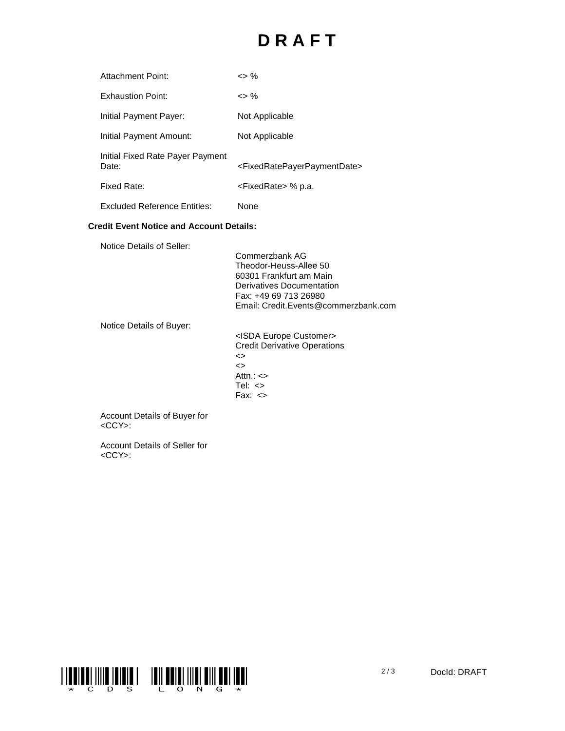# DRAFT

| | |
|---|---|
| Attachment Point: | <> % |
| Exhaustion Point: | <> % |
| Initial Payment Payer: | Not Applicable |
| Initial Payment Amount: | Not Applicable |
| Initial Fixed Rate Payer Payment Date: | <FixedRatePayerPaymentDate> |
| Fixed Rate: | <FixedRate> % p.a. |
| Excluded Reference Entities: | None |

**Credit Event Notice and Account Details:**

Notice Details of Seller:

Commerzbank AG
Theodor-Heuss-Allee 50
60301 Frankfurt am Main
Derivatives Documentation
Fax: +49 69 713 26980
Email: Credit.Events@commerzbank.com

Notice Details of Buyer:

<ISDA Europe Customer>
Credit Derivative Operations
<>
<>
Attn.: <>
Tel: <>
Fax: <>

Account Details of Buyer for <CCY>:

Account Details of Seller for <CCY>:

*CDS LONG*

DocId: DRAFT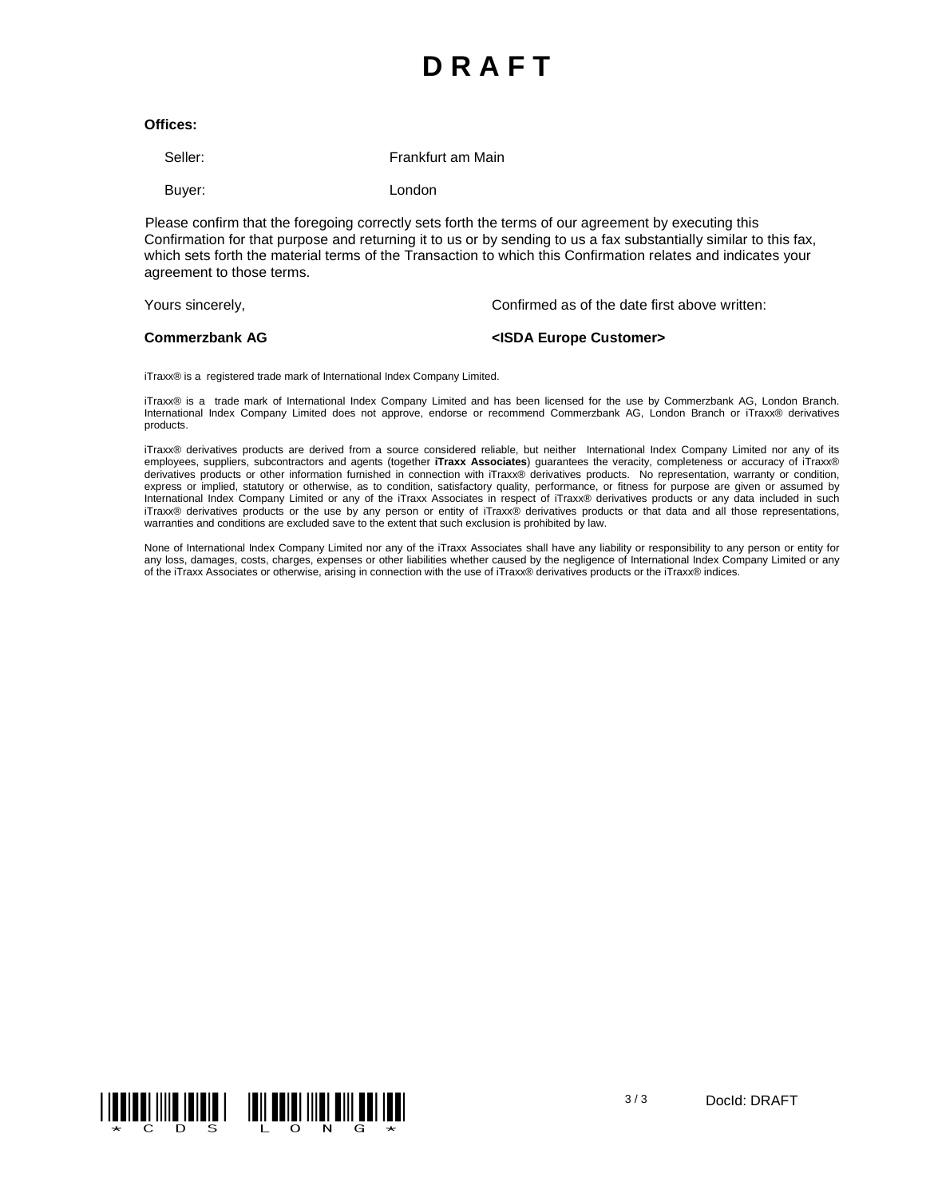# D R A F T

**Offices:**

| | |
|---|---|
| Seller: | Frankfurt am Main |
| Buyer: | London |

Please confirm that the foregoing correctly sets forth the terms of our agreement by executing this Confirmation for that purpose and returning it to us or by sending to us a fax substantially similar to this fax, which sets forth the material terms of the Transaction to which this Confirmation relates and indicates your agreement to those terms.

| | |
|---|---|
| Yours sincerely, | Confirmed as of the date first above written: |
| **Commerzbank AG** | **<ISDA Europe Customer>** |

iTraxx® is a registered trade mark of International Index Company Limited.

iTraxx® is a trade mark of International Index Company Limited and has been licensed for the use by Commerzbank AG, London Branch. International Index Company Limited does not approve, endorse or recommend Commerzbank AG, London Branch or iTraxx® derivatives products.

iTraxx® derivatives products are derived from a source considered reliable, but neither International Index Company Limited nor any of its employees, suppliers, subcontractors and agents (together **iTraxx Associates**) guarantees the veracity, completeness or accuracy of iTraxx® derivatives products or other information furnished in connection with iTraxx® derivatives products. No representation, warranty or condition, express or implied, statutory or otherwise, as to condition, satisfactory quality, performance, or fitness for purpose are given or assumed by International Index Company Limited or any of the iTraxx Associates in respect of iTraxx® derivatives products or any data included in such iTraxx® derivatives products or the use by any person or entity of iTraxx® derivatives products or that data and all those representations, warranties and conditions are excluded save to the extent that such exclusion is prohibited by law.

None of International Index Company Limited nor any of the iTraxx Associates shall have any liability or responsibility to any person or entity for any loss, damages, costs, charges, expenses or other liabilities whether caused by the negligence of International Index Company Limited or any of the iTraxx Associates or otherwise, arising in connection with the use of iTraxx® derivatives products or the iTraxx® indices.

*CDS LONG*

DocId: DRAFT